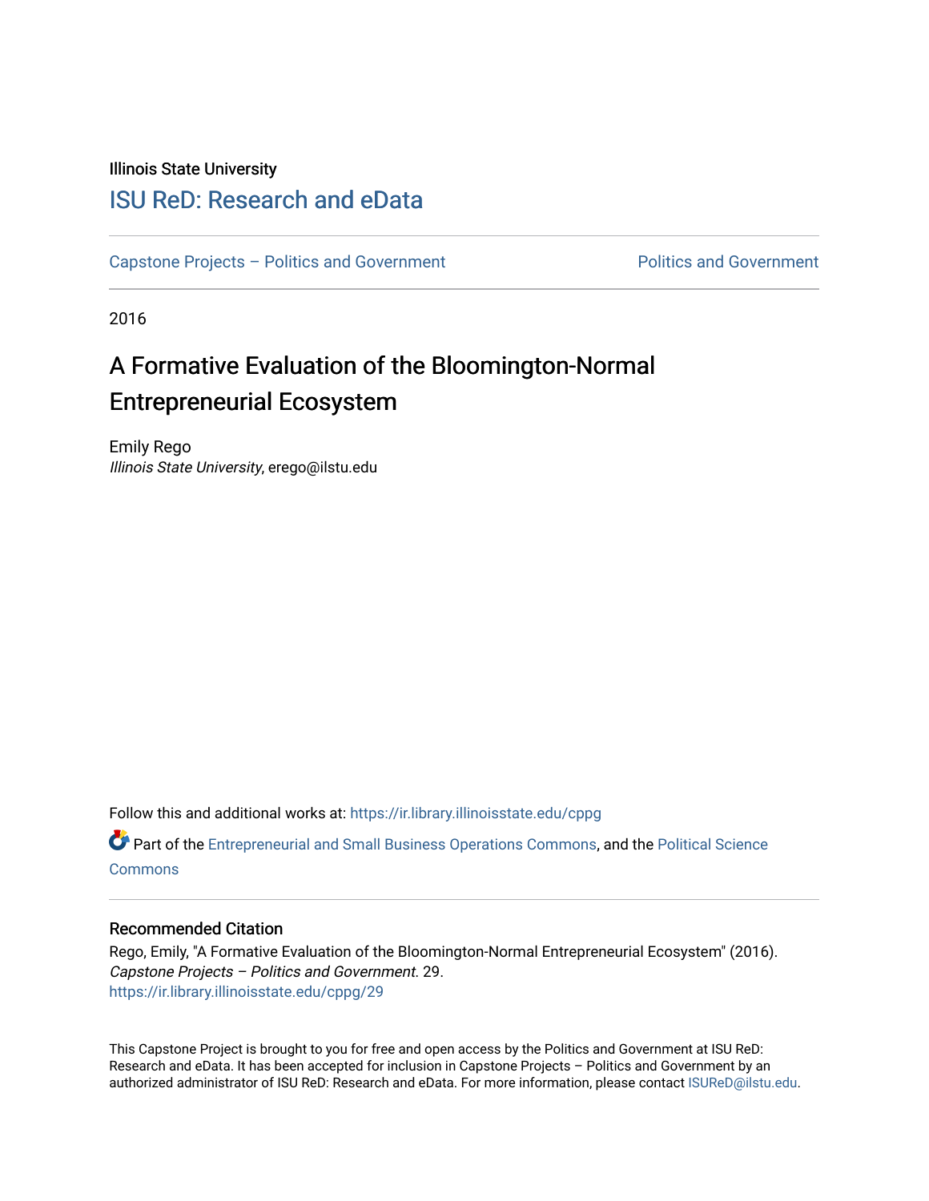Illinois State University

## ISU ReD: Research and eData

Capstone Projects – Politics and Government | Politics and Government

2016

# A Formative Evaluation of the Bloomington-Normal Entrepreneurial Ecosystem

Emily Rego
*Illinois State University*, erego@ilstu.edu

Follow this and additional works at: https://ir.library.illinoisstate.edu/cppg

Part of the Entrepreneurial and Small Business Operations Commons, and the Political Science Commons

### Recommended Citation

Rego, Emily, "A Formative Evaluation of the Bloomington-Normal Entrepreneurial Ecosystem" (2016). *Capstone Projects – Politics and Government.* 29.
https://ir.library.illinoisstate.edu/cppg/29

This Capstone Project is brought to you for free and open access by the Politics and Government at ISU ReD: Research and eData. It has been accepted for inclusion in Capstone Projects – Politics and Government by an authorized administrator of ISU ReD: Research and eData. For more information, please contact ISUReD@ilstu.edu.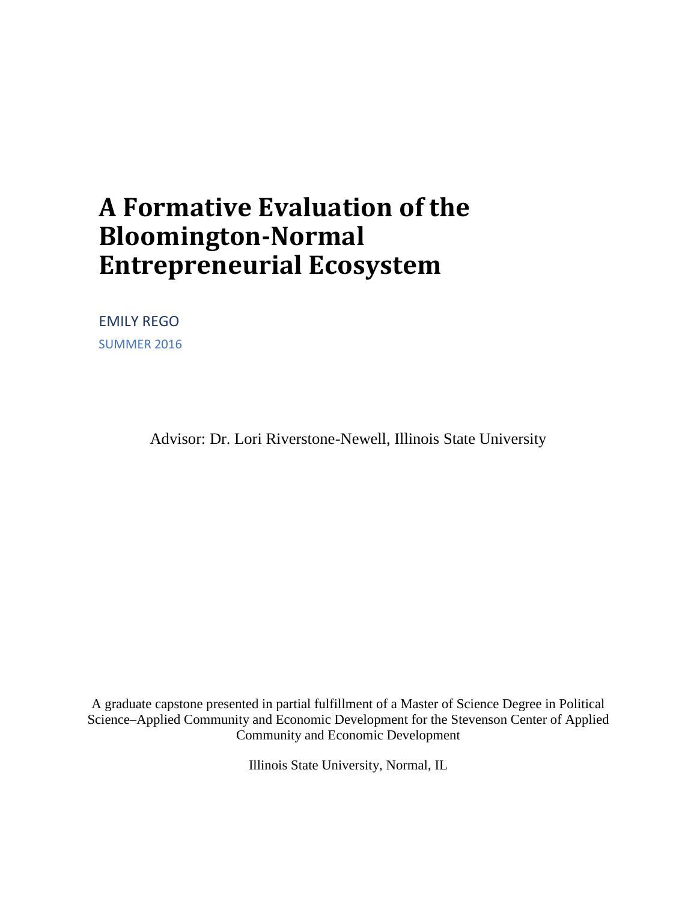# A Formative Evaluation of the Bloomington-Normal Entrepreneurial Ecosystem

EMILY REGO

SUMMER 2016

Advisor: Dr. Lori Riverstone-Newell, Illinois State University

A graduate capstone presented in partial fulfillment of a Master of Science Degree in Political Science–Applied Community and Economic Development for the Stevenson Center of Applied Community and Economic Development

Illinois State University, Normal, IL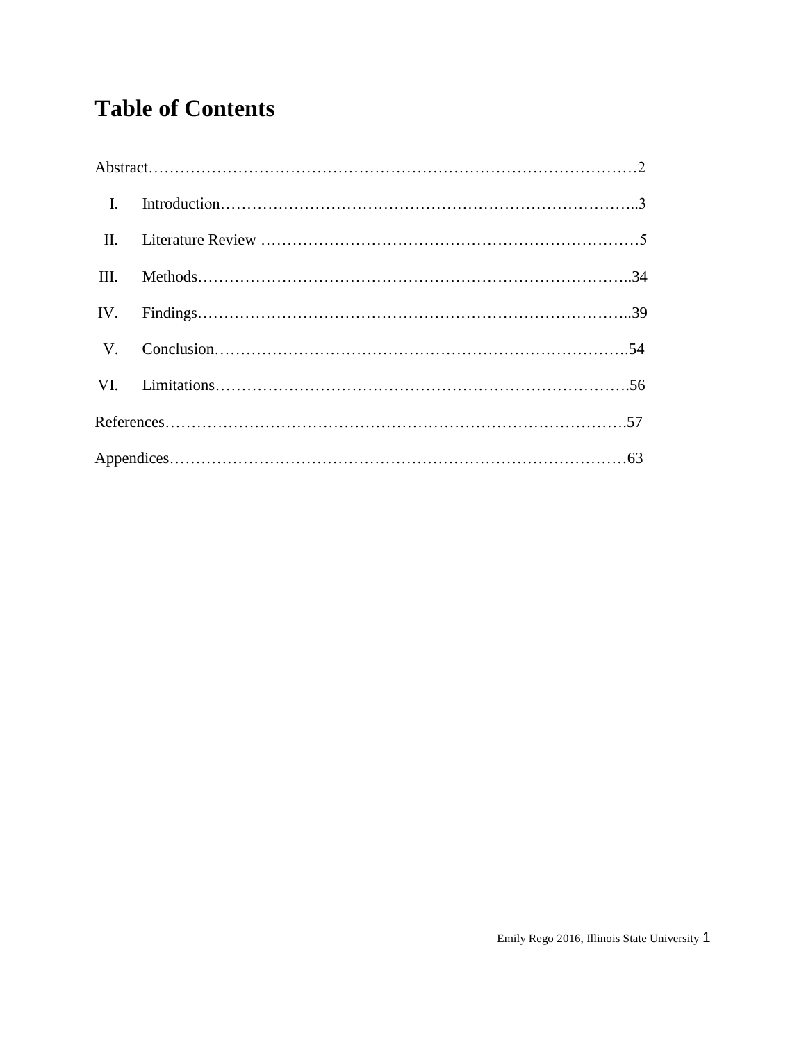# Table of Contents

Abstract……………………………………………………………………………………2

I. Introduction…………………………………………………………………..3

II. Literature Review ………………………………………………………………5

III. Methods……………………………………………………………………..34

IV. Findings……………………………………………………………………..39

V. Conclusion………………………………………………………………….54

VI. Limitations………………………………………………………………….56

References………………………………………………………………………….57

Appendices…………………………………………………………………………63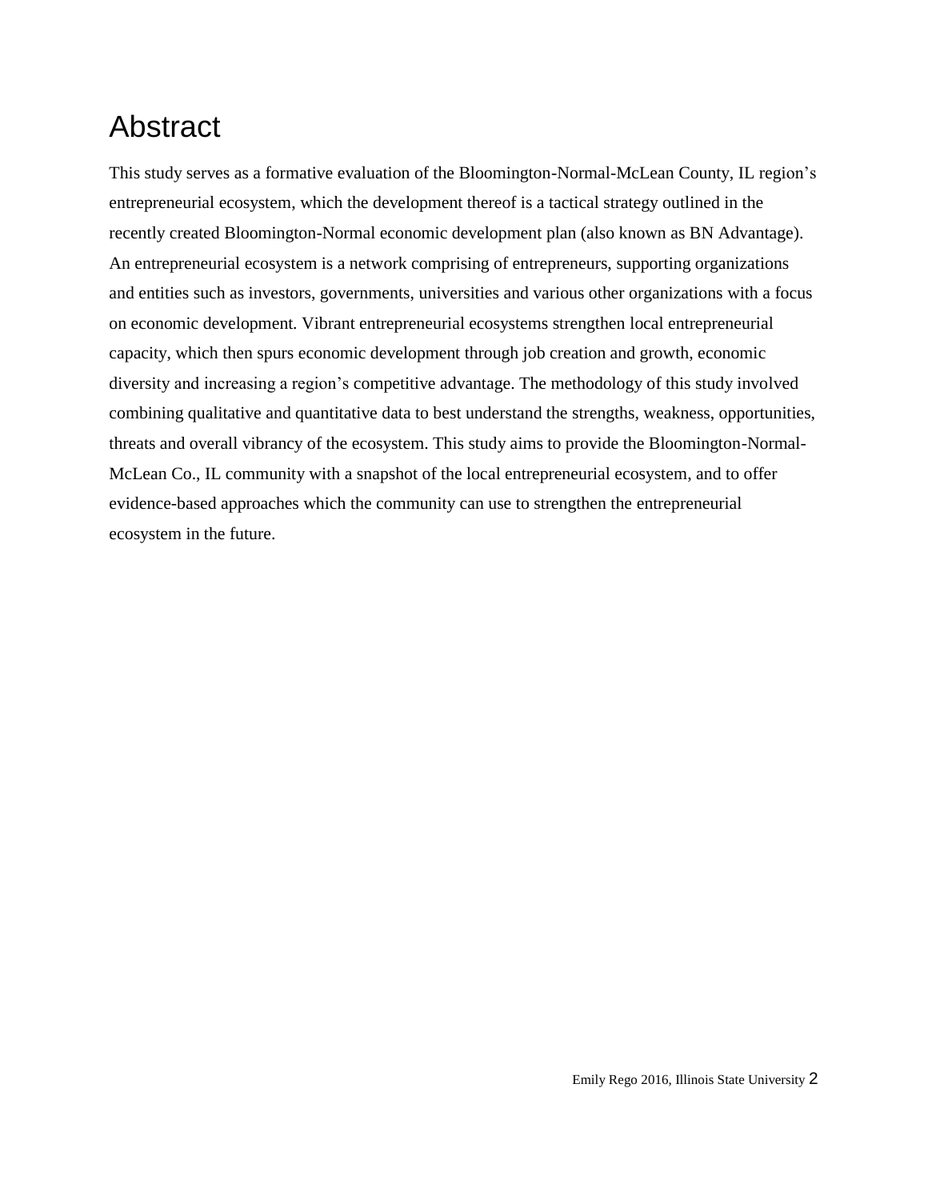# Abstract

This study serves as a formative evaluation of the Bloomington-Normal-McLean County, IL region's entrepreneurial ecosystem, which the development thereof is a tactical strategy outlined in the recently created Bloomington-Normal economic development plan (also known as BN Advantage). An entrepreneurial ecosystem is a network comprising of entrepreneurs, supporting organizations and entities such as investors, governments, universities and various other organizations with a focus on economic development. Vibrant entrepreneurial ecosystems strengthen local entrepreneurial capacity, which then spurs economic development through job creation and growth, economic diversity and increasing a region's competitive advantage. The methodology of this study involved combining qualitative and quantitative data to best understand the strengths, weakness, opportunities, threats and overall vibrancy of the ecosystem. This study aims to provide the Bloomington-Normal-McLean Co., IL community with a snapshot of the local entrepreneurial ecosystem, and to offer evidence-based approaches which the community can use to strengthen the entrepreneurial ecosystem in the future.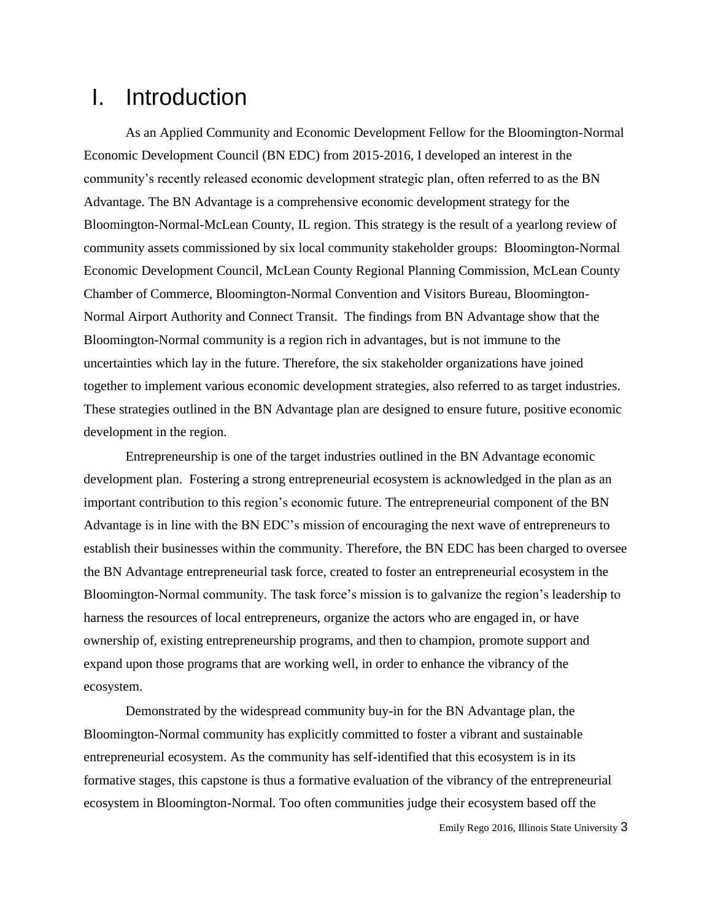# I. Introduction

As an Applied Community and Economic Development Fellow for the Bloomington-Normal Economic Development Council (BN EDC) from 2015-2016, I developed an interest in the community's recently released economic development strategic plan, often referred to as the BN Advantage. The BN Advantage is a comprehensive economic development strategy for the Bloomington-Normal-McLean County, IL region. This strategy is the result of a yearlong review of community assets commissioned by six local community stakeholder groups: Bloomington-Normal Economic Development Council, McLean County Regional Planning Commission, McLean County Chamber of Commerce, Bloomington-Normal Convention and Visitors Bureau, Bloomington-Normal Airport Authority and Connect Transit. The findings from BN Advantage show that the Bloomington-Normal community is a region rich in advantages, but is not immune to the uncertainties which lay in the future. Therefore, the six stakeholder organizations have joined together to implement various economic development strategies, also referred to as target industries. These strategies outlined in the BN Advantage plan are designed to ensure future, positive economic development in the region.

Entrepreneurship is one of the target industries outlined in the BN Advantage economic development plan. Fostering a strong entrepreneurial ecosystem is acknowledged in the plan as an important contribution to this region's economic future. The entrepreneurial component of the BN Advantage is in line with the BN EDC's mission of encouraging the next wave of entrepreneurs to establish their businesses within the community. Therefore, the BN EDC has been charged to oversee the BN Advantage entrepreneurial task force, created to foster an entrepreneurial ecosystem in the Bloomington-Normal community. The task force's mission is to galvanize the region's leadership to harness the resources of local entrepreneurs, organize the actors who are engaged in, or have ownership of, existing entrepreneurship programs, and then to champion, promote support and expand upon those programs that are working well, in order to enhance the vibrancy of the ecosystem.

Demonstrated by the widespread community buy-in for the BN Advantage plan, the Bloomington-Normal community has explicitly committed to foster a vibrant and sustainable entrepreneurial ecosystem. As the community has self-identified that this ecosystem is in its formative stages, this capstone is thus a formative evaluation of the vibrancy of the entrepreneurial ecosystem in Bloomington-Normal. Too often communities judge their ecosystem based off the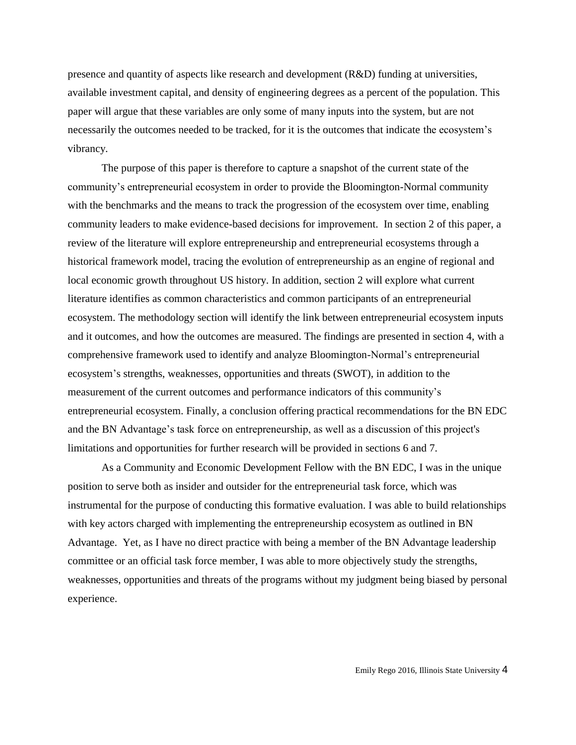presence and quantity of aspects like research and development (R&D) funding at universities, available investment capital, and density of engineering degrees as a percent of the population. This paper will argue that these variables are only some of many inputs into the system, but are not necessarily the outcomes needed to be tracked, for it is the outcomes that indicate the ecosystem's vibrancy.

The purpose of this paper is therefore to capture a snapshot of the current state of the community's entrepreneurial ecosystem in order to provide the Bloomington-Normal community with the benchmarks and the means to track the progression of the ecosystem over time, enabling community leaders to make evidence-based decisions for improvement. In section 2 of this paper, a review of the literature will explore entrepreneurship and entrepreneurial ecosystems through a historical framework model, tracing the evolution of entrepreneurship as an engine of regional and local economic growth throughout US history. In addition, section 2 will explore what current literature identifies as common characteristics and common participants of an entrepreneurial ecosystem. The methodology section will identify the link between entrepreneurial ecosystem inputs and it outcomes, and how the outcomes are measured. The findings are presented in section 4, with a comprehensive framework used to identify and analyze Bloomington-Normal's entrepreneurial ecosystem's strengths, weaknesses, opportunities and threats (SWOT), in addition to the measurement of the current outcomes and performance indicators of this community's entrepreneurial ecosystem. Finally, a conclusion offering practical recommendations for the BN EDC and the BN Advantage's task force on entrepreneurship, as well as a discussion of this project's limitations and opportunities for further research will be provided in sections 6 and 7.

As a Community and Economic Development Fellow with the BN EDC, I was in the unique position to serve both as insider and outsider for the entrepreneurial task force, which was instrumental for the purpose of conducting this formative evaluation. I was able to build relationships with key actors charged with implementing the entrepreneurship ecosystem as outlined in BN Advantage. Yet, as I have no direct practice with being a member of the BN Advantage leadership committee or an official task force member, I was able to more objectively study the strengths, weaknesses, opportunities and threats of the programs without my judgment being biased by personal experience.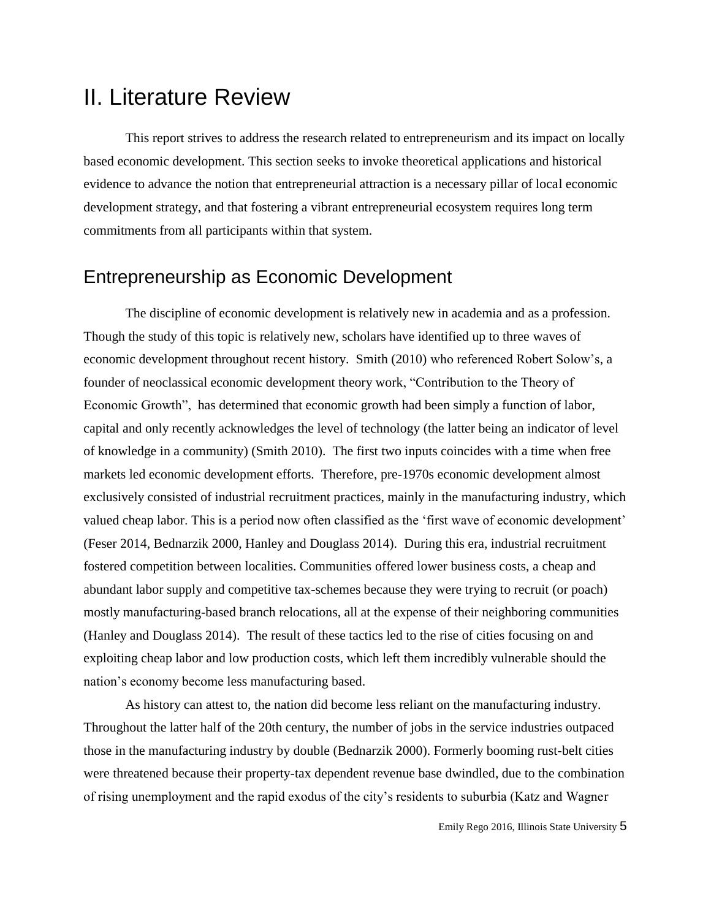# II. Literature Review

This report strives to address the research related to entrepreneurism and its impact on locally based economic development. This section seeks to invoke theoretical applications and historical evidence to advance the notion that entrepreneurial attraction is a necessary pillar of local economic development strategy, and that fostering a vibrant entrepreneurial ecosystem requires long term commitments from all participants within that system.

## Entrepreneurship as Economic Development

The discipline of economic development is relatively new in academia and as a profession. Though the study of this topic is relatively new, scholars have identified up to three waves of economic development throughout recent history. Smith (2010) who referenced Robert Solow's, a founder of neoclassical economic development theory work, "Contribution to the Theory of Economic Growth", has determined that economic growth had been simply a function of labor, capital and only recently acknowledges the level of technology (the latter being an indicator of level of knowledge in a community) (Smith 2010). The first two inputs coincides with a time when free markets led economic development efforts. Therefore, pre-1970s economic development almost exclusively consisted of industrial recruitment practices, mainly in the manufacturing industry, which valued cheap labor. This is a period now often classified as the 'first wave of economic development' (Feser 2014, Bednarzik 2000, Hanley and Douglass 2014). During this era, industrial recruitment fostered competition between localities. Communities offered lower business costs, a cheap and abundant labor supply and competitive tax-schemes because they were trying to recruit (or poach) mostly manufacturing-based branch relocations, all at the expense of their neighboring communities (Hanley and Douglass 2014). The result of these tactics led to the rise of cities focusing on and exploiting cheap labor and low production costs, which left them incredibly vulnerable should the nation's economy become less manufacturing based.

As history can attest to, the nation did become less reliant on the manufacturing industry. Throughout the latter half of the 20th century, the number of jobs in the service industries outpaced those in the manufacturing industry by double (Bednarzik 2000). Formerly booming rust-belt cities were threatened because their property-tax dependent revenue base dwindled, due to the combination of rising unemployment and the rapid exodus of the city's residents to suburbia (Katz and Wagner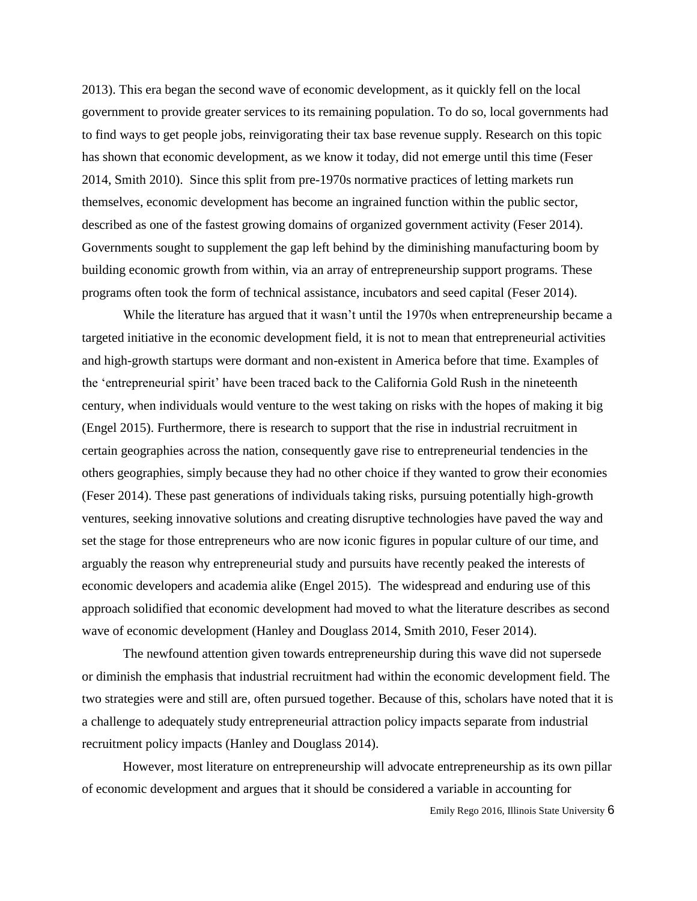2013). This era began the second wave of economic development, as it quickly fell on the local government to provide greater services to its remaining population. To do so, local governments had to find ways to get people jobs, reinvigorating their tax base revenue supply. Research on this topic has shown that economic development, as we know it today, did not emerge until this time (Feser 2014, Smith 2010). Since this split from pre-1970s normative practices of letting markets run themselves, economic development has become an ingrained function within the public sector, described as one of the fastest growing domains of organized government activity (Feser 2014). Governments sought to supplement the gap left behind by the diminishing manufacturing boom by building economic growth from within, via an array of entrepreneurship support programs. These programs often took the form of technical assistance, incubators and seed capital (Feser 2014).

While the literature has argued that it wasn't until the 1970s when entrepreneurship became a targeted initiative in the economic development field, it is not to mean that entrepreneurial activities and high-growth startups were dormant and non-existent in America before that time. Examples of the 'entrepreneurial spirit' have been traced back to the California Gold Rush in the nineteenth century, when individuals would venture to the west taking on risks with the hopes of making it big (Engel 2015). Furthermore, there is research to support that the rise in industrial recruitment in certain geographies across the nation, consequently gave rise to entrepreneurial tendencies in the others geographies, simply because they had no other choice if they wanted to grow their economies (Feser 2014). These past generations of individuals taking risks, pursuing potentially high-growth ventures, seeking innovative solutions and creating disruptive technologies have paved the way and set the stage for those entrepreneurs who are now iconic figures in popular culture of our time, and arguably the reason why entrepreneurial study and pursuits have recently peaked the interests of economic developers and academia alike (Engel 2015). The widespread and enduring use of this approach solidified that economic development had moved to what the literature describes as second wave of economic development (Hanley and Douglass 2014, Smith 2010, Feser 2014).

The newfound attention given towards entrepreneurship during this wave did not supersede or diminish the emphasis that industrial recruitment had within the economic development field. The two strategies were and still are, often pursued together. Because of this, scholars have noted that it is a challenge to adequately study entrepreneurial attraction policy impacts separate from industrial recruitment policy impacts (Hanley and Douglass 2014).

However, most literature on entrepreneurship will advocate entrepreneurship as its own pillar of economic development and argues that it should be considered a variable in accounting for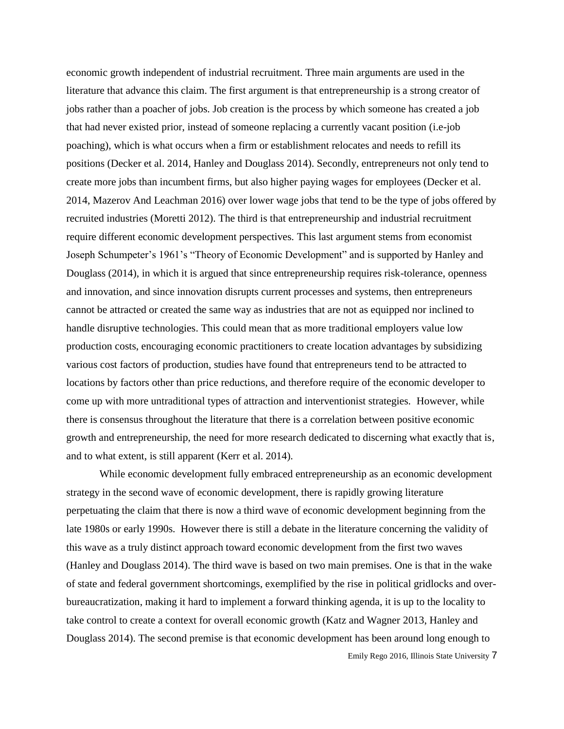economic growth independent of industrial recruitment. Three main arguments are used in the literature that advance this claim. The first argument is that entrepreneurship is a strong creator of jobs rather than a poacher of jobs. Job creation is the process by which someone has created a job that had never existed prior, instead of someone replacing a currently vacant position (i.e-job poaching), which is what occurs when a firm or establishment relocates and needs to refill its positions (Decker et al. 2014, Hanley and Douglass 2014). Secondly, entrepreneurs not only tend to create more jobs than incumbent firms, but also higher paying wages for employees (Decker et al. 2014, Mazerov And Leachman 2016) over lower wage jobs that tend to be the type of jobs offered by recruited industries (Moretti 2012). The third is that entrepreneurship and industrial recruitment require different economic development perspectives. This last argument stems from economist Joseph Schumpeter's 1961's "Theory of Economic Development" and is supported by Hanley and Douglass (2014), in which it is argued that since entrepreneurship requires risk-tolerance, openness and innovation, and since innovation disrupts current processes and systems, then entrepreneurs cannot be attracted or created the same way as industries that are not as equipped nor inclined to handle disruptive technologies. This could mean that as more traditional employers value low production costs, encouraging economic practitioners to create location advantages by subsidizing various cost factors of production, studies have found that entrepreneurs tend to be attracted to locations by factors other than price reductions, and therefore require of the economic developer to come up with more untraditional types of attraction and interventionist strategies. However, while there is consensus throughout the literature that there is a correlation between positive economic growth and entrepreneurship, the need for more research dedicated to discerning what exactly that is, and to what extent, is still apparent (Kerr et al. 2014).

While economic development fully embraced entrepreneurship as an economic development strategy in the second wave of economic development, there is rapidly growing literature perpetuating the claim that there is now a third wave of economic development beginning from the late 1980s or early 1990s. However there is still a debate in the literature concerning the validity of this wave as a truly distinct approach toward economic development from the first two waves (Hanley and Douglass 2014). The third wave is based on two main premises. One is that in the wake of state and federal government shortcomings, exemplified by the rise in political gridlocks and over-bureaucratization, making it hard to implement a forward thinking agenda, it is up to the locality to take control to create a context for overall economic growth (Katz and Wagner 2013, Hanley and Douglass 2014). The second premise is that economic development has been around long enough to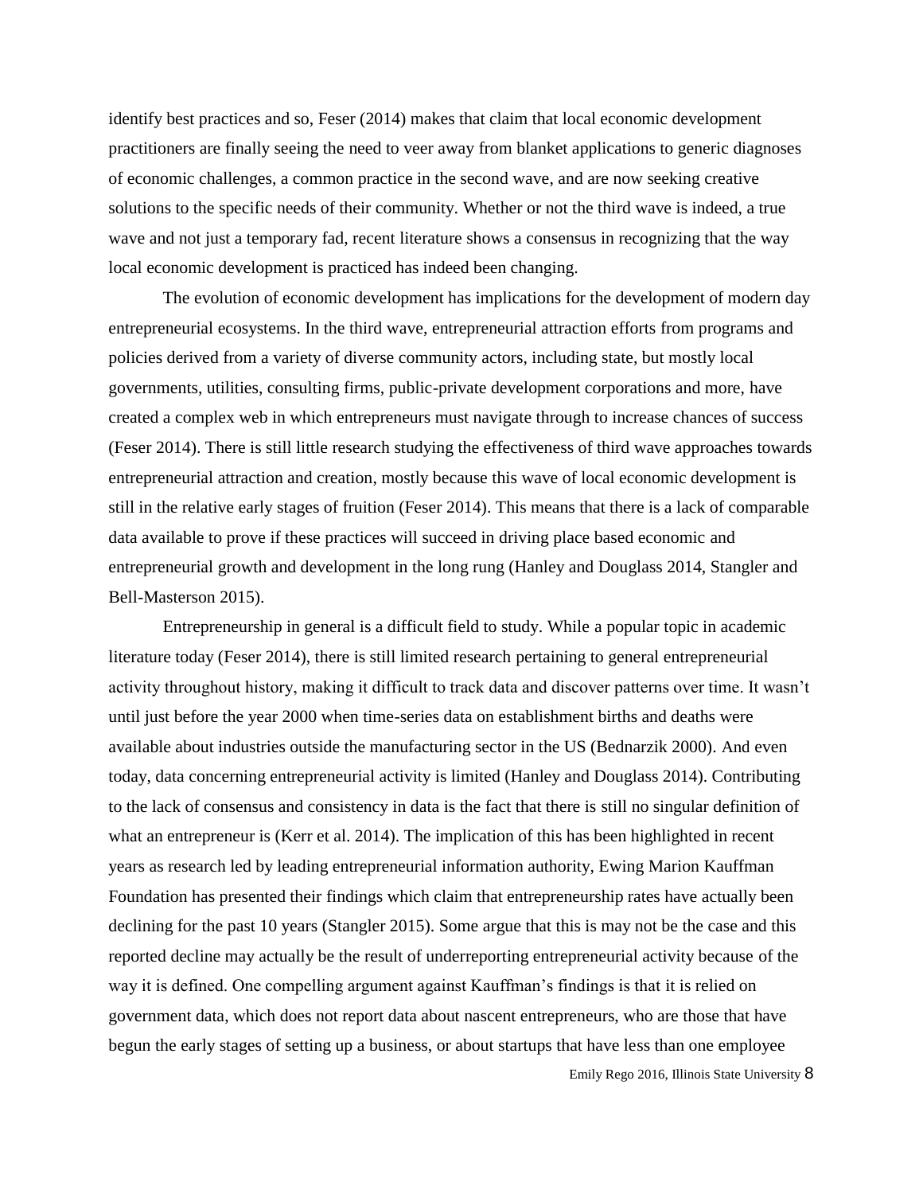identify best practices and so, Feser (2014) makes that claim that local economic development practitioners are finally seeing the need to veer away from blanket applications to generic diagnoses of economic challenges, a common practice in the second wave, and are now seeking creative solutions to the specific needs of their community. Whether or not the third wave is indeed, a true wave and not just a temporary fad, recent literature shows a consensus in recognizing that the way local economic development is practiced has indeed been changing.

The evolution of economic development has implications for the development of modern day entrepreneurial ecosystems. In the third wave, entrepreneurial attraction efforts from programs and policies derived from a variety of diverse community actors, including state, but mostly local governments, utilities, consulting firms, public-private development corporations and more, have created a complex web in which entrepreneurs must navigate through to increase chances of success (Feser 2014). There is still little research studying the effectiveness of third wave approaches towards entrepreneurial attraction and creation, mostly because this wave of local economic development is still in the relative early stages of fruition (Feser 2014). This means that there is a lack of comparable data available to prove if these practices will succeed in driving place based economic and entrepreneurial growth and development in the long rung (Hanley and Douglass 2014, Stangler and Bell-Masterson 2015).

Entrepreneurship in general is a difficult field to study. While a popular topic in academic literature today (Feser 2014), there is still limited research pertaining to general entrepreneurial activity throughout history, making it difficult to track data and discover patterns over time. It wasn't until just before the year 2000 when time-series data on establishment births and deaths were available about industries outside the manufacturing sector in the US (Bednarzik 2000). And even today, data concerning entrepreneurial activity is limited (Hanley and Douglass 2014). Contributing to the lack of consensus and consistency in data is the fact that there is still no singular definition of what an entrepreneur is (Kerr et al. 2014). The implication of this has been highlighted in recent years as research led by leading entrepreneurial information authority, Ewing Marion Kauffman Foundation has presented their findings which claim that entrepreneurship rates have actually been declining for the past 10 years (Stangler 2015). Some argue that this is may not be the case and this reported decline may actually be the result of underreporting entrepreneurial activity because of the way it is defined. One compelling argument against Kauffman's findings is that it is relied on government data, which does not report data about nascent entrepreneurs, who are those that have begun the early stages of setting up a business, or about startups that have less than one employee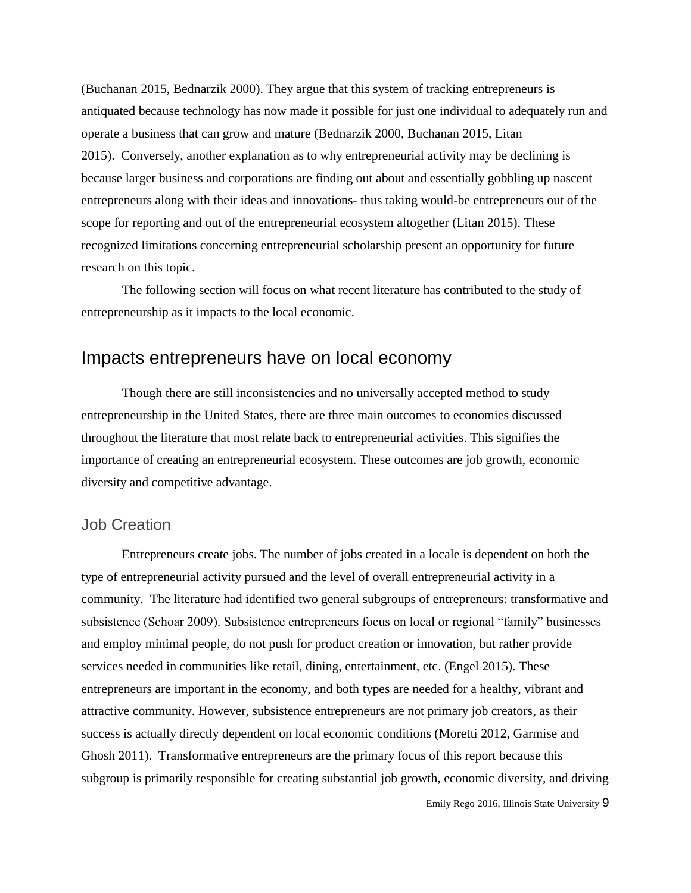(Buchanan 2015, Bednarzik 2000). They argue that this system of tracking entrepreneurs is antiquated because technology has now made it possible for just one individual to adequately run and operate a business that can grow and mature (Bednarzik 2000, Buchanan 2015, Litan 2015). Conversely, another explanation as to why entrepreneurial activity may be declining is because larger business and corporations are finding out about and essentially gobbling up nascent entrepreneurs along with their ideas and innovations- thus taking would-be entrepreneurs out of the scope for reporting and out of the entrepreneurial ecosystem altogether (Litan 2015). These recognized limitations concerning entrepreneurial scholarship present an opportunity for future research on this topic.

The following section will focus on what recent literature has contributed to the study of entrepreneurship as it impacts to the local economic.

## Impacts entrepreneurs have on local economy

Though there are still inconsistencies and no universally accepted method to study entrepreneurship in the United States, there are three main outcomes to economies discussed throughout the literature that most relate back to entrepreneurial activities. This signifies the importance of creating an entrepreneurial ecosystem. These outcomes are job growth, economic diversity and competitive advantage.

### Job Creation

Entrepreneurs create jobs. The number of jobs created in a locale is dependent on both the type of entrepreneurial activity pursued and the level of overall entrepreneurial activity in a community. The literature had identified two general subgroups of entrepreneurs: transformative and subsistence (Schoar 2009). Subsistence entrepreneurs focus on local or regional "family" businesses and employ minimal people, do not push for product creation or innovation, but rather provide services needed in communities like retail, dining, entertainment, etc. (Engel 2015). These entrepreneurs are important in the economy, and both types are needed for a healthy, vibrant and attractive community. However, subsistence entrepreneurs are not primary job creators, as their success is actually directly dependent on local economic conditions (Moretti 2012, Garmise and Ghosh 2011). Transformative entrepreneurs are the primary focus of this report because this subgroup is primarily responsible for creating substantial job growth, economic diversity, and driving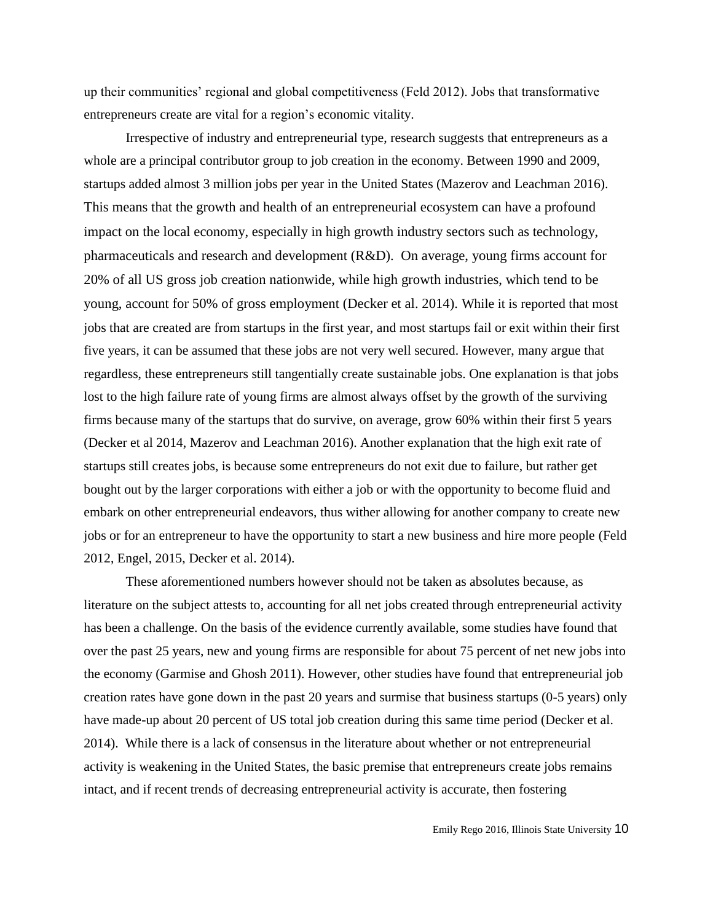up their communities' regional and global competitiveness (Feld 2012). Jobs that transformative entrepreneurs create are vital for a region's economic vitality.

Irrespective of industry and entrepreneurial type, research suggests that entrepreneurs as a whole are a principal contributor group to job creation in the economy. Between 1990 and 2009, startups added almost 3 million jobs per year in the United States (Mazerov and Leachman 2016). This means that the growth and health of an entrepreneurial ecosystem can have a profound impact on the local economy, especially in high growth industry sectors such as technology, pharmaceuticals and research and development (R&D). On average, young firms account for 20% of all US gross job creation nationwide, while high growth industries, which tend to be young, account for 50% of gross employment (Decker et al. 2014). While it is reported that most jobs that are created are from startups in the first year, and most startups fail or exit within their first five years, it can be assumed that these jobs are not very well secured. However, many argue that regardless, these entrepreneurs still tangentially create sustainable jobs. One explanation is that jobs lost to the high failure rate of young firms are almost always offset by the growth of the surviving firms because many of the startups that do survive, on average, grow 60% within their first 5 years (Decker et al 2014, Mazerov and Leachman 2016). Another explanation that the high exit rate of startups still creates jobs, is because some entrepreneurs do not exit due to failure, but rather get bought out by the larger corporations with either a job or with the opportunity to become fluid and embark on other entrepreneurial endeavors, thus wither allowing for another company to create new jobs or for an entrepreneur to have the opportunity to start a new business and hire more people (Feld 2012, Engel, 2015, Decker et al. 2014).

These aforementioned numbers however should not be taken as absolutes because, as literature on the subject attests to, accounting for all net jobs created through entrepreneurial activity has been a challenge. On the basis of the evidence currently available, some studies have found that over the past 25 years, new and young firms are responsible for about 75 percent of net new jobs into the economy (Garmise and Ghosh 2011). However, other studies have found that entrepreneurial job creation rates have gone down in the past 20 years and surmise that business startups (0-5 years) only have made-up about 20 percent of US total job creation during this same time period (Decker et al. 2014). While there is a lack of consensus in the literature about whether or not entrepreneurial activity is weakening in the United States, the basic premise that entrepreneurs create jobs remains intact, and if recent trends of decreasing entrepreneurial activity is accurate, then fostering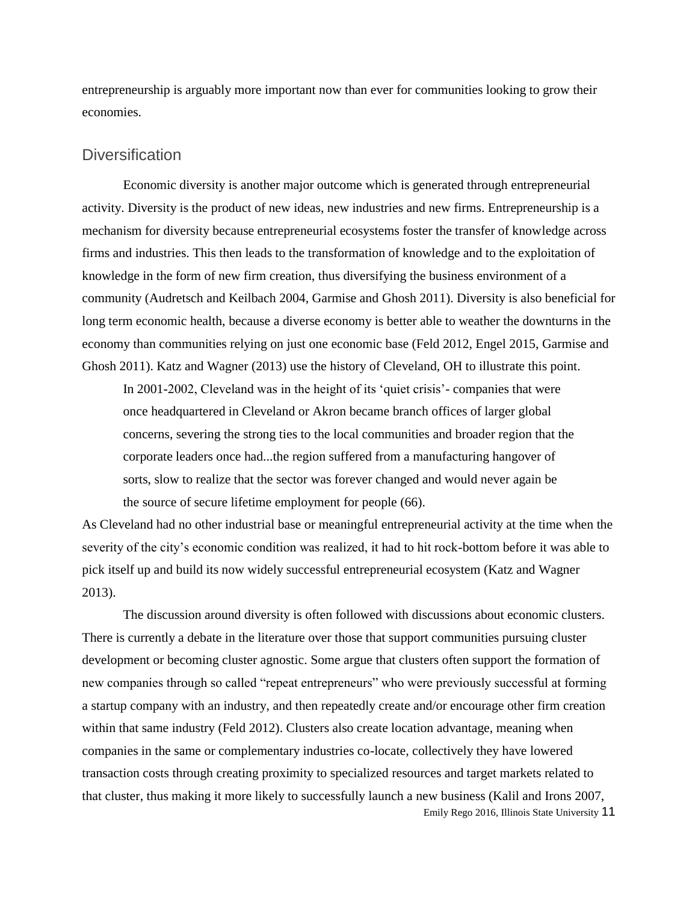entrepreneurship is arguably more important now than ever for communities looking to grow their economies.

## Diversification

Economic diversity is another major outcome which is generated through entrepreneurial activity. Diversity is the product of new ideas, new industries and new firms. Entrepreneurship is a mechanism for diversity because entrepreneurial ecosystems foster the transfer of knowledge across firms and industries. This then leads to the transformation of knowledge and to the exploitation of knowledge in the form of new firm creation, thus diversifying the business environment of a community (Audretsch and Keilbach 2004, Garmise and Ghosh 2011). Diversity is also beneficial for long term economic health, because a diverse economy is better able to weather the downturns in the economy than communities relying on just one economic base (Feld 2012, Engel 2015, Garmise and Ghosh 2011). Katz and Wagner (2013) use the history of Cleveland, OH to illustrate this point.

> In 2001-2002, Cleveland was in the height of its 'quiet crisis'- companies that were once headquartered in Cleveland or Akron became branch offices of larger global concerns, severing the strong ties to the local communities and broader region that the corporate leaders once had...the region suffered from a manufacturing hangover of sorts, slow to realize that the sector was forever changed and would never again be the source of secure lifetime employment for people (66).

As Cleveland had no other industrial base or meaningful entrepreneurial activity at the time when the severity of the city's economic condition was realized, it had to hit rock-bottom before it was able to pick itself up and build its now widely successful entrepreneurial ecosystem (Katz and Wagner 2013).

The discussion around diversity is often followed with discussions about economic clusters. There is currently a debate in the literature over those that support communities pursuing cluster development or becoming cluster agnostic. Some argue that clusters often support the formation of new companies through so called "repeat entrepreneurs" who were previously successful at forming a startup company with an industry, and then repeatedly create and/or encourage other firm creation within that same industry (Feld 2012). Clusters also create location advantage, meaning when companies in the same or complementary industries co-locate, collectively they have lowered transaction costs through creating proximity to specialized resources and target markets related to that cluster, thus making it more likely to successfully launch a new business (Kalil and Irons 2007,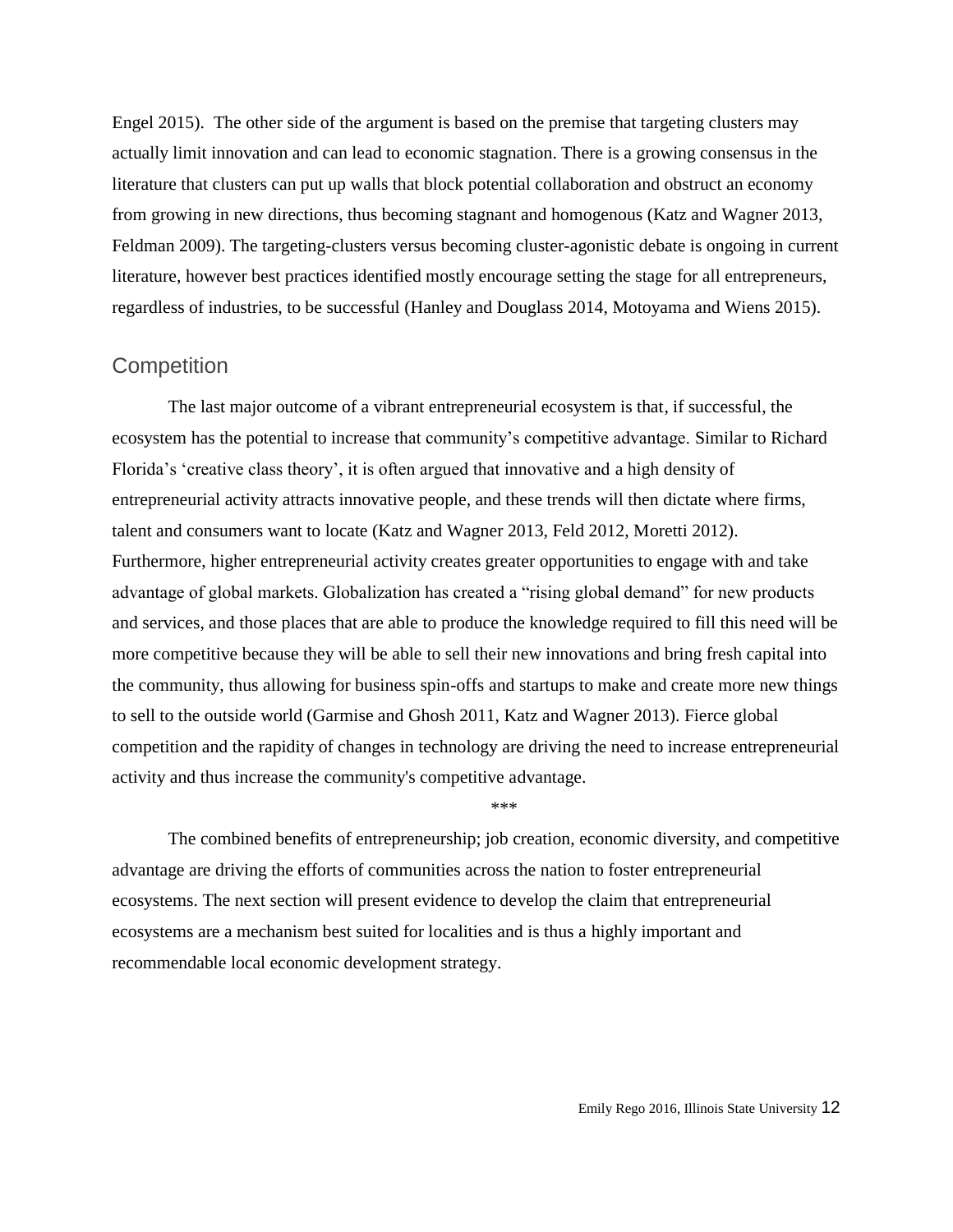Engel 2015). The other side of the argument is based on the premise that targeting clusters may actually limit innovation and can lead to economic stagnation. There is a growing consensus in the literature that clusters can put up walls that block potential collaboration and obstruct an economy from growing in new directions, thus becoming stagnant and homogenous (Katz and Wagner 2013, Feldman 2009). The targeting-clusters versus becoming cluster-agonistic debate is ongoing in current literature, however best practices identified mostly encourage setting the stage for all entrepreneurs, regardless of industries, to be successful (Hanley and Douglass 2014, Motoyama and Wiens 2015).

## Competition

The last major outcome of a vibrant entrepreneurial ecosystem is that, if successful, the ecosystem has the potential to increase that community's competitive advantage. Similar to Richard Florida's 'creative class theory', it is often argued that innovative and a high density of entrepreneurial activity attracts innovative people, and these trends will then dictate where firms, talent and consumers want to locate (Katz and Wagner 2013, Feld 2012, Moretti 2012). Furthermore, higher entrepreneurial activity creates greater opportunities to engage with and take advantage of global markets. Globalization has created a "rising global demand" for new products and services, and those places that are able to produce the knowledge required to fill this need will be more competitive because they will be able to sell their new innovations and bring fresh capital into the community, thus allowing for business spin-offs and startups to make and create more new things to sell to the outside world (Garmise and Ghosh 2011, Katz and Wagner 2013). Fierce global competition and the rapidity of changes in technology are driving the need to increase entrepreneurial activity and thus increase the community's competitive advantage.

***

The combined benefits of entrepreneurship; job creation, economic diversity, and competitive advantage are driving the efforts of communities across the nation to foster entrepreneurial ecosystems. The next section will present evidence to develop the claim that entrepreneurial ecosystems are a mechanism best suited for localities and is thus a highly important and recommendable local economic development strategy.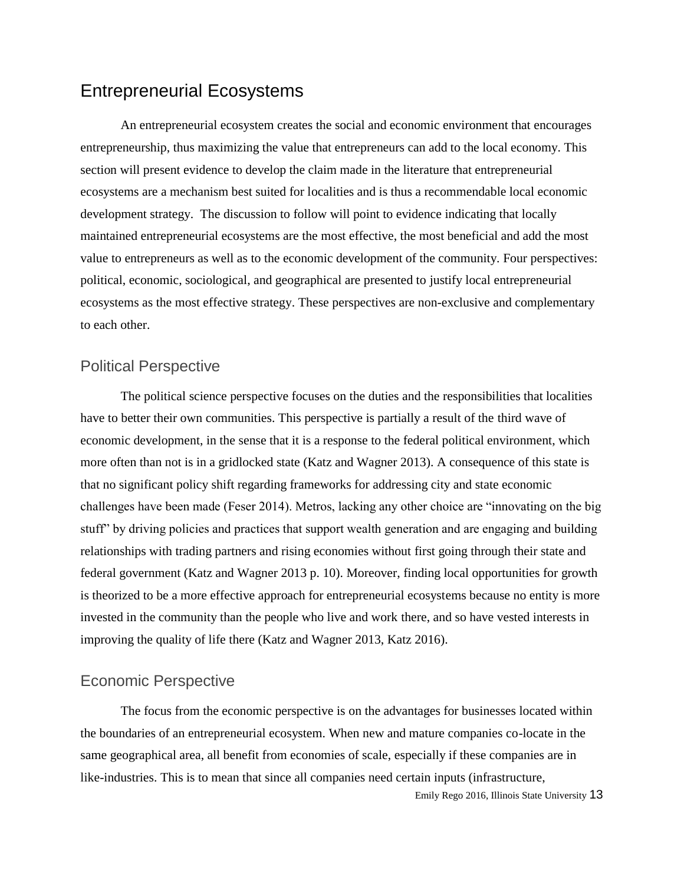## Entrepreneurial Ecosystems

An entrepreneurial ecosystem creates the social and economic environment that encourages entrepreneurship, thus maximizing the value that entrepreneurs can add to the local economy. This section will present evidence to develop the claim made in the literature that entrepreneurial ecosystems are a mechanism best suited for localities and is thus a recommendable local economic development strategy. The discussion to follow will point to evidence indicating that locally maintained entrepreneurial ecosystems are the most effective, the most beneficial and add the most value to entrepreneurs as well as to the economic development of the community. Four perspectives: political, economic, sociological, and geographical are presented to justify local entrepreneurial ecosystems as the most effective strategy. These perspectives are non-exclusive and complementary to each other.

### Political Perspective

The political science perspective focuses on the duties and the responsibilities that localities have to better their own communities. This perspective is partially a result of the third wave of economic development, in the sense that it is a response to the federal political environment, which more often than not is in a gridlocked state (Katz and Wagner 2013). A consequence of this state is that no significant policy shift regarding frameworks for addressing city and state economic challenges have been made (Feser 2014). Metros, lacking any other choice are "innovating on the big stuff" by driving policies and practices that support wealth generation and are engaging and building relationships with trading partners and rising economies without first going through their state and federal government (Katz and Wagner 2013 p. 10). Moreover, finding local opportunities for growth is theorized to be a more effective approach for entrepreneurial ecosystems because no entity is more invested in the community than the people who live and work there, and so have vested interests in improving the quality of life there (Katz and Wagner 2013, Katz 2016).

### Economic Perspective

The focus from the economic perspective is on the advantages for businesses located within the boundaries of an entrepreneurial ecosystem. When new and mature companies co-locate in the same geographical area, all benefit from economies of scale, especially if these companies are in like-industries. This is to mean that since all companies need certain inputs (infrastructure,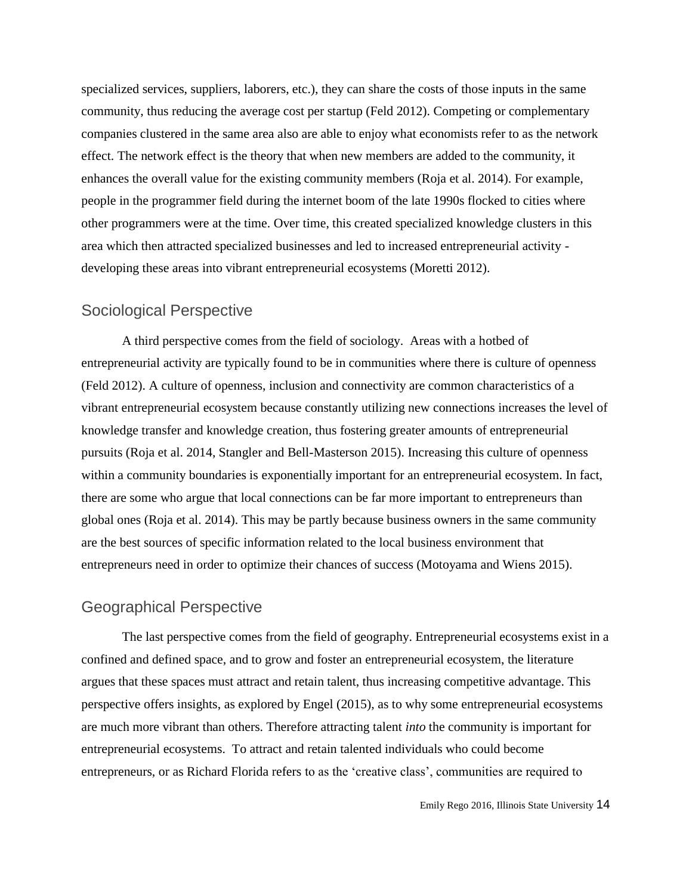specialized services, suppliers, laborers, etc.), they can share the costs of those inputs in the same community, thus reducing the average cost per startup (Feld 2012). Competing or complementary companies clustered in the same area also are able to enjoy what economists refer to as the network effect. The network effect is the theory that when new members are added to the community, it enhances the overall value for the existing community members (Roja et al. 2014). For example, people in the programmer field during the internet boom of the late 1990s flocked to cities where other programmers were at the time. Over time, this created specialized knowledge clusters in this area which then attracted specialized businesses and led to increased entrepreneurial activity - developing these areas into vibrant entrepreneurial ecosystems (Moretti 2012).

## Sociological Perspective

A third perspective comes from the field of sociology. Areas with a hotbed of entrepreneurial activity are typically found to be in communities where there is culture of openness (Feld 2012). A culture of openness, inclusion and connectivity are common characteristics of a vibrant entrepreneurial ecosystem because constantly utilizing new connections increases the level of knowledge transfer and knowledge creation, thus fostering greater amounts of entrepreneurial pursuits (Roja et al. 2014, Stangler and Bell-Masterson 2015). Increasing this culture of openness within a community boundaries is exponentially important for an entrepreneurial ecosystem. In fact, there are some who argue that local connections can be far more important to entrepreneurs than global ones (Roja et al. 2014). This may be partly because business owners in the same community are the best sources of specific information related to the local business environment that entrepreneurs need in order to optimize their chances of success (Motoyama and Wiens 2015).

## Geographical Perspective

The last perspective comes from the field of geography. Entrepreneurial ecosystems exist in a confined and defined space, and to grow and foster an entrepreneurial ecosystem, the literature argues that these spaces must attract and retain talent, thus increasing competitive advantage. This perspective offers insights, as explored by Engel (2015), as to why some entrepreneurial ecosystems are much more vibrant than others. Therefore attracting talent *into* the community is important for entrepreneurial ecosystems. To attract and retain talented individuals who could become entrepreneurs, or as Richard Florida refers to as the 'creative class', communities are required to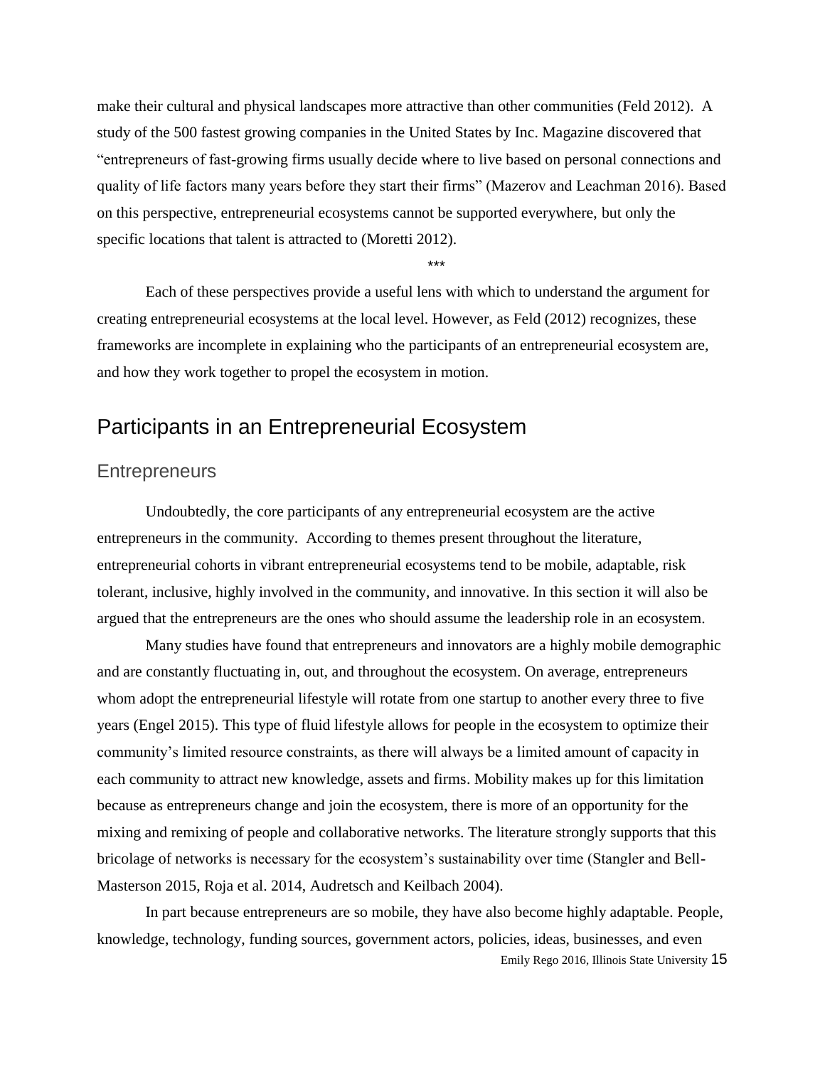make their cultural and physical landscapes more attractive than other communities (Feld 2012). A study of the 500 fastest growing companies in the United States by Inc. Magazine discovered that "entrepreneurs of fast-growing firms usually decide where to live based on personal connections and quality of life factors many years before they start their firms" (Mazerov and Leachman 2016). Based on this perspective, entrepreneurial ecosystems cannot be supported everywhere, but only the specific locations that talent is attracted to (Moretti 2012).

***

Each of these perspectives provide a useful lens with which to understand the argument for creating entrepreneurial ecosystems at the local level. However, as Feld (2012) recognizes, these frameworks are incomplete in explaining who the participants of an entrepreneurial ecosystem are, and how they work together to propel the ecosystem in motion.

## Participants in an Entrepreneurial Ecosystem

### Entrepreneurs

Undoubtedly, the core participants of any entrepreneurial ecosystem are the active entrepreneurs in the community. According to themes present throughout the literature, entrepreneurial cohorts in vibrant entrepreneurial ecosystems tend to be mobile, adaptable, risk tolerant, inclusive, highly involved in the community, and innovative. In this section it will also be argued that the entrepreneurs are the ones who should assume the leadership role in an ecosystem.

Many studies have found that entrepreneurs and innovators are a highly mobile demographic and are constantly fluctuating in, out, and throughout the ecosystem. On average, entrepreneurs whom adopt the entrepreneurial lifestyle will rotate from one startup to another every three to five years (Engel 2015). This type of fluid lifestyle allows for people in the ecosystem to optimize their community's limited resource constraints, as there will always be a limited amount of capacity in each community to attract new knowledge, assets and firms. Mobility makes up for this limitation because as entrepreneurs change and join the ecosystem, there is more of an opportunity for the mixing and remixing of people and collaborative networks. The literature strongly supports that this bricolage of networks is necessary for the ecosystem's sustainability over time (Stangler and Bell-Masterson 2015, Roja et al. 2014, Audretsch and Keilbach 2004).

In part because entrepreneurs are so mobile, they have also become highly adaptable. People, knowledge, technology, funding sources, government actors, policies, ideas, businesses, and even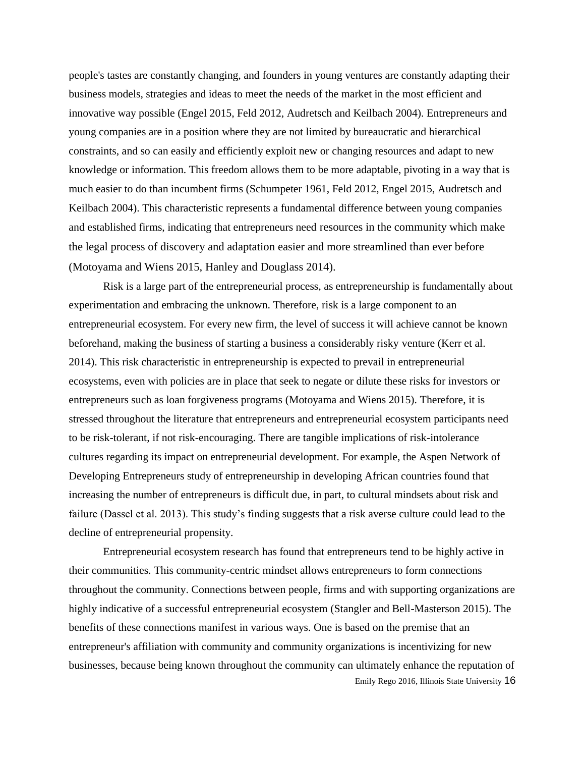people's tastes are constantly changing, and founders in young ventures are constantly adapting their business models, strategies and ideas to meet the needs of the market in the most efficient and innovative way possible (Engel 2015, Feld 2012, Audretsch and Keilbach 2004). Entrepreneurs and young companies are in a position where they are not limited by bureaucratic and hierarchical constraints, and so can easily and efficiently exploit new or changing resources and adapt to new knowledge or information. This freedom allows them to be more adaptable, pivoting in a way that is much easier to do than incumbent firms (Schumpeter 1961, Feld 2012, Engel 2015, Audretsch and Keilbach 2004). This characteristic represents a fundamental difference between young companies and established firms, indicating that entrepreneurs need resources in the community which make the legal process of discovery and adaptation easier and more streamlined than ever before (Motoyama and Wiens 2015, Hanley and Douglass 2014).

Risk is a large part of the entrepreneurial process, as entrepreneurship is fundamentally about experimentation and embracing the unknown. Therefore, risk is a large component to an entrepreneurial ecosystem. For every new firm, the level of success it will achieve cannot be known beforehand, making the business of starting a business a considerably risky venture (Kerr et al. 2014). This risk characteristic in entrepreneurship is expected to prevail in entrepreneurial ecosystems, even with policies are in place that seek to negate or dilute these risks for investors or entrepreneurs such as loan forgiveness programs (Motoyama and Wiens 2015). Therefore, it is stressed throughout the literature that entrepreneurs and entrepreneurial ecosystem participants need to be risk-tolerant, if not risk-encouraging. There are tangible implications of risk-intolerance cultures regarding its impact on entrepreneurial development. For example, the Aspen Network of Developing Entrepreneurs study of entrepreneurship in developing African countries found that increasing the number of entrepreneurs is difficult due, in part, to cultural mindsets about risk and failure (Dassel et al. 2013). This study's finding suggests that a risk averse culture could lead to the decline of entrepreneurial propensity.

Entrepreneurial ecosystem research has found that entrepreneurs tend to be highly active in their communities. This community-centric mindset allows entrepreneurs to form connections throughout the community. Connections between people, firms and with supporting organizations are highly indicative of a successful entrepreneurial ecosystem (Stangler and Bell-Masterson 2015). The benefits of these connections manifest in various ways. One is based on the premise that an entrepreneur's affiliation with community and community organizations is incentivizing for new businesses, because being known throughout the community can ultimately enhance the reputation of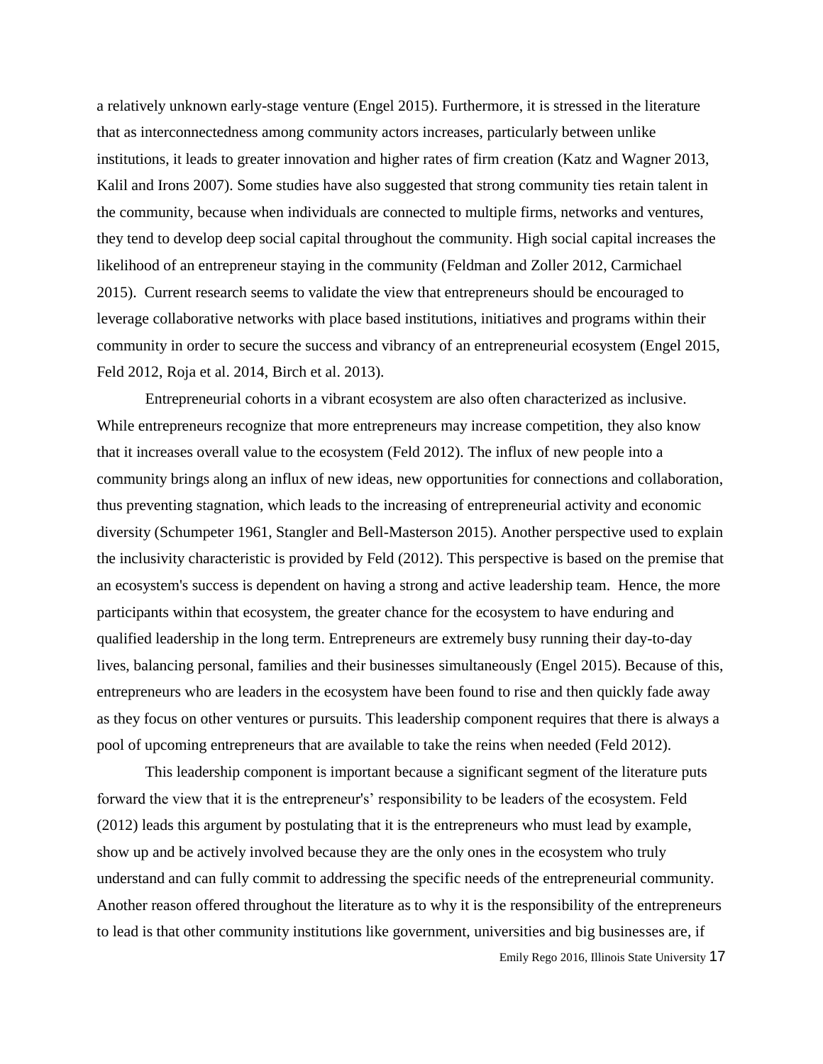a relatively unknown early-stage venture (Engel 2015). Furthermore, it is stressed in the literature that as interconnectedness among community actors increases, particularly between unlike institutions, it leads to greater innovation and higher rates of firm creation (Katz and Wagner 2013, Kalil and Irons 2007). Some studies have also suggested that strong community ties retain talent in the community, because when individuals are connected to multiple firms, networks and ventures, they tend to develop deep social capital throughout the community. High social capital increases the likelihood of an entrepreneur staying in the community (Feldman and Zoller 2012, Carmichael 2015). Current research seems to validate the view that entrepreneurs should be encouraged to leverage collaborative networks with place based institutions, initiatives and programs within their community in order to secure the success and vibrancy of an entrepreneurial ecosystem (Engel 2015, Feld 2012, Roja et al. 2014, Birch et al. 2013).

Entrepreneurial cohorts in a vibrant ecosystem are also often characterized as inclusive. While entrepreneurs recognize that more entrepreneurs may increase competition, they also know that it increases overall value to the ecosystem (Feld 2012). The influx of new people into a community brings along an influx of new ideas, new opportunities for connections and collaboration, thus preventing stagnation, which leads to the increasing of entrepreneurial activity and economic diversity (Schumpeter 1961, Stangler and Bell-Masterson 2015). Another perspective used to explain the inclusivity characteristic is provided by Feld (2012). This perspective is based on the premise that an ecosystem's success is dependent on having a strong and active leadership team. Hence, the more participants within that ecosystem, the greater chance for the ecosystem to have enduring and qualified leadership in the long term. Entrepreneurs are extremely busy running their day-to-day lives, balancing personal, families and their businesses simultaneously (Engel 2015). Because of this, entrepreneurs who are leaders in the ecosystem have been found to rise and then quickly fade away as they focus on other ventures or pursuits. This leadership component requires that there is always a pool of upcoming entrepreneurs that are available to take the reins when needed (Feld 2012).

This leadership component is important because a significant segment of the literature puts forward the view that it is the entrepreneur's' responsibility to be leaders of the ecosystem. Feld (2012) leads this argument by postulating that it is the entrepreneurs who must lead by example, show up and be actively involved because they are the only ones in the ecosystem who truly understand and can fully commit to addressing the specific needs of the entrepreneurial community. Another reason offered throughout the literature as to why it is the responsibility of the entrepreneurs to lead is that other community institutions like government, universities and big businesses are, if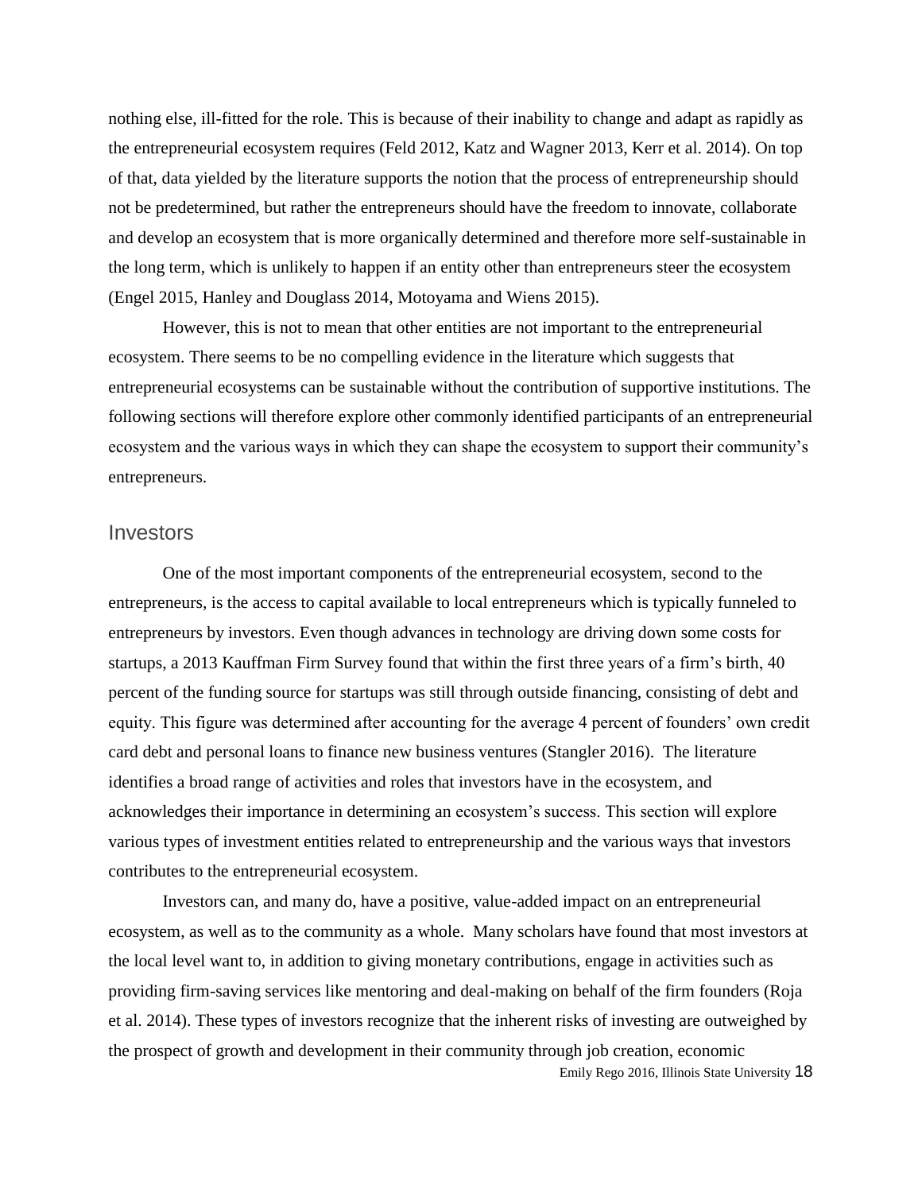nothing else, ill-fitted for the role. This is because of their inability to change and adapt as rapidly as the entrepreneurial ecosystem requires (Feld 2012, Katz and Wagner 2013, Kerr et al. 2014). On top of that, data yielded by the literature supports the notion that the process of entrepreneurship should not be predetermined, but rather the entrepreneurs should have the freedom to innovate, collaborate and develop an ecosystem that is more organically determined and therefore more self-sustainable in the long term, which is unlikely to happen if an entity other than entrepreneurs steer the ecosystem (Engel 2015, Hanley and Douglass 2014, Motoyama and Wiens 2015).

However, this is not to mean that other entities are not important to the entrepreneurial ecosystem. There seems to be no compelling evidence in the literature which suggests that entrepreneurial ecosystems can be sustainable without the contribution of supportive institutions. The following sections will therefore explore other commonly identified participants of an entrepreneurial ecosystem and the various ways in which they can shape the ecosystem to support their community's entrepreneurs.

## Investors

One of the most important components of the entrepreneurial ecosystem, second to the entrepreneurs, is the access to capital available to local entrepreneurs which is typically funneled to entrepreneurs by investors. Even though advances in technology are driving down some costs for startups, a 2013 Kauffman Firm Survey found that within the first three years of a firm's birth, 40 percent of the funding source for startups was still through outside financing, consisting of debt and equity. This figure was determined after accounting for the average 4 percent of founders' own credit card debt and personal loans to finance new business ventures (Stangler 2016). The literature identifies a broad range of activities and roles that investors have in the ecosystem, and acknowledges their importance in determining an ecosystem's success. This section will explore various types of investment entities related to entrepreneurship and the various ways that investors contributes to the entrepreneurial ecosystem.

Investors can, and many do, have a positive, value-added impact on an entrepreneurial ecosystem, as well as to the community as a whole. Many scholars have found that most investors at the local level want to, in addition to giving monetary contributions, engage in activities such as providing firm-saving services like mentoring and deal-making on behalf of the firm founders (Roja et al. 2014). These types of investors recognize that the inherent risks of investing are outweighed by the prospect of growth and development in their community through job creation, economic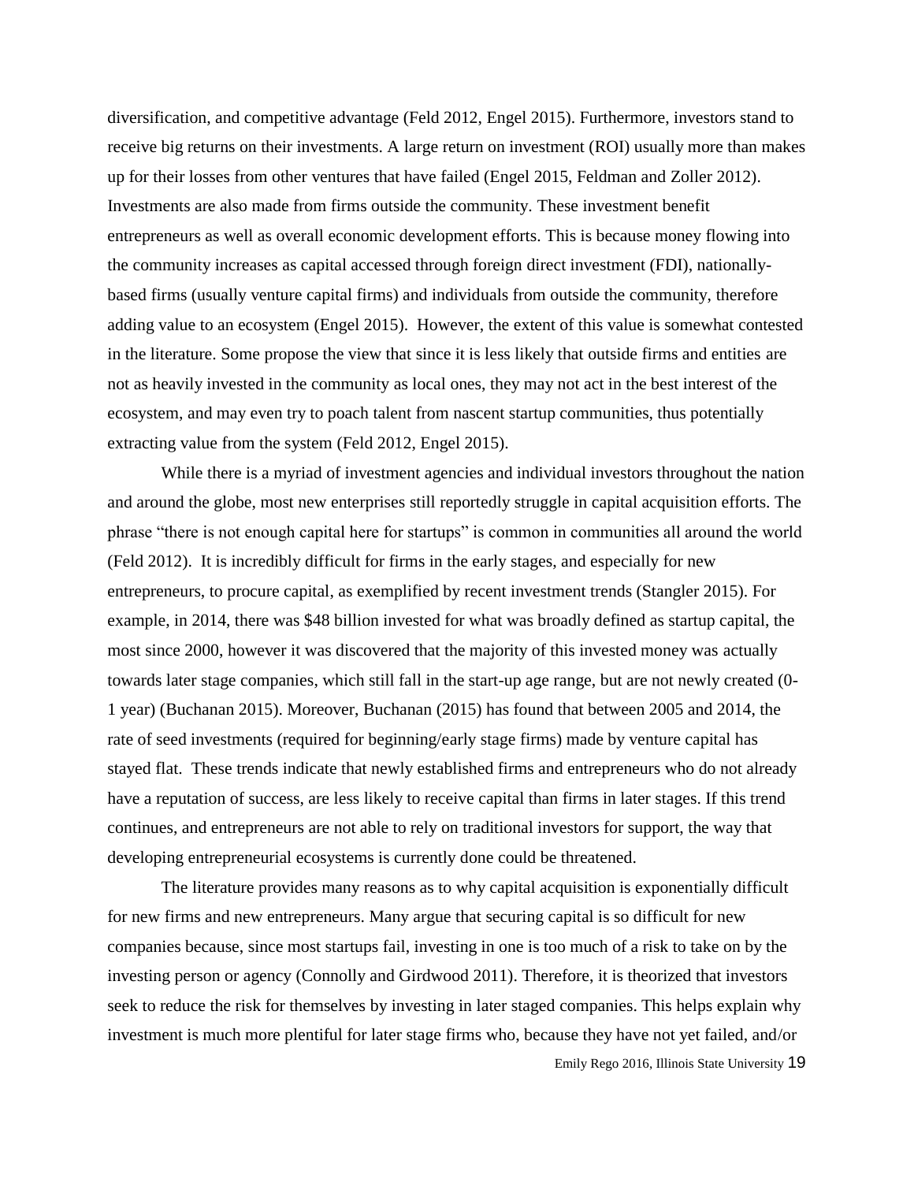diversification, and competitive advantage (Feld 2012, Engel 2015). Furthermore, investors stand to receive big returns on their investments. A large return on investment (ROI) usually more than makes up for their losses from other ventures that have failed (Engel 2015, Feldman and Zoller 2012). Investments are also made from firms outside the community. These investment benefit entrepreneurs as well as overall economic development efforts. This is because money flowing into the community increases as capital accessed through foreign direct investment (FDI), nationally-based firms (usually venture capital firms) and individuals from outside the community, therefore adding value to an ecosystem (Engel 2015). However, the extent of this value is somewhat contested in the literature. Some propose the view that since it is less likely that outside firms and entities are not as heavily invested in the community as local ones, they may not act in the best interest of the ecosystem, and may even try to poach talent from nascent startup communities, thus potentially extracting value from the system (Feld 2012, Engel 2015).

While there is a myriad of investment agencies and individual investors throughout the nation and around the globe, most new enterprises still reportedly struggle in capital acquisition efforts. The phrase "there is not enough capital here for startups" is common in communities all around the world (Feld 2012). It is incredibly difficult for firms in the early stages, and especially for new entrepreneurs, to procure capital, as exemplified by recent investment trends (Stangler 2015). For example, in 2014, there was $48 billion invested for what was broadly defined as startup capital, the most since 2000, however it was discovered that the majority of this invested money was actually towards later stage companies, which still fall in the start-up age range, but are not newly created (0-1 year) (Buchanan 2015). Moreover, Buchanan (2015) has found that between 2005 and 2014, the rate of seed investments (required for beginning/early stage firms) made by venture capital has stayed flat. These trends indicate that newly established firms and entrepreneurs who do not already have a reputation of success, are less likely to receive capital than firms in later stages. If this trend continues, and entrepreneurs are not able to rely on traditional investors for support, the way that developing entrepreneurial ecosystems is currently done could be threatened.

The literature provides many reasons as to why capital acquisition is exponentially difficult for new firms and new entrepreneurs. Many argue that securing capital is so difficult for new companies because, since most startups fail, investing in one is too much of a risk to take on by the investing person or agency (Connolly and Girdwood 2011). Therefore, it is theorized that investors seek to reduce the risk for themselves by investing in later staged companies. This helps explain why investment is much more plentiful for later stage firms who, because they have not yet failed, and/or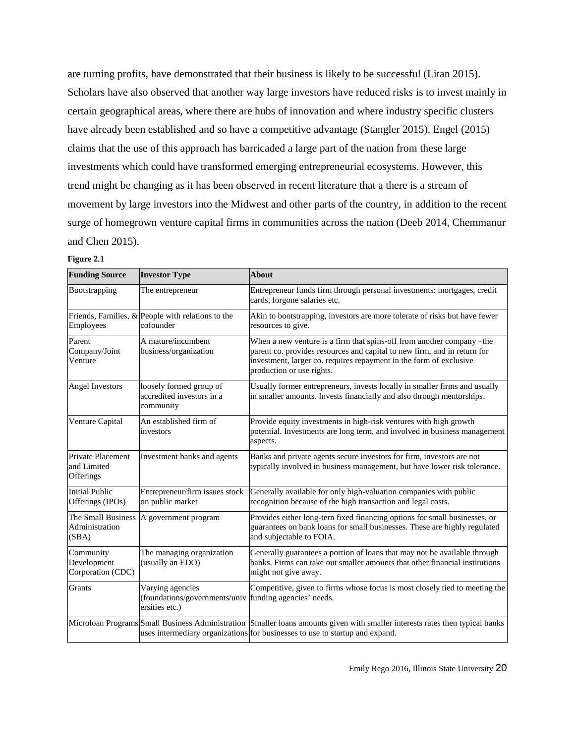are turning profits, have demonstrated that their business is likely to be successful (Litan 2015). Scholars have also observed that another way large investors have reduced risks is to invest mainly in certain geographical areas, where there are hubs of innovation and where industry specific clusters have already been established and so have a competitive advantage (Stangler 2015). Engel (2015) claims that the use of this approach has barricaded a large part of the nation from these large investments which could have transformed emerging entrepreneurial ecosystems. However, this trend might be changing as it has been observed in recent literature that a there is a stream of movement by large investors into the Midwest and other parts of the country, in addition to the recent surge of homegrown venture capital firms in communities across the nation (Deeb 2014, Chemmanur and Chen 2015).

**Figure 2.1**

| Funding Source | Investor Type | About |
|---|---|---|
| Bootstrapping | The entrepreneur | Entrepreneur funds firm through personal investments: mortgages, credit cards, forgone salaries etc. |
| Friends, Families, & Employees | People with relations to the cofounder | Akin to bootstrapping, investors are more tolerate of risks but have fewer resources to give. |
| Parent Company/Joint Venture | A mature/incumbent business/organization | When a new venture is a firm that spins-off from another company –the parent co. provides resources and capital to new firm, and in return for investment, larger co. requires repayment in the form of exclusive production or use rights. |
| Angel Investors | loosely formed group of accredited investors in a community | Usually former entrepreneurs, invests locally in smaller firms and usually in smaller amounts. Invests financially and also through mentorships. |
| Venture Capital | An established firm of investors | Provide equity investments in high-risk ventures with high growth potential. Investments are long term, and involved in business management aspects. |
| Private Placement and Limited Offerings | Investment banks and agents | Banks and private agents secure investors for firm, investors are not typically involved in business management, but have lower risk tolerance. |
| Initial Public Offerings (IPOs) | Entrepreneur/firm issues stock on public market | Generally available for only high-valuation companies with public recognition because of the high transaction and legal costs. |
| The Small Business Administration (SBA) | A government program | Provides either long-tern fixed financing options for small businesses, or guarantees on bank loans for small businesses. These are highly regulated and subjectable to FOIA. |
| Community Development Corporation (CDC) | The managing organization (usually an EDO) | Generally guarantees a portion of loans that may not be available through banks. Firms can take out smaller amounts that other financial institutions might not give away. |
| Grants | Varying agencies (foundations/governments/universities etc.) | Competitive, given to firms whose focus is most closely tied to meeting the funding agencies' needs. |
| Microloan Programs | Small Business Administration uses intermediary organizations | Smaller loans amounts given with smaller interests rates then typical banks for businesses to use to startup and expand. |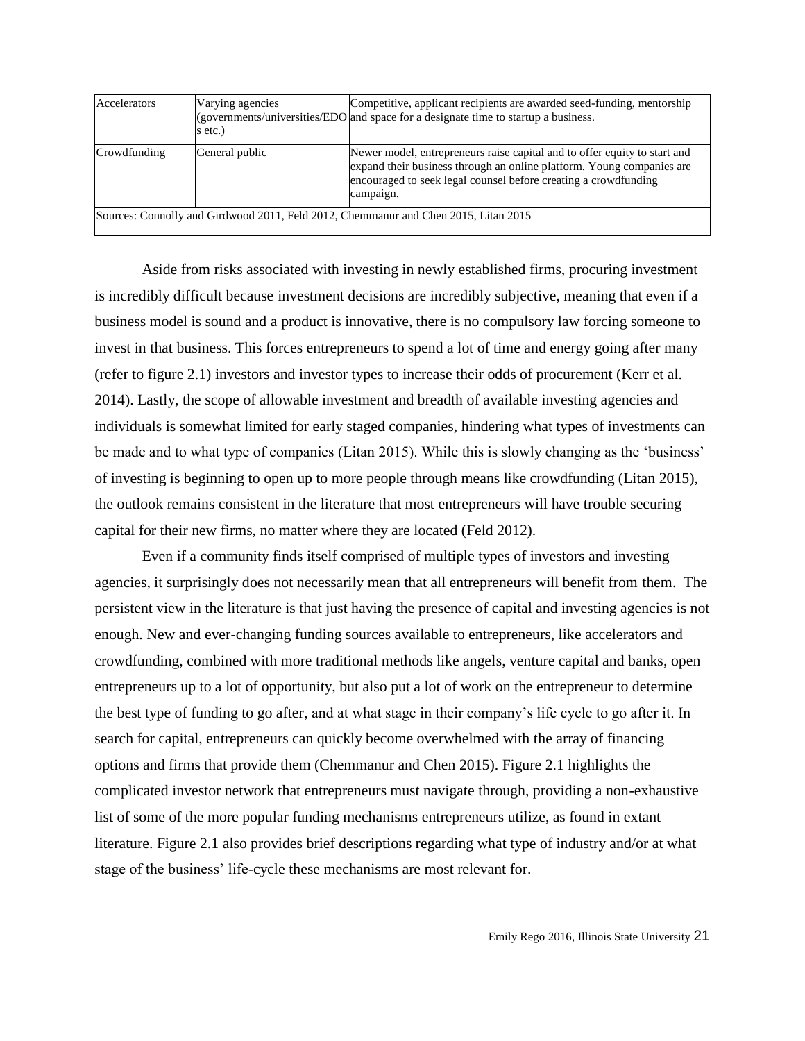| Accelerators | Varying agencies (governments/universities/EDOs etc.) | Competitive, applicant recipients are awarded seed-funding, mentorship and space for a designate time to startup a business. |
|---|---|---|
| Crowdfunding | General public | Newer model, entrepreneurs raise capital and to offer equity to start and expand their business through an online platform. Young companies are encouraged to seek legal counsel before creating a crowdfunding campaign. |
| Sources: Connolly and Girdwood 2011, Feld 2012, Chemmanur and Chen 2015, Litan 2015 | | |

Aside from risks associated with investing in newly established firms, procuring investment is incredibly difficult because investment decisions are incredibly subjective, meaning that even if a business model is sound and a product is innovative, there is no compulsory law forcing someone to invest in that business. This forces entrepreneurs to spend a lot of time and energy going after many (refer to figure 2.1) investors and investor types to increase their odds of procurement (Kerr et al. 2014). Lastly, the scope of allowable investment and breadth of available investing agencies and individuals is somewhat limited for early staged companies, hindering what types of investments can be made and to what type of companies (Litan 2015). While this is slowly changing as the 'business' of investing is beginning to open up to more people through means like crowdfunding (Litan 2015), the outlook remains consistent in the literature that most entrepreneurs will have trouble securing capital for their new firms, no matter where they are located (Feld 2012).

Even if a community finds itself comprised of multiple types of investors and investing agencies, it surprisingly does not necessarily mean that all entrepreneurs will benefit from them. The persistent view in the literature is that just having the presence of capital and investing agencies is not enough. New and ever-changing funding sources available to entrepreneurs, like accelerators and crowdfunding, combined with more traditional methods like angels, venture capital and banks, open entrepreneurs up to a lot of opportunity, but also put a lot of work on the entrepreneur to determine the best type of funding to go after, and at what stage in their company's life cycle to go after it. In search for capital, entrepreneurs can quickly become overwhelmed with the array of financing options and firms that provide them (Chemmanur and Chen 2015). Figure 2.1 highlights the complicated investor network that entrepreneurs must navigate through, providing a non-exhaustive list of some of the more popular funding mechanisms entrepreneurs utilize, as found in extant literature. Figure 2.1 also provides brief descriptions regarding what type of industry and/or at what stage of the business' life-cycle these mechanisms are most relevant for.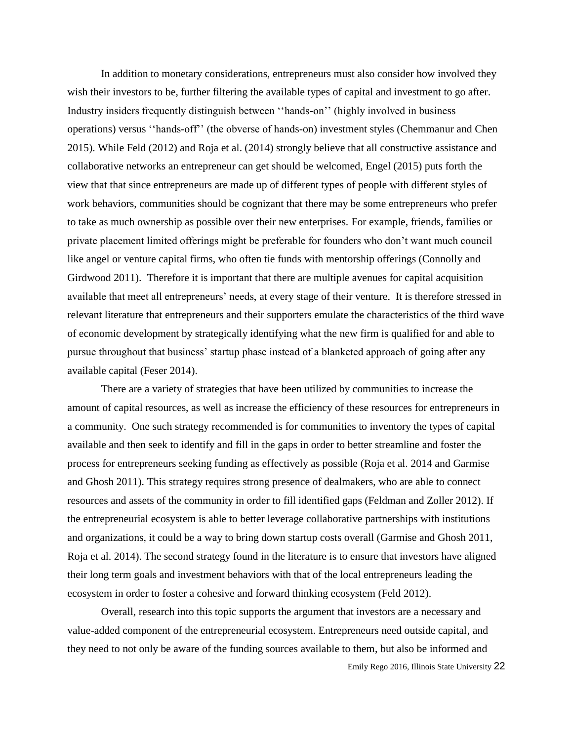In addition to monetary considerations, entrepreneurs must also consider how involved they wish their investors to be, further filtering the available types of capital and investment to go after. Industry insiders frequently distinguish between ''hands-on'' (highly involved in business operations) versus ''hands-off'' (the obverse of hands-on) investment styles (Chemmanur and Chen 2015). While Feld (2012) and Roja et al. (2014) strongly believe that all constructive assistance and collaborative networks an entrepreneur can get should be welcomed, Engel (2015) puts forth the view that that since entrepreneurs are made up of different types of people with different styles of work behaviors, communities should be cognizant that there may be some entrepreneurs who prefer to take as much ownership as possible over their new enterprises. For example, friends, families or private placement limited offerings might be preferable for founders who don't want much council like angel or venture capital firms, who often tie funds with mentorship offerings (Connolly and Girdwood 2011). Therefore it is important that there are multiple avenues for capital acquisition available that meet all entrepreneurs' needs, at every stage of their venture. It is therefore stressed in relevant literature that entrepreneurs and their supporters emulate the characteristics of the third wave of economic development by strategically identifying what the new firm is qualified for and able to pursue throughout that business' startup phase instead of a blanketed approach of going after any available capital (Feser 2014).

There are a variety of strategies that have been utilized by communities to increase the amount of capital resources, as well as increase the efficiency of these resources for entrepreneurs in a community. One such strategy recommended is for communities to inventory the types of capital available and then seek to identify and fill in the gaps in order to better streamline and foster the process for entrepreneurs seeking funding as effectively as possible (Roja et al. 2014 and Garmise and Ghosh 2011). This strategy requires strong presence of dealmakers, who are able to connect resources and assets of the community in order to fill identified gaps (Feldman and Zoller 2012). If the entrepreneurial ecosystem is able to better leverage collaborative partnerships with institutions and organizations, it could be a way to bring down startup costs overall (Garmise and Ghosh 2011, Roja et al. 2014). The second strategy found in the literature is to ensure that investors have aligned their long term goals and investment behaviors with that of the local entrepreneurs leading the ecosystem in order to foster a cohesive and forward thinking ecosystem (Feld 2012).

Overall, research into this topic supports the argument that investors are a necessary and value-added component of the entrepreneurial ecosystem. Entrepreneurs need outside capital, and they need to not only be aware of the funding sources available to them, but also be informed and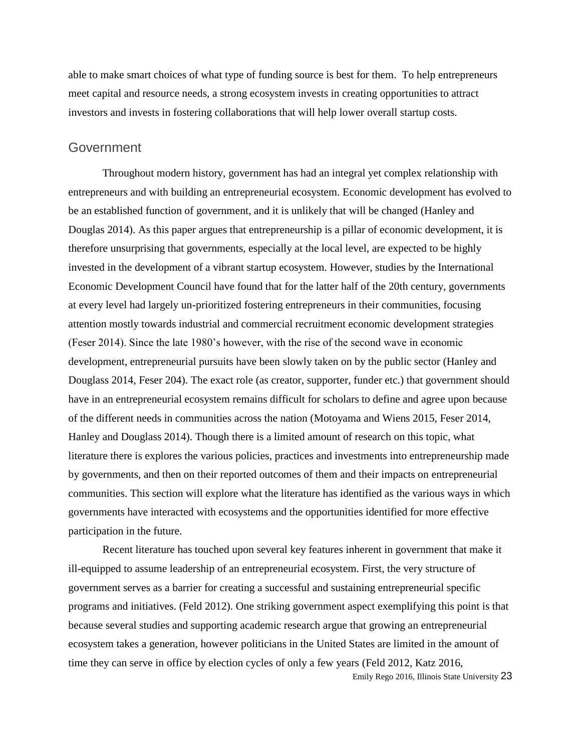able to make smart choices of what type of funding source is best for them. To help entrepreneurs meet capital and resource needs, a strong ecosystem invests in creating opportunities to attract investors and invests in fostering collaborations that will help lower overall startup costs.

## Government

Throughout modern history, government has had an integral yet complex relationship with entrepreneurs and with building an entrepreneurial ecosystem. Economic development has evolved to be an established function of government, and it is unlikely that will be changed (Hanley and Douglas 2014). As this paper argues that entrepreneurship is a pillar of economic development, it is therefore unsurprising that governments, especially at the local level, are expected to be highly invested in the development of a vibrant startup ecosystem. However, studies by the International Economic Development Council have found that for the latter half of the 20th century, governments at every level had largely un-prioritized fostering entrepreneurs in their communities, focusing attention mostly towards industrial and commercial recruitment economic development strategies (Feser 2014). Since the late 1980's however, with the rise of the second wave in economic development, entrepreneurial pursuits have been slowly taken on by the public sector (Hanley and Douglass 2014, Feser 204). The exact role (as creator, supporter, funder etc.) that government should have in an entrepreneurial ecosystem remains difficult for scholars to define and agree upon because of the different needs in communities across the nation (Motoyama and Wiens 2015, Feser 2014, Hanley and Douglass 2014). Though there is a limited amount of research on this topic, what literature there is explores the various policies, practices and investments into entrepreneurship made by governments, and then on their reported outcomes of them and their impacts on entrepreneurial communities. This section will explore what the literature has identified as the various ways in which governments have interacted with ecosystems and the opportunities identified for more effective participation in the future.

Recent literature has touched upon several key features inherent in government that make it ill-equipped to assume leadership of an entrepreneurial ecosystem. First, the very structure of government serves as a barrier for creating a successful and sustaining entrepreneurial specific programs and initiatives. (Feld 2012). One striking government aspect exemplifying this point is that because several studies and supporting academic research argue that growing an entrepreneurial ecosystem takes a generation, however politicians in the United States are limited in the amount of time they can serve in office by election cycles of only a few years (Feld 2012, Katz 2016,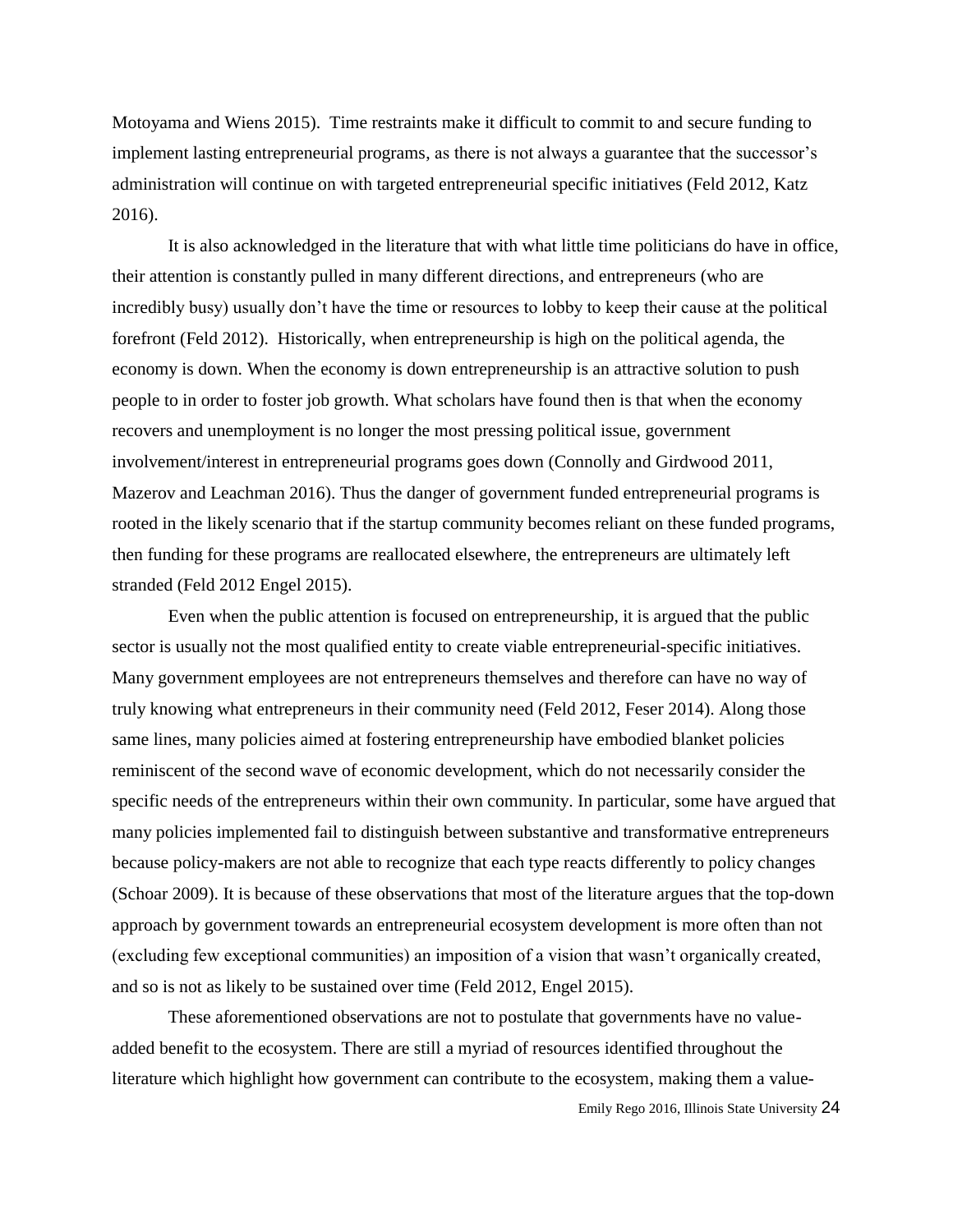Motoyama and Wiens 2015). Time restraints make it difficult to commit to and secure funding to implement lasting entrepreneurial programs, as there is not always a guarantee that the successor's administration will continue on with targeted entrepreneurial specific initiatives (Feld 2012, Katz 2016).

It is also acknowledged in the literature that with what little time politicians do have in office, their attention is constantly pulled in many different directions, and entrepreneurs (who are incredibly busy) usually don't have the time or resources to lobby to keep their cause at the political forefront (Feld 2012). Historically, when entrepreneurship is high on the political agenda, the economy is down. When the economy is down entrepreneurship is an attractive solution to push people to in order to foster job growth. What scholars have found then is that when the economy recovers and unemployment is no longer the most pressing political issue, government involvement/interest in entrepreneurial programs goes down (Connolly and Girdwood 2011, Mazerov and Leachman 2016). Thus the danger of government funded entrepreneurial programs is rooted in the likely scenario that if the startup community becomes reliant on these funded programs, then funding for these programs are reallocated elsewhere, the entrepreneurs are ultimately left stranded (Feld 2012 Engel 2015).

Even when the public attention is focused on entrepreneurship, it is argued that the public sector is usually not the most qualified entity to create viable entrepreneurial-specific initiatives. Many government employees are not entrepreneurs themselves and therefore can have no way of truly knowing what entrepreneurs in their community need (Feld 2012, Feser 2014). Along those same lines, many policies aimed at fostering entrepreneurship have embodied blanket policies reminiscent of the second wave of economic development, which do not necessarily consider the specific needs of the entrepreneurs within their own community. In particular, some have argued that many policies implemented fail to distinguish between substantive and transformative entrepreneurs because policy-makers are not able to recognize that each type reacts differently to policy changes (Schoar 2009). It is because of these observations that most of the literature argues that the top-down approach by government towards an entrepreneurial ecosystem development is more often than not (excluding few exceptional communities) an imposition of a vision that wasn't organically created, and so is not as likely to be sustained over time (Feld 2012, Engel 2015).

These aforementioned observations are not to postulate that governments have no value-added benefit to the ecosystem. There are still a myriad of resources identified throughout the literature which highlight how government can contribute to the ecosystem, making them a value-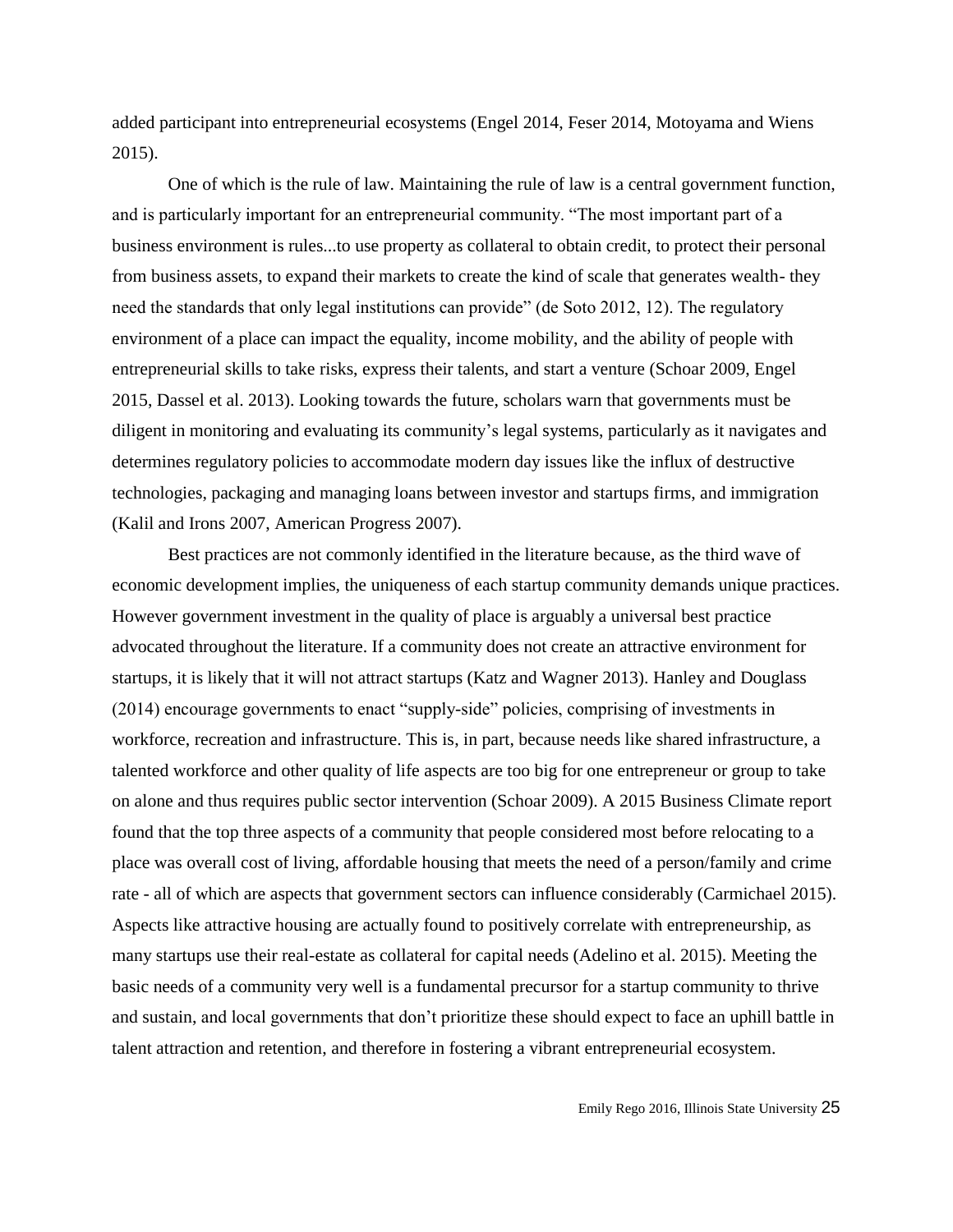added participant into entrepreneurial ecosystems (Engel 2014, Feser 2014, Motoyama and Wiens 2015).

One of which is the rule of law. Maintaining the rule of law is a central government function, and is particularly important for an entrepreneurial community. "The most important part of a business environment is rules...to use property as collateral to obtain credit, to protect their personal from business assets, to expand their markets to create the kind of scale that generates wealth- they need the standards that only legal institutions can provide" (de Soto 2012, 12). The regulatory environment of a place can impact the equality, income mobility, and the ability of people with entrepreneurial skills to take risks, express their talents, and start a venture (Schoar 2009, Engel 2015, Dassel et al. 2013). Looking towards the future, scholars warn that governments must be diligent in monitoring and evaluating its community's legal systems, particularly as it navigates and determines regulatory policies to accommodate modern day issues like the influx of destructive technologies, packaging and managing loans between investor and startups firms, and immigration (Kalil and Irons 2007, American Progress 2007).

Best practices are not commonly identified in the literature because, as the third wave of economic development implies, the uniqueness of each startup community demands unique practices. However government investment in the quality of place is arguably a universal best practice advocated throughout the literature. If a community does not create an attractive environment for startups, it is likely that it will not attract startups (Katz and Wagner 2013). Hanley and Douglass (2014) encourage governments to enact "supply-side" policies, comprising of investments in workforce, recreation and infrastructure. This is, in part, because needs like shared infrastructure, a talented workforce and other quality of life aspects are too big for one entrepreneur or group to take on alone and thus requires public sector intervention (Schoar 2009). A 2015 Business Climate report found that the top three aspects of a community that people considered most before relocating to a place was overall cost of living, affordable housing that meets the need of a person/family and crime rate - all of which are aspects that government sectors can influence considerably (Carmichael 2015). Aspects like attractive housing are actually found to positively correlate with entrepreneurship, as many startups use their real-estate as collateral for capital needs (Adelino et al. 2015). Meeting the basic needs of a community very well is a fundamental precursor for a startup community to thrive and sustain, and local governments that don't prioritize these should expect to face an uphill battle in talent attraction and retention, and therefore in fostering a vibrant entrepreneurial ecosystem.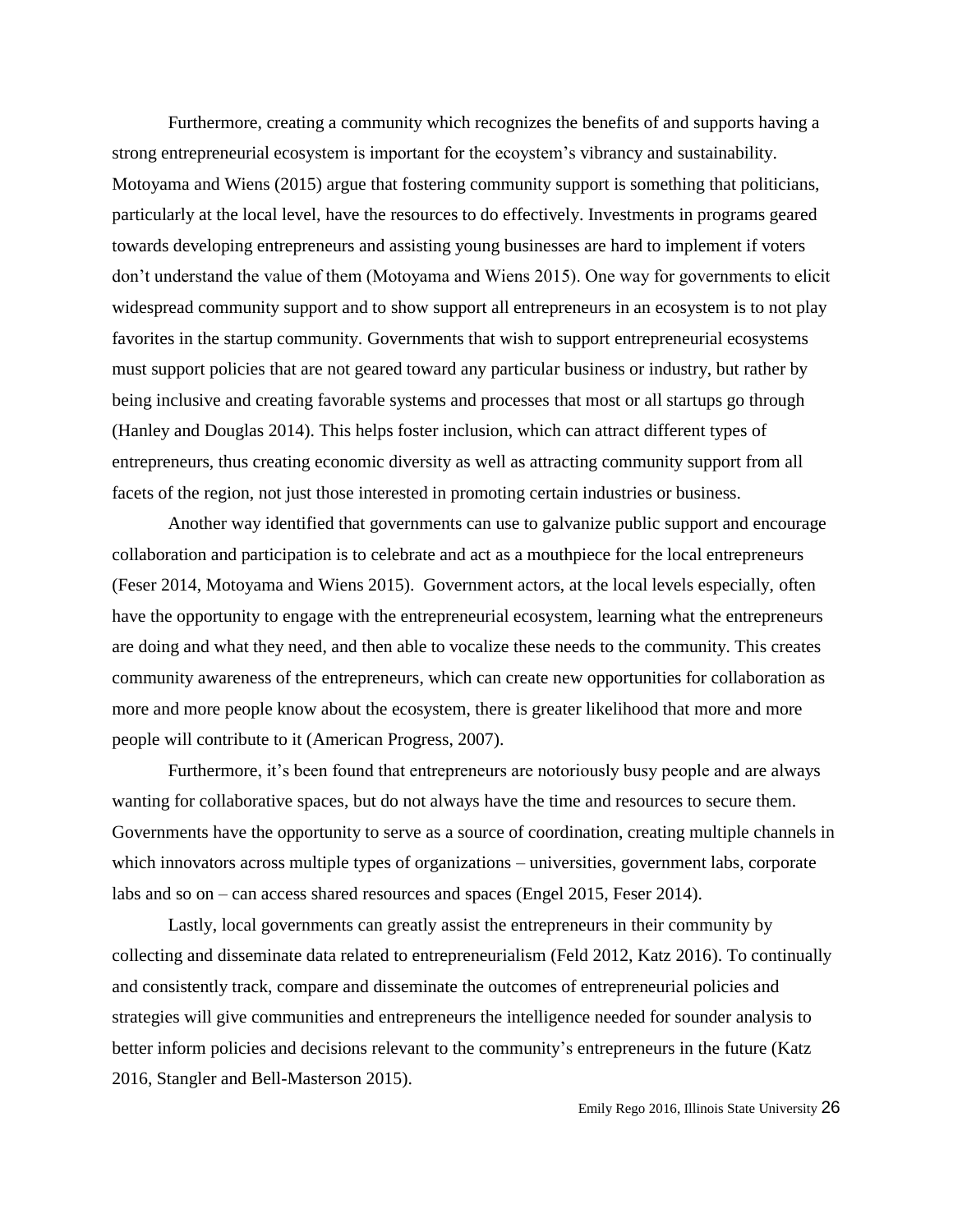Furthermore, creating a community which recognizes the benefits of and supports having a strong entrepreneurial ecosystem is important for the ecoystem's vibrancy and sustainability. Motoyama and Wiens (2015) argue that fostering community support is something that politicians, particularly at the local level, have the resources to do effectively. Investments in programs geared towards developing entrepreneurs and assisting young businesses are hard to implement if voters don't understand the value of them (Motoyama and Wiens 2015). One way for governments to elicit widespread community support and to show support all entrepreneurs in an ecosystem is to not play favorites in the startup community. Governments that wish to support entrepreneurial ecosystems must support policies that are not geared toward any particular business or industry, but rather by being inclusive and creating favorable systems and processes that most or all startups go through (Hanley and Douglas 2014). This helps foster inclusion, which can attract different types of entrepreneurs, thus creating economic diversity as well as attracting community support from all facets of the region, not just those interested in promoting certain industries or business.

Another way identified that governments can use to galvanize public support and encourage collaboration and participation is to celebrate and act as a mouthpiece for the local entrepreneurs (Feser 2014, Motoyama and Wiens 2015). Government actors, at the local levels especially, often have the opportunity to engage with the entrepreneurial ecosystem, learning what the entrepreneurs are doing and what they need, and then able to vocalize these needs to the community. This creates community awareness of the entrepreneurs, which can create new opportunities for collaboration as more and more people know about the ecosystem, there is greater likelihood that more and more people will contribute to it (American Progress, 2007).

Furthermore, it's been found that entrepreneurs are notoriously busy people and are always wanting for collaborative spaces, but do not always have the time and resources to secure them. Governments have the opportunity to serve as a source of coordination, creating multiple channels in which innovators across multiple types of organizations – universities, government labs, corporate labs and so on – can access shared resources and spaces (Engel 2015, Feser 2014).

Lastly, local governments can greatly assist the entrepreneurs in their community by collecting and disseminate data related to entrepreneurialism (Feld 2012, Katz 2016). To continually and consistently track, compare and disseminate the outcomes of entrepreneurial policies and strategies will give communities and entrepreneurs the intelligence needed for sounder analysis to better inform policies and decisions relevant to the community's entrepreneurs in the future (Katz 2016, Stangler and Bell-Masterson 2015).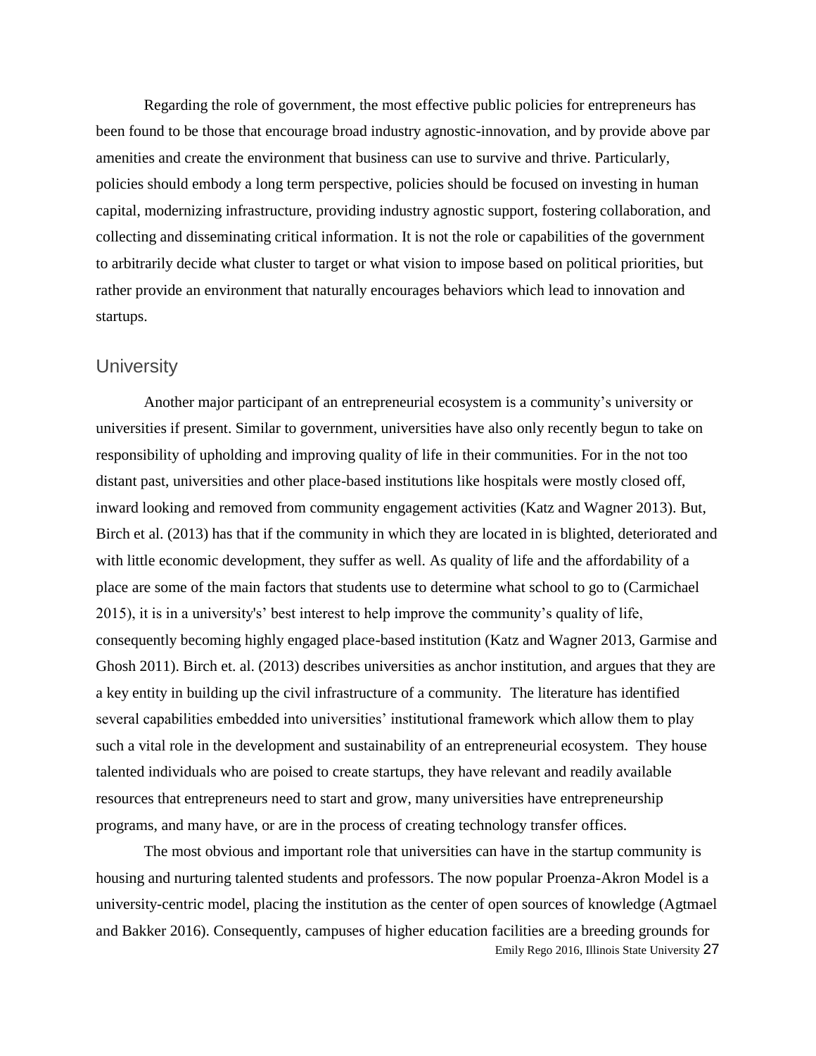Regarding the role of government, the most effective public policies for entrepreneurs has been found to be those that encourage broad industry agnostic-innovation, and by provide above par amenities and create the environment that business can use to survive and thrive. Particularly, policies should embody a long term perspective, policies should be focused on investing in human capital, modernizing infrastructure, providing industry agnostic support, fostering collaboration, and collecting and disseminating critical information. It is not the role or capabilities of the government to arbitrarily decide what cluster to target or what vision to impose based on political priorities, but rather provide an environment that naturally encourages behaviors which lead to innovation and startups.

## University

Another major participant of an entrepreneurial ecosystem is a community's university or universities if present. Similar to government, universities have also only recently begun to take on responsibility of upholding and improving quality of life in their communities. For in the not too distant past, universities and other place-based institutions like hospitals were mostly closed off, inward looking and removed from community engagement activities (Katz and Wagner 2013). But, Birch et al. (2013) has that if the community in which they are located in is blighted, deteriorated and with little economic development, they suffer as well. As quality of life and the affordability of a place are some of the main factors that students use to determine what school to go to (Carmichael 2015), it is in a university's' best interest to help improve the community's quality of life, consequently becoming highly engaged place-based institution (Katz and Wagner 2013, Garmise and Ghosh 2011). Birch et. al. (2013) describes universities as anchor institution, and argues that they are a key entity in building up the civil infrastructure of a community. The literature has identified several capabilities embedded into universities' institutional framework which allow them to play such a vital role in the development and sustainability of an entrepreneurial ecosystem. They house talented individuals who are poised to create startups, they have relevant and readily available resources that entrepreneurs need to start and grow, many universities have entrepreneurship programs, and many have, or are in the process of creating technology transfer offices.

The most obvious and important role that universities can have in the startup community is housing and nurturing talented students and professors. The now popular Proenza-Akron Model is a university-centric model, placing the institution as the center of open sources of knowledge (Agtmael and Bakker 2016). Consequently, campuses of higher education facilities are a breeding grounds for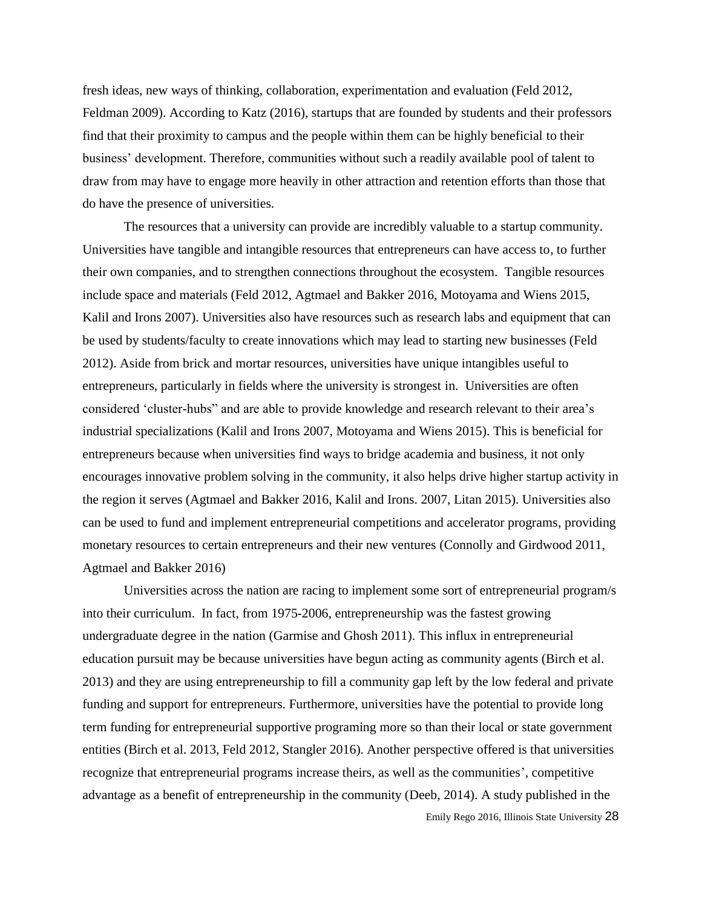fresh ideas, new ways of thinking, collaboration, experimentation and evaluation (Feld 2012, Feldman 2009). According to Katz (2016), startups that are founded by students and their professors find that their proximity to campus and the people within them can be highly beneficial to their business' development. Therefore, communities without such a readily available pool of talent to draw from may have to engage more heavily in other attraction and retention efforts than those that do have the presence of universities.

The resources that a university can provide are incredibly valuable to a startup community. Universities have tangible and intangible resources that entrepreneurs can have access to, to further their own companies, and to strengthen connections throughout the ecosystem. Tangible resources include space and materials (Feld 2012, Agtmael and Bakker 2016, Motoyama and Wiens 2015, Kalil and Irons 2007). Universities also have resources such as research labs and equipment that can be used by students/faculty to create innovations which may lead to starting new businesses (Feld 2012). Aside from brick and mortar resources, universities have unique intangibles useful to entrepreneurs, particularly in fields where the university is strongest in. Universities are often considered 'cluster-hubs" and are able to provide knowledge and research relevant to their area's industrial specializations (Kalil and Irons 2007, Motoyama and Wiens 2015). This is beneficial for entrepreneurs because when universities find ways to bridge academia and business, it not only encourages innovative problem solving in the community, it also helps drive higher startup activity in the region it serves (Agtmael and Bakker 2016, Kalil and Irons. 2007, Litan 2015). Universities also can be used to fund and implement entrepreneurial competitions and accelerator programs, providing monetary resources to certain entrepreneurs and their new ventures (Connolly and Girdwood 2011, Agtmael and Bakker 2016)

Universities across the nation are racing to implement some sort of entrepreneurial program/s into their curriculum. In fact, from 1975-2006, entrepreneurship was the fastest growing undergraduate degree in the nation (Garmise and Ghosh 2011). This influx in entrepreneurial education pursuit may be because universities have begun acting as community agents (Birch et al. 2013) and they are using entrepreneurship to fill a community gap left by the low federal and private funding and support for entrepreneurs. Furthermore, universities have the potential to provide long term funding for entrepreneurial supportive programing more so than their local or state government entities (Birch et al. 2013, Feld 2012, Stangler 2016). Another perspective offered is that universities recognize that entrepreneurial programs increase theirs, as well as the communities', competitive advantage as a benefit of entrepreneurship in the community (Deeb, 2014). A study published in the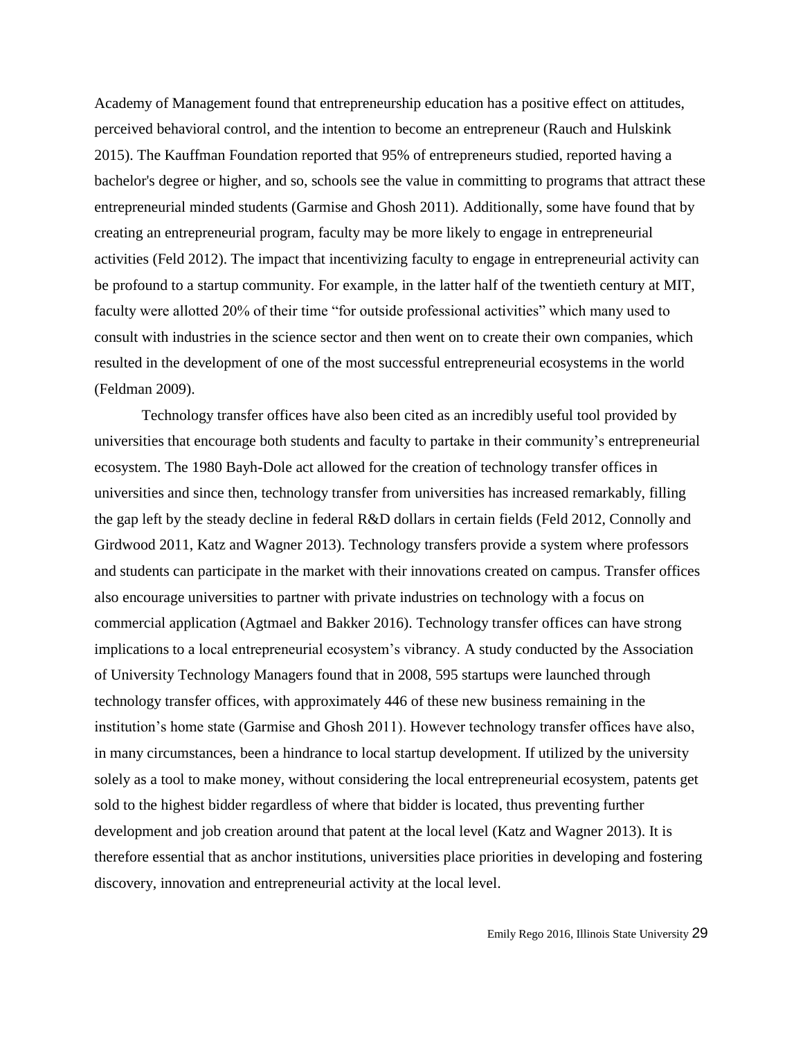Academy of Management found that entrepreneurship education has a positive effect on attitudes, perceived behavioral control, and the intention to become an entrepreneur (Rauch and Hulskink 2015). The Kauffman Foundation reported that 95% of entrepreneurs studied, reported having a bachelor's degree or higher, and so, schools see the value in committing to programs that attract these entrepreneurial minded students (Garmise and Ghosh 2011). Additionally, some have found that by creating an entrepreneurial program, faculty may be more likely to engage in entrepreneurial activities (Feld 2012). The impact that incentivizing faculty to engage in entrepreneurial activity can be profound to a startup community. For example, in the latter half of the twentieth century at MIT, faculty were allotted 20% of their time "for outside professional activities" which many used to consult with industries in the science sector and then went on to create their own companies, which resulted in the development of one of the most successful entrepreneurial ecosystems in the world (Feldman 2009).

Technology transfer offices have also been cited as an incredibly useful tool provided by universities that encourage both students and faculty to partake in their community's entrepreneurial ecosystem. The 1980 Bayh-Dole act allowed for the creation of technology transfer offices in universities and since then, technology transfer from universities has increased remarkably, filling the gap left by the steady decline in federal R&D dollars in certain fields (Feld 2012, Connolly and Girdwood 2011, Katz and Wagner 2013). Technology transfers provide a system where professors and students can participate in the market with their innovations created on campus. Transfer offices also encourage universities to partner with private industries on technology with a focus on commercial application (Agtmael and Bakker 2016). Technology transfer offices can have strong implications to a local entrepreneurial ecosystem's vibrancy. A study conducted by the Association of University Technology Managers found that in 2008, 595 startups were launched through technology transfer offices, with approximately 446 of these new business remaining in the institution's home state (Garmise and Ghosh 2011). However technology transfer offices have also, in many circumstances, been a hindrance to local startup development. If utilized by the university solely as a tool to make money, without considering the local entrepreneurial ecosystem, patents get sold to the highest bidder regardless of where that bidder is located, thus preventing further development and job creation around that patent at the local level (Katz and Wagner 2013). It is therefore essential that as anchor institutions, universities place priorities in developing and fostering discovery, innovation and entrepreneurial activity at the local level.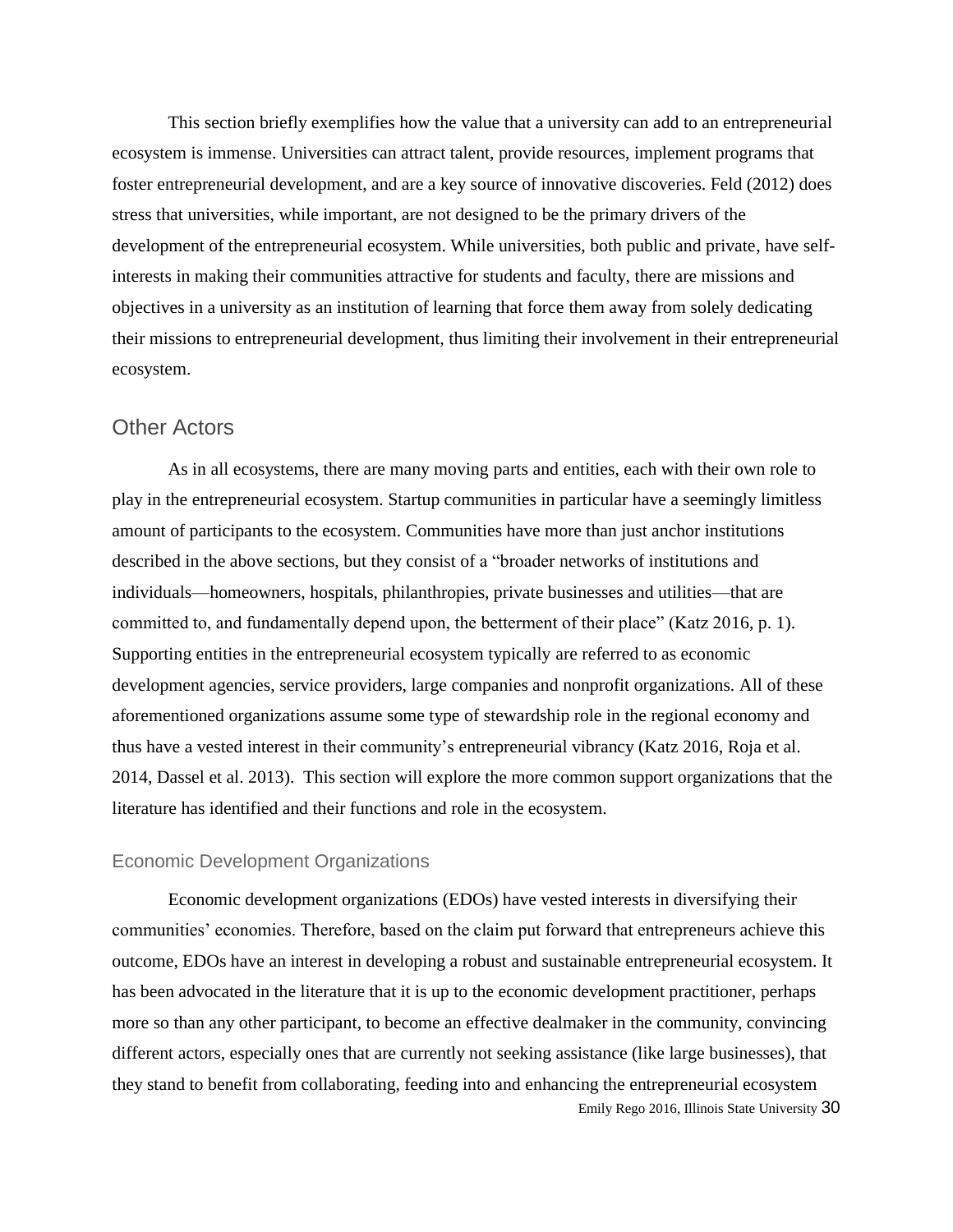This section briefly exemplifies how the value that a university can add to an entrepreneurial ecosystem is immense. Universities can attract talent, provide resources, implement programs that foster entrepreneurial development, and are a key source of innovative discoveries. Feld (2012) does stress that universities, while important, are not designed to be the primary drivers of the development of the entrepreneurial ecosystem. While universities, both public and private, have self-interests in making their communities attractive for students and faculty, there are missions and objectives in a university as an institution of learning that force them away from solely dedicating their missions to entrepreneurial development, thus limiting their involvement in their entrepreneurial ecosystem.

## Other Actors

As in all ecosystems, there are many moving parts and entities, each with their own role to play in the entrepreneurial ecosystem. Startup communities in particular have a seemingly limitless amount of participants to the ecosystem. Communities have more than just anchor institutions described in the above sections, but they consist of a "broader networks of institutions and individuals—homeowners, hospitals, philanthropies, private businesses and utilities—that are committed to, and fundamentally depend upon, the betterment of their place" (Katz 2016, p. 1). Supporting entities in the entrepreneurial ecosystem typically are referred to as economic development agencies, service providers, large companies and nonprofit organizations. All of these aforementioned organizations assume some type of stewardship role in the regional economy and thus have a vested interest in their community's entrepreneurial vibrancy (Katz 2016, Roja et al. 2014, Dassel et al. 2013). This section will explore the more common support organizations that the literature has identified and their functions and role in the ecosystem.

### Economic Development Organizations

Economic development organizations (EDOs) have vested interests in diversifying their communities' economies. Therefore, based on the claim put forward that entrepreneurs achieve this outcome, EDOs have an interest in developing a robust and sustainable entrepreneurial ecosystem. It has been advocated in the literature that it is up to the economic development practitioner, perhaps more so than any other participant, to become an effective dealmaker in the community, convincing different actors, especially ones that are currently not seeking assistance (like large businesses), that they stand to benefit from collaborating, feeding into and enhancing the entrepreneurial ecosystem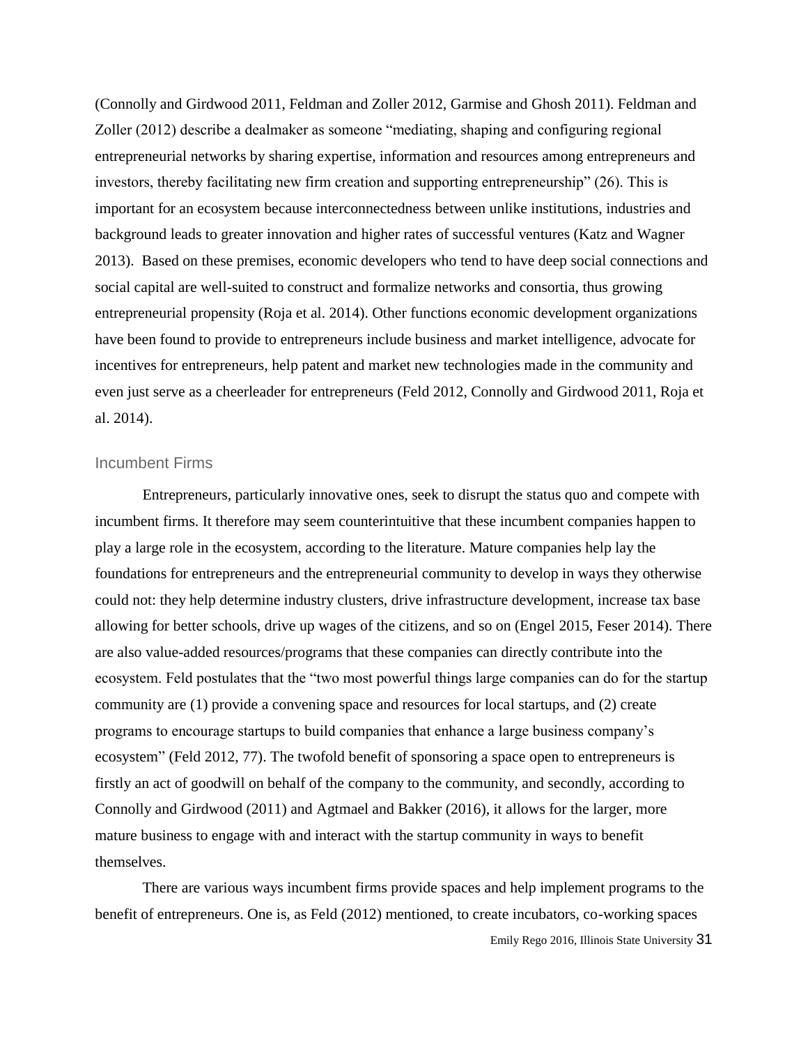(Connolly and Girdwood 2011, Feldman and Zoller 2012, Garmise and Ghosh 2011). Feldman and Zoller (2012) describe a dealmaker as someone "mediating, shaping and configuring regional entrepreneurial networks by sharing expertise, information and resources among entrepreneurs and investors, thereby facilitating new firm creation and supporting entrepreneurship" (26). This is important for an ecosystem because interconnectedness between unlike institutions, industries and background leads to greater innovation and higher rates of successful ventures (Katz and Wagner 2013). Based on these premises, economic developers who tend to have deep social connections and social capital are well-suited to construct and formalize networks and consortia, thus growing entrepreneurial propensity (Roja et al. 2014). Other functions economic development organizations have been found to provide to entrepreneurs include business and market intelligence, advocate for incentives for entrepreneurs, help patent and market new technologies made in the community and even just serve as a cheerleader for entrepreneurs (Feld 2012, Connolly and Girdwood 2011, Roja et al. 2014).

### Incumbent Firms

Entrepreneurs, particularly innovative ones, seek to disrupt the status quo and compete with incumbent firms. It therefore may seem counterintuitive that these incumbent companies happen to play a large role in the ecosystem, according to the literature. Mature companies help lay the foundations for entrepreneurs and the entrepreneurial community to develop in ways they otherwise could not: they help determine industry clusters, drive infrastructure development, increase tax base allowing for better schools, drive up wages of the citizens, and so on (Engel 2015, Feser 2014). There are also value-added resources/programs that these companies can directly contribute into the ecosystem. Feld postulates that the "two most powerful things large companies can do for the startup community are (1) provide a convening space and resources for local startups, and (2) create programs to encourage startups to build companies that enhance a large business company's ecosystem" (Feld 2012, 77). The twofold benefit of sponsoring a space open to entrepreneurs is firstly an act of goodwill on behalf of the company to the community, and secondly, according to Connolly and Girdwood (2011) and Agtmael and Bakker (2016), it allows for the larger, more mature business to engage with and interact with the startup community in ways to benefit themselves.

There are various ways incumbent firms provide spaces and help implement programs to the benefit of entrepreneurs. One is, as Feld (2012) mentioned, to create incubators, co-working spaces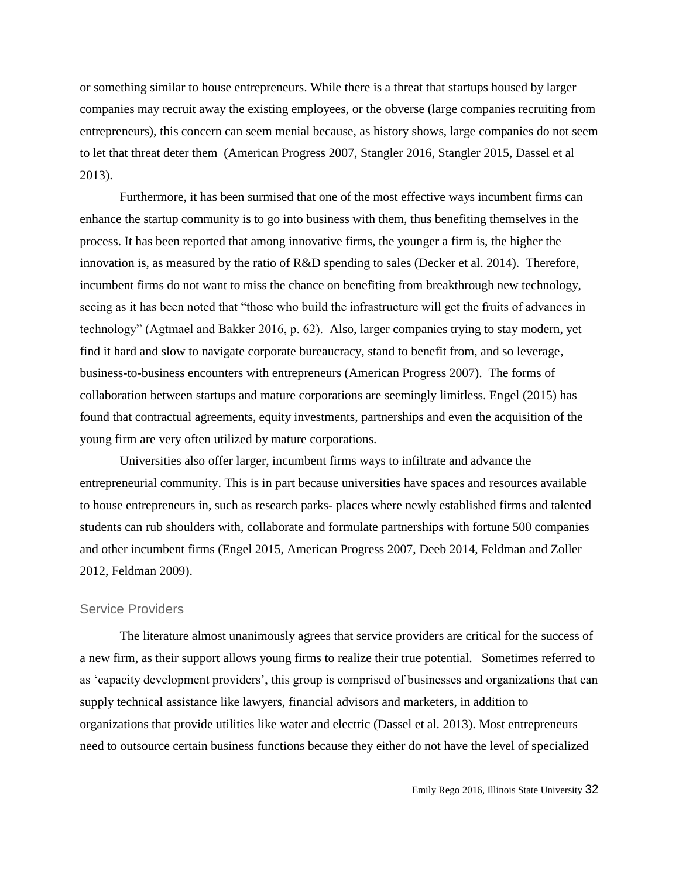or something similar to house entrepreneurs. While there is a threat that startups housed by larger companies may recruit away the existing employees, or the obverse (large companies recruiting from entrepreneurs), this concern can seem menial because, as history shows, large companies do not seem to let that threat deter them (American Progress 2007, Stangler 2016, Stangler 2015, Dassel et al 2013).

Furthermore, it has been surmised that one of the most effective ways incumbent firms can enhance the startup community is to go into business with them, thus benefiting themselves in the process. It has been reported that among innovative firms, the younger a firm is, the higher the innovation is, as measured by the ratio of R&D spending to sales (Decker et al. 2014). Therefore, incumbent firms do not want to miss the chance on benefiting from breakthrough new technology, seeing as it has been noted that "those who build the infrastructure will get the fruits of advances in technology" (Agtmael and Bakker 2016, p. 62). Also, larger companies trying to stay modern, yet find it hard and slow to navigate corporate bureaucracy, stand to benefit from, and so leverage, business-to-business encounters with entrepreneurs (American Progress 2007). The forms of collaboration between startups and mature corporations are seemingly limitless. Engel (2015) has found that contractual agreements, equity investments, partnerships and even the acquisition of the young firm are very often utilized by mature corporations.

Universities also offer larger, incumbent firms ways to infiltrate and advance the entrepreneurial community. This is in part because universities have spaces and resources available to house entrepreneurs in, such as research parks- places where newly established firms and talented students can rub shoulders with, collaborate and formulate partnerships with fortune 500 companies and other incumbent firms (Engel 2015, American Progress 2007, Deeb 2014, Feldman and Zoller 2012, Feldman 2009).

## Service Providers

The literature almost unanimously agrees that service providers are critical for the success of a new firm, as their support allows young firms to realize their true potential. Sometimes referred to as 'capacity development providers', this group is comprised of businesses and organizations that can supply technical assistance like lawyers, financial advisors and marketers, in addition to organizations that provide utilities like water and electric (Dassel et al. 2013). Most entrepreneurs need to outsource certain business functions because they either do not have the level of specialized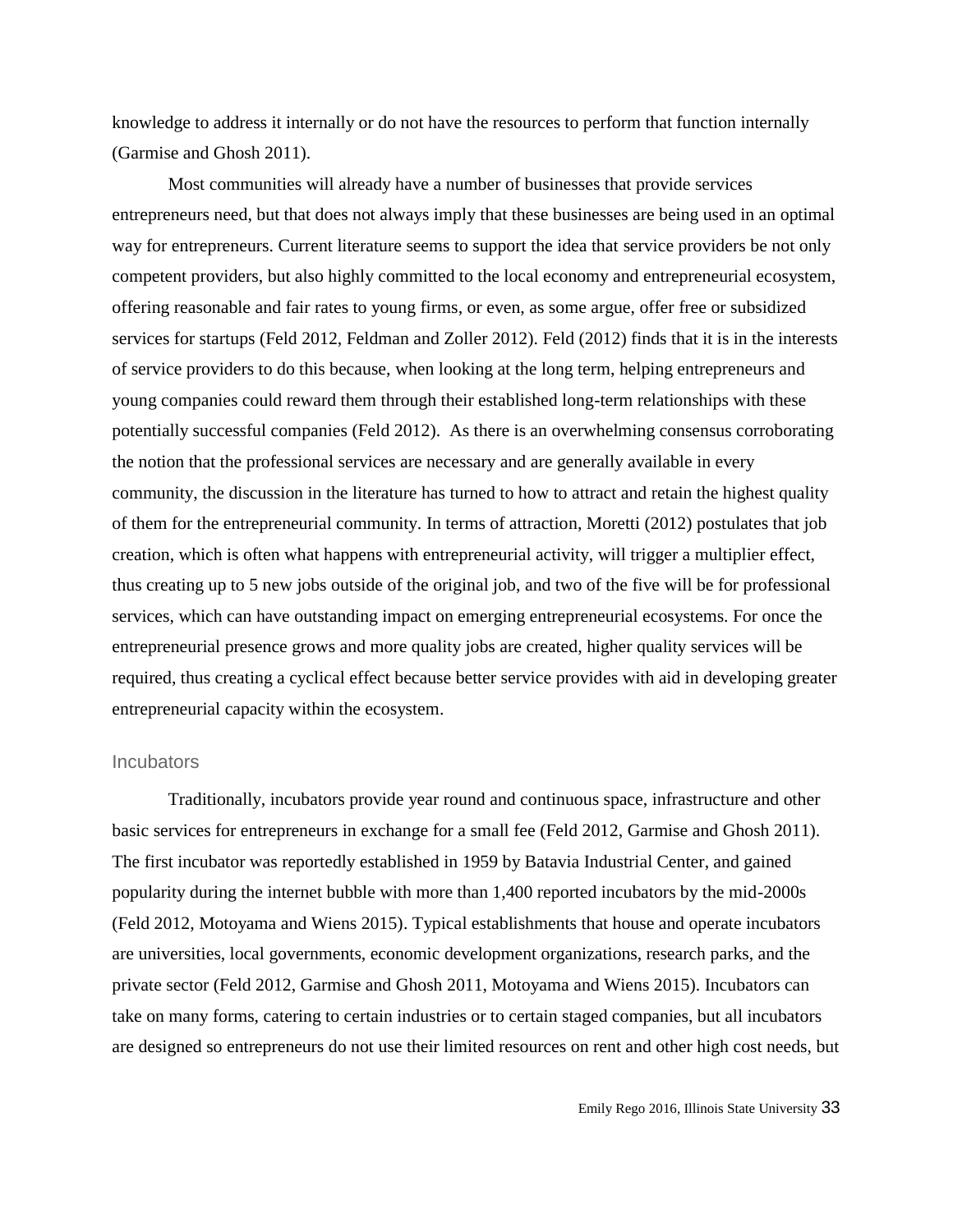knowledge to address it internally or do not have the resources to perform that function internally (Garmise and Ghosh 2011).

Most communities will already have a number of businesses that provide services entrepreneurs need, but that does not always imply that these businesses are being used in an optimal way for entrepreneurs. Current literature seems to support the idea that service providers be not only competent providers, but also highly committed to the local economy and entrepreneurial ecosystem, offering reasonable and fair rates to young firms, or even, as some argue, offer free or subsidized services for startups (Feld 2012, Feldman and Zoller 2012). Feld (2012) finds that it is in the interests of service providers to do this because, when looking at the long term, helping entrepreneurs and young companies could reward them through their established long-term relationships with these potentially successful companies (Feld 2012). As there is an overwhelming consensus corroborating the notion that the professional services are necessary and are generally available in every community, the discussion in the literature has turned to how to attract and retain the highest quality of them for the entrepreneurial community. In terms of attraction, Moretti (2012) postulates that job creation, which is often what happens with entrepreneurial activity, will trigger a multiplier effect, thus creating up to 5 new jobs outside of the original job, and two of the five will be for professional services, which can have outstanding impact on emerging entrepreneurial ecosystems. For once the entrepreneurial presence grows and more quality jobs are created, higher quality services will be required, thus creating a cyclical effect because better service provides with aid in developing greater entrepreneurial capacity within the ecosystem.

## Incubators

Traditionally, incubators provide year round and continuous space, infrastructure and other basic services for entrepreneurs in exchange for a small fee (Feld 2012, Garmise and Ghosh 2011). The first incubator was reportedly established in 1959 by Batavia Industrial Center, and gained popularity during the internet bubble with more than 1,400 reported incubators by the mid-2000s (Feld 2012, Motoyama and Wiens 2015). Typical establishments that house and operate incubators are universities, local governments, economic development organizations, research parks, and the private sector (Feld 2012, Garmise and Ghosh 2011, Motoyama and Wiens 2015). Incubators can take on many forms, catering to certain industries or to certain staged companies, but all incubators are designed so entrepreneurs do not use their limited resources on rent and other high cost needs, but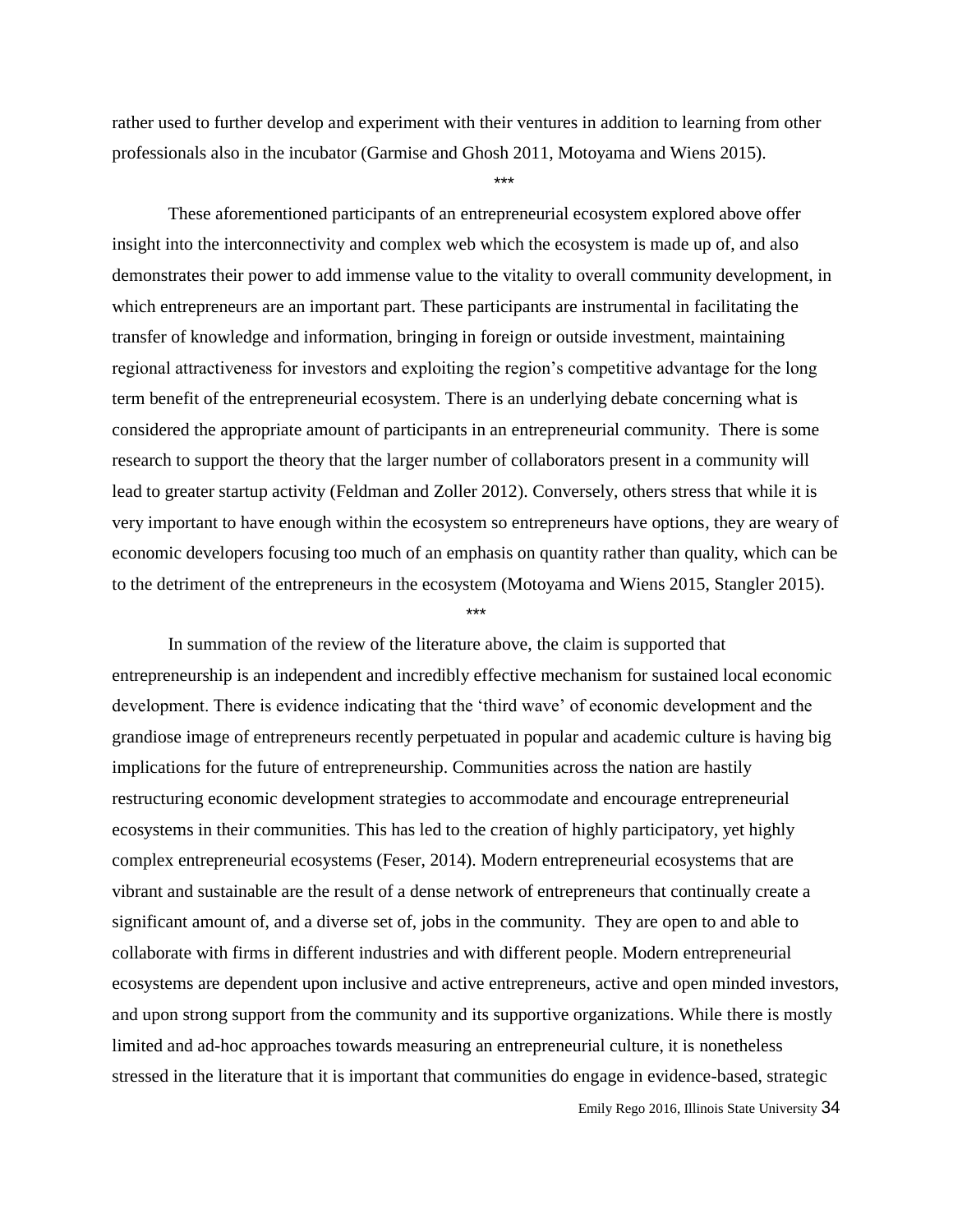rather used to further develop and experiment with their ventures in addition to learning from other professionals also in the incubator (Garmise and Ghosh 2011, Motoyama and Wiens 2015).

***

These aforementioned participants of an entrepreneurial ecosystem explored above offer insight into the interconnectivity and complex web which the ecosystem is made up of, and also demonstrates their power to add immense value to the vitality to overall community development, in which entrepreneurs are an important part. These participants are instrumental in facilitating the transfer of knowledge and information, bringing in foreign or outside investment, maintaining regional attractiveness for investors and exploiting the region's competitive advantage for the long term benefit of the entrepreneurial ecosystem. There is an underlying debate concerning what is considered the appropriate amount of participants in an entrepreneurial community. There is some research to support the theory that the larger number of collaborators present in a community will lead to greater startup activity (Feldman and Zoller 2012). Conversely, others stress that while it is very important to have enough within the ecosystem so entrepreneurs have options, they are weary of economic developers focusing too much of an emphasis on quantity rather than quality, which can be to the detriment of the entrepreneurs in the ecosystem (Motoyama and Wiens 2015, Stangler 2015).

***

In summation of the review of the literature above, the claim is supported that entrepreneurship is an independent and incredibly effective mechanism for sustained local economic development. There is evidence indicating that the 'third wave' of economic development and the grandiose image of entrepreneurs recently perpetuated in popular and academic culture is having big implications for the future of entrepreneurship. Communities across the nation are hastily restructuring economic development strategies to accommodate and encourage entrepreneurial ecosystems in their communities. This has led to the creation of highly participatory, yet highly complex entrepreneurial ecosystems (Feser, 2014). Modern entrepreneurial ecosystems that are vibrant and sustainable are the result of a dense network of entrepreneurs that continually create a significant amount of, and a diverse set of, jobs in the community. They are open to and able to collaborate with firms in different industries and with different people. Modern entrepreneurial ecosystems are dependent upon inclusive and active entrepreneurs, active and open minded investors, and upon strong support from the community and its supportive organizations. While there is mostly limited and ad-hoc approaches towards measuring an entrepreneurial culture, it is nonetheless stressed in the literature that it is important that communities do engage in evidence-based, strategic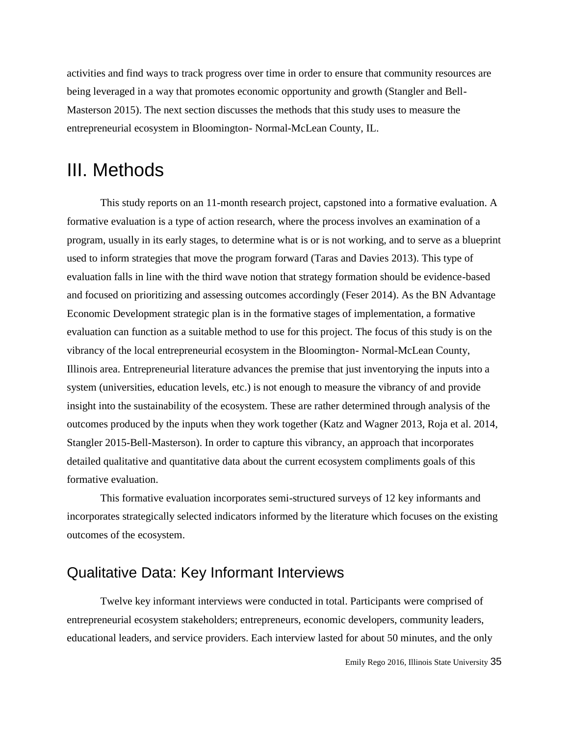activities and find ways to track progress over time in order to ensure that community resources are being leveraged in a way that promotes economic opportunity and growth (Stangler and Bell-Masterson 2015). The next section discusses the methods that this study uses to measure the entrepreneurial ecosystem in Bloomington- Normal-McLean County, IL.

# III. Methods

This study reports on an 11-month research project, capstoned into a formative evaluation. A formative evaluation is a type of action research, where the process involves an examination of a program, usually in its early stages, to determine what is or is not working, and to serve as a blueprint used to inform strategies that move the program forward (Taras and Davies 2013). This type of evaluation falls in line with the third wave notion that strategy formation should be evidence-based and focused on prioritizing and assessing outcomes accordingly (Feser 2014). As the BN Advantage Economic Development strategic plan is in the formative stages of implementation, a formative evaluation can function as a suitable method to use for this project. The focus of this study is on the vibrancy of the local entrepreneurial ecosystem in the Bloomington- Normal-McLean County, Illinois area. Entrepreneurial literature advances the premise that just inventorying the inputs into a system (universities, education levels, etc.) is not enough to measure the vibrancy of and provide insight into the sustainability of the ecosystem. These are rather determined through analysis of the outcomes produced by the inputs when they work together (Katz and Wagner 2013, Roja et al. 2014, Stangler 2015-Bell-Masterson). In order to capture this vibrancy, an approach that incorporates detailed qualitative and quantitative data about the current ecosystem compliments goals of this formative evaluation.

This formative evaluation incorporates semi-structured surveys of 12 key informants and incorporates strategically selected indicators informed by the literature which focuses on the existing outcomes of the ecosystem.

## Qualitative Data: Key Informant Interviews

Twelve key informant interviews were conducted in total. Participants were comprised of entrepreneurial ecosystem stakeholders; entrepreneurs, economic developers, community leaders, educational leaders, and service providers. Each interview lasted for about 50 minutes, and the only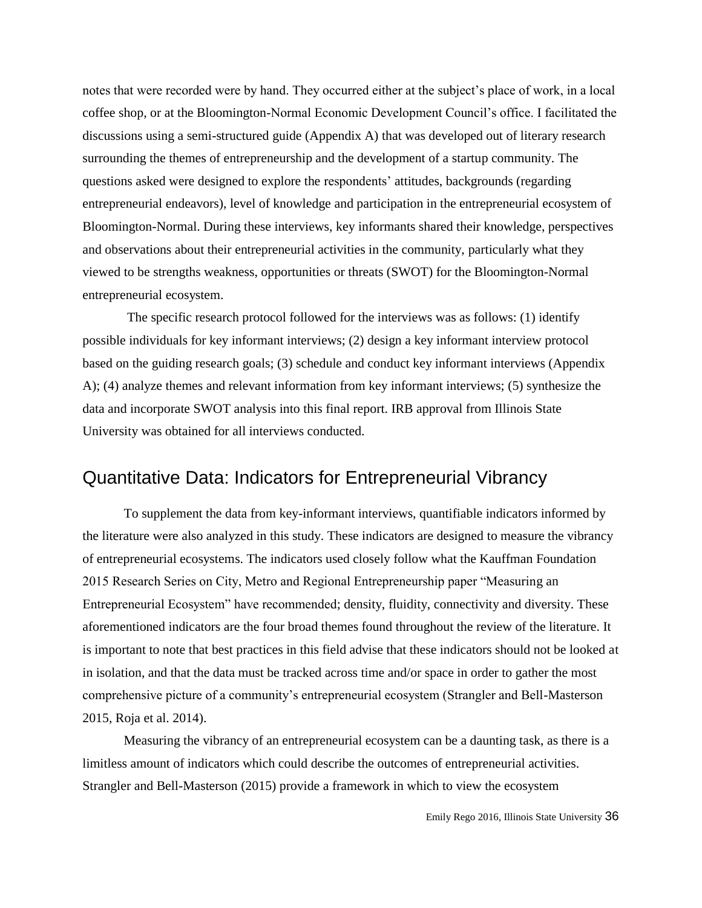notes that were recorded were by hand. They occurred either at the subject's place of work, in a local coffee shop, or at the Bloomington-Normal Economic Development Council's office. I facilitated the discussions using a semi-structured guide (Appendix A) that was developed out of literary research surrounding the themes of entrepreneurship and the development of a startup community. The questions asked were designed to explore the respondents' attitudes, backgrounds (regarding entrepreneurial endeavors), level of knowledge and participation in the entrepreneurial ecosystem of Bloomington-Normal. During these interviews, key informants shared their knowledge, perspectives and observations about their entrepreneurial activities in the community, particularly what they viewed to be strengths weakness, opportunities or threats (SWOT) for the Bloomington-Normal entrepreneurial ecosystem.

The specific research protocol followed for the interviews was as follows: (1) identify possible individuals for key informant interviews; (2) design a key informant interview protocol based on the guiding research goals; (3) schedule and conduct key informant interviews (Appendix A); (4) analyze themes and relevant information from key informant interviews; (5) synthesize the data and incorporate SWOT analysis into this final report. IRB approval from Illinois State University was obtained for all interviews conducted.

## Quantitative Data: Indicators for Entrepreneurial Vibrancy

To supplement the data from key-informant interviews, quantifiable indicators informed by the literature were also analyzed in this study. These indicators are designed to measure the vibrancy of entrepreneurial ecosystems. The indicators used closely follow what the Kauffman Foundation 2015 Research Series on City, Metro and Regional Entrepreneurship paper "Measuring an Entrepreneurial Ecosystem" have recommended; density, fluidity, connectivity and diversity. These aforementioned indicators are the four broad themes found throughout the review of the literature. It is important to note that best practices in this field advise that these indicators should not be looked at in isolation, and that the data must be tracked across time and/or space in order to gather the most comprehensive picture of a community's entrepreneurial ecosystem (Strangler and Bell-Masterson 2015, Roja et al. 2014).

Measuring the vibrancy of an entrepreneurial ecosystem can be a daunting task, as there is a limitless amount of indicators which could describe the outcomes of entrepreneurial activities. Strangler and Bell-Masterson (2015) provide a framework in which to view the ecosystem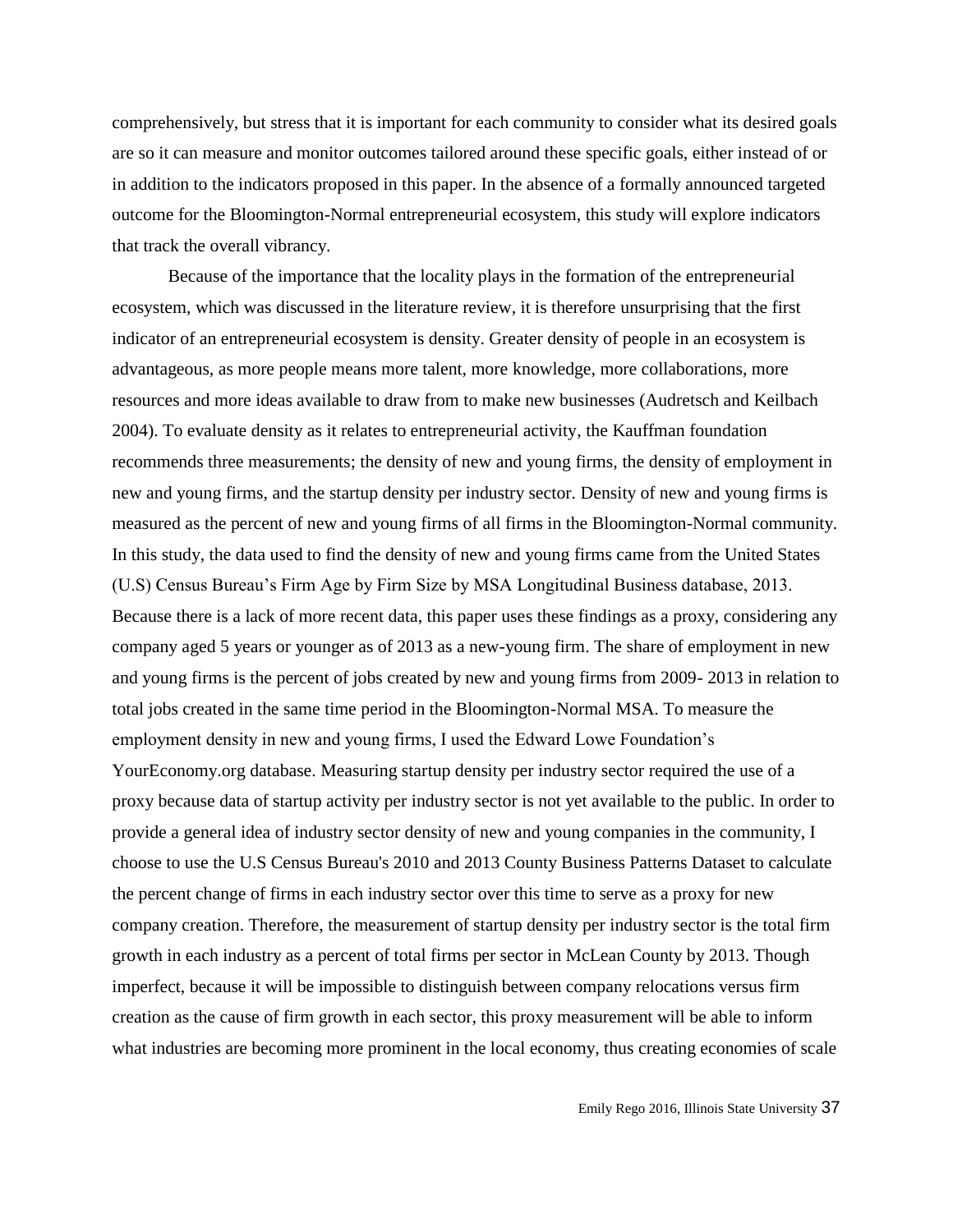comprehensively, but stress that it is important for each community to consider what its desired goals are so it can measure and monitor outcomes tailored around these specific goals, either instead of or in addition to the indicators proposed in this paper. In the absence of a formally announced targeted outcome for the Bloomington-Normal entrepreneurial ecosystem, this study will explore indicators that track the overall vibrancy.

Because of the importance that the locality plays in the formation of the entrepreneurial ecosystem, which was discussed in the literature review, it is therefore unsurprising that the first indicator of an entrepreneurial ecosystem is density. Greater density of people in an ecosystem is advantageous, as more people means more talent, more knowledge, more collaborations, more resources and more ideas available to draw from to make new businesses (Audretsch and Keilbach 2004). To evaluate density as it relates to entrepreneurial activity, the Kauffman foundation recommends three measurements; the density of new and young firms, the density of employment in new and young firms, and the startup density per industry sector. Density of new and young firms is measured as the percent of new and young firms of all firms in the Bloomington-Normal community. In this study, the data used to find the density of new and young firms came from the United States (U.S) Census Bureau's Firm Age by Firm Size by MSA Longitudinal Business database, 2013. Because there is a lack of more recent data, this paper uses these findings as a proxy, considering any company aged 5 years or younger as of 2013 as a new-young firm. The share of employment in new and young firms is the percent of jobs created by new and young firms from 2009- 2013 in relation to total jobs created in the same time period in the Bloomington-Normal MSA. To measure the employment density in new and young firms, I used the Edward Lowe Foundation's YourEconomy.org database. Measuring startup density per industry sector required the use of a proxy because data of startup activity per industry sector is not yet available to the public. In order to provide a general idea of industry sector density of new and young companies in the community, I choose to use the U.S Census Bureau's 2010 and 2013 County Business Patterns Dataset to calculate the percent change of firms in each industry sector over this time to serve as a proxy for new company creation. Therefore, the measurement of startup density per industry sector is the total firm growth in each industry as a percent of total firms per sector in McLean County by 2013. Though imperfect, because it will be impossible to distinguish between company relocations versus firm creation as the cause of firm growth in each sector, this proxy measurement will be able to inform what industries are becoming more prominent in the local economy, thus creating economies of scale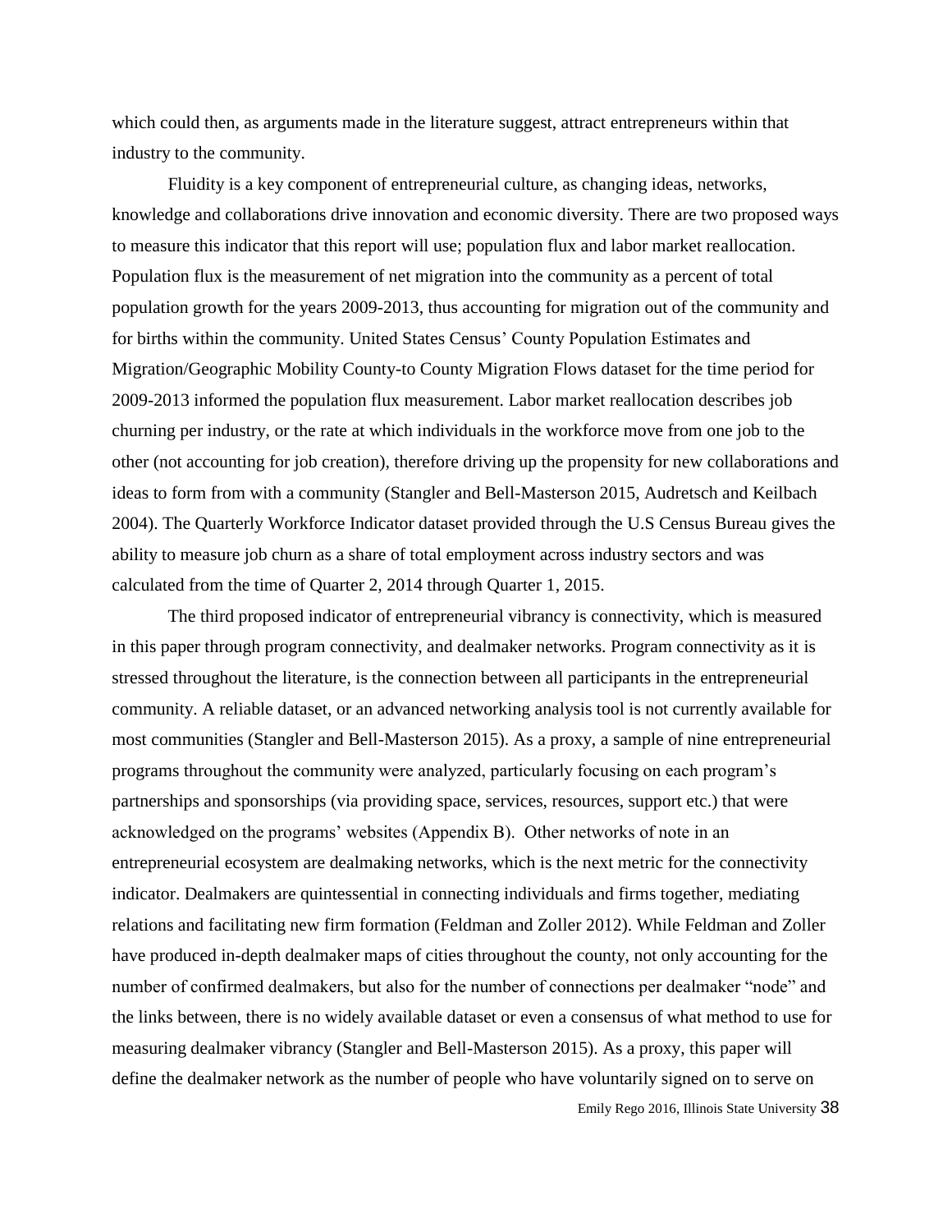which could then, as arguments made in the literature suggest, attract entrepreneurs within that industry to the community.

Fluidity is a key component of entrepreneurial culture, as changing ideas, networks, knowledge and collaborations drive innovation and economic diversity. There are two proposed ways to measure this indicator that this report will use; population flux and labor market reallocation. Population flux is the measurement of net migration into the community as a percent of total population growth for the years 2009-2013, thus accounting for migration out of the community and for births within the community. United States Census' County Population Estimates and Migration/Geographic Mobility County-to County Migration Flows dataset for the time period for 2009-2013 informed the population flux measurement. Labor market reallocation describes job churning per industry, or the rate at which individuals in the workforce move from one job to the other (not accounting for job creation), therefore driving up the propensity for new collaborations and ideas to form from with a community (Stangler and Bell-Masterson 2015, Audretsch and Keilbach 2004). The Quarterly Workforce Indicator dataset provided through the U.S Census Bureau gives the ability to measure job churn as a share of total employment across industry sectors and was calculated from the time of Quarter 2, 2014 through Quarter 1, 2015.

The third proposed indicator of entrepreneurial vibrancy is connectivity, which is measured in this paper through program connectivity, and dealmaker networks. Program connectivity as it is stressed throughout the literature, is the connection between all participants in the entrepreneurial community. A reliable dataset, or an advanced networking analysis tool is not currently available for most communities (Stangler and Bell-Masterson 2015). As a proxy, a sample of nine entrepreneurial programs throughout the community were analyzed, particularly focusing on each program's partnerships and sponsorships (via providing space, services, resources, support etc.) that were acknowledged on the programs' websites (Appendix B). Other networks of note in an entrepreneurial ecosystem are dealmaking networks, which is the next metric for the connectivity indicator. Dealmakers are quintessential in connecting individuals and firms together, mediating relations and facilitating new firm formation (Feldman and Zoller 2012). While Feldman and Zoller have produced in-depth dealmaker maps of cities throughout the county, not only accounting for the number of confirmed dealmakers, but also for the number of connections per dealmaker "node" and the links between, there is no widely available dataset or even a consensus of what method to use for measuring dealmaker vibrancy (Stangler and Bell-Masterson 2015). As a proxy, this paper will define the dealmaker network as the number of people who have voluntarily signed on to serve on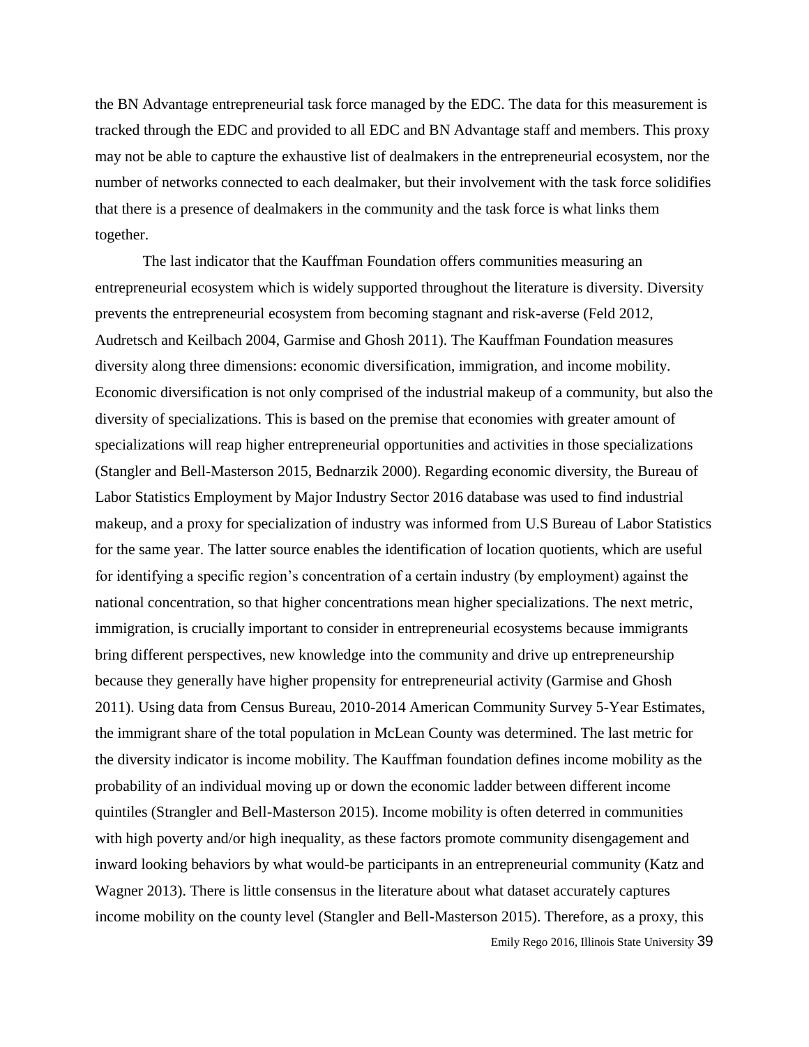the BN Advantage entrepreneurial task force managed by the EDC. The data for this measurement is tracked through the EDC and provided to all EDC and BN Advantage staff and members. This proxy may not be able to capture the exhaustive list of dealmakers in the entrepreneurial ecosystem, nor the number of networks connected to each dealmaker, but their involvement with the task force solidifies that there is a presence of dealmakers in the community and the task force is what links them together.

The last indicator that the Kauffman Foundation offers communities measuring an entrepreneurial ecosystem which is widely supported throughout the literature is diversity. Diversity prevents the entrepreneurial ecosystem from becoming stagnant and risk-averse (Feld 2012, Audretsch and Keilbach 2004, Garmise and Ghosh 2011). The Kauffman Foundation measures diversity along three dimensions: economic diversification, immigration, and income mobility. Economic diversification is not only comprised of the industrial makeup of a community, but also the diversity of specializations. This is based on the premise that economies with greater amount of specializations will reap higher entrepreneurial opportunities and activities in those specializations (Stangler and Bell-Masterson 2015, Bednarzik 2000). Regarding economic diversity, the Bureau of Labor Statistics Employment by Major Industry Sector 2016 database was used to find industrial makeup, and a proxy for specialization of industry was informed from U.S Bureau of Labor Statistics for the same year. The latter source enables the identification of location quotients, which are useful for identifying a specific region's concentration of a certain industry (by employment) against the national concentration, so that higher concentrations mean higher specializations. The next metric, immigration, is crucially important to consider in entrepreneurial ecosystems because immigrants bring different perspectives, new knowledge into the community and drive up entrepreneurship because they generally have higher propensity for entrepreneurial activity (Garmise and Ghosh 2011). Using data from Census Bureau, 2010-2014 American Community Survey 5-Year Estimates, the immigrant share of the total population in McLean County was determined. The last metric for the diversity indicator is income mobility. The Kauffman foundation defines income mobility as the probability of an individual moving up or down the economic ladder between different income quintiles (Strangler and Bell-Masterson 2015). Income mobility is often deterred in communities with high poverty and/or high inequality, as these factors promote community disengagement and inward looking behaviors by what would-be participants in an entrepreneurial community (Katz and Wagner 2013). There is little consensus in the literature about what dataset accurately captures income mobility on the county level (Stangler and Bell-Masterson 2015). Therefore, as a proxy, this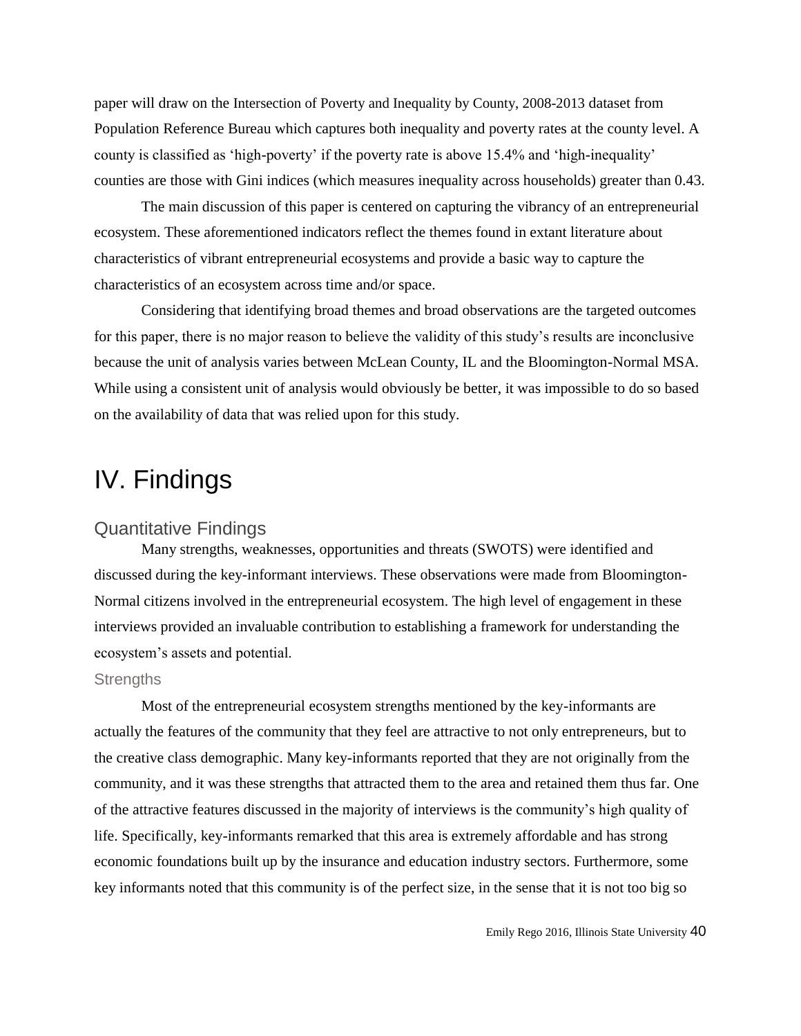paper will draw on the Intersection of Poverty and Inequality by County, 2008-2013 dataset from Population Reference Bureau which captures both inequality and poverty rates at the county level. A county is classified as 'high-poverty' if the poverty rate is above 15.4% and 'high-inequality' counties are those with Gini indices (which measures inequality across households) greater than 0.43.

The main discussion of this paper is centered on capturing the vibrancy of an entrepreneurial ecosystem. These aforementioned indicators reflect the themes found in extant literature about characteristics of vibrant entrepreneurial ecosystems and provide a basic way to capture the characteristics of an ecosystem across time and/or space.

Considering that identifying broad themes and broad observations are the targeted outcomes for this paper, there is no major reason to believe the validity of this study's results are inconclusive because the unit of analysis varies between McLean County, IL and the Bloomington-Normal MSA. While using a consistent unit of analysis would obviously be better, it was impossible to do so based on the availability of data that was relied upon for this study.

# IV. Findings

## Quantitative Findings

Many strengths, weaknesses, opportunities and threats (SWOTS) were identified and discussed during the key-informant interviews. These observations were made from Bloomington-Normal citizens involved in the entrepreneurial ecosystem. The high level of engagement in these interviews provided an invaluable contribution to establishing a framework for understanding the ecosystem's assets and potential.

### Strengths

Most of the entrepreneurial ecosystem strengths mentioned by the key-informants are actually the features of the community that they feel are attractive to not only entrepreneurs, but to the creative class demographic. Many key-informants reported that they are not originally from the community, and it was these strengths that attracted them to the area and retained them thus far. One of the attractive features discussed in the majority of interviews is the community's high quality of life. Specifically, key-informants remarked that this area is extremely affordable and has strong economic foundations built up by the insurance and education industry sectors. Furthermore, some key informants noted that this community is of the perfect size, in the sense that it is not too big so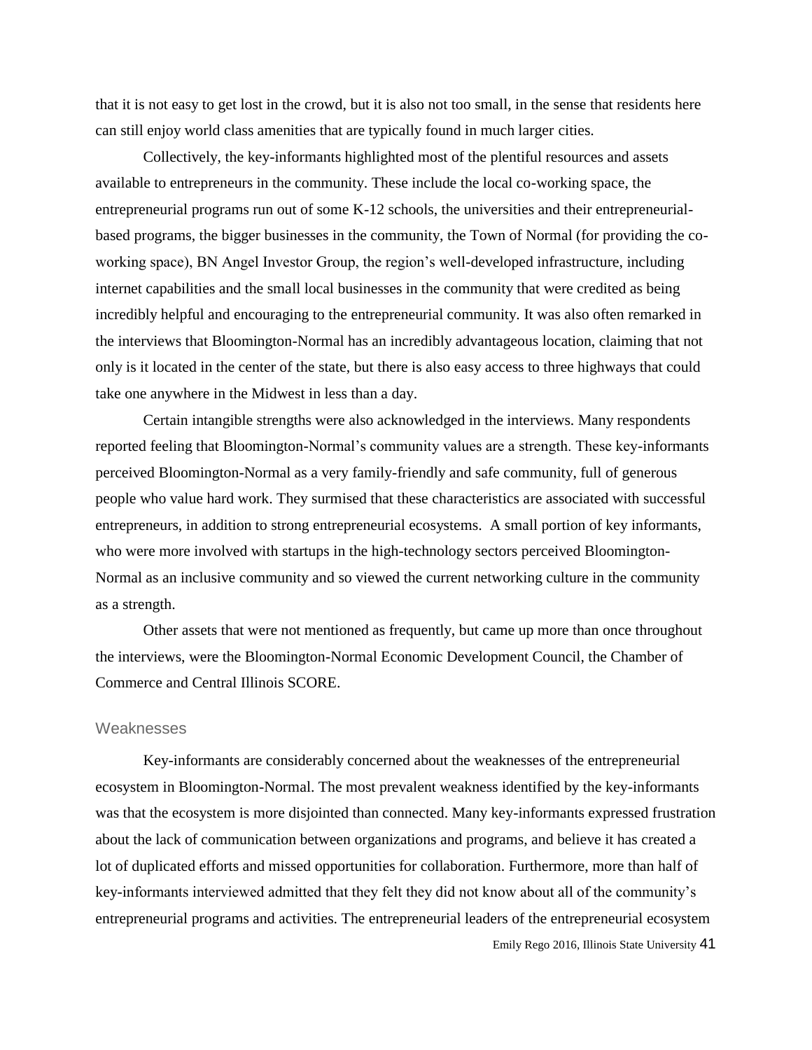that it is not easy to get lost in the crowd, but it is also not too small, in the sense that residents here can still enjoy world class amenities that are typically found in much larger cities.

Collectively, the key-informants highlighted most of the plentiful resources and assets available to entrepreneurs in the community. These include the local co-working space, the entrepreneurial programs run out of some K-12 schools, the universities and their entrepreneurial-based programs, the bigger businesses in the community, the Town of Normal (for providing the co-working space), BN Angel Investor Group, the region's well-developed infrastructure, including internet capabilities and the small local businesses in the community that were credited as being incredibly helpful and encouraging to the entrepreneurial community. It was also often remarked in the interviews that Bloomington-Normal has an incredibly advantageous location, claiming that not only is it located in the center of the state, but there is also easy access to three highways that could take one anywhere in the Midwest in less than a day.

Certain intangible strengths were also acknowledged in the interviews. Many respondents reported feeling that Bloomington-Normal's community values are a strength. These key-informants perceived Bloomington-Normal as a very family-friendly and safe community, full of generous people who value hard work. They surmised that these characteristics are associated with successful entrepreneurs, in addition to strong entrepreneurial ecosystems. A small portion of key informants, who were more involved with startups in the high-technology sectors perceived Bloomington-Normal as an inclusive community and so viewed the current networking culture in the community as a strength.

Other assets that were not mentioned as frequently, but came up more than once throughout the interviews, were the Bloomington-Normal Economic Development Council, the Chamber of Commerce and Central Illinois SCORE.

### Weaknesses

Key-informants are considerably concerned about the weaknesses of the entrepreneurial ecosystem in Bloomington-Normal. The most prevalent weakness identified by the key-informants was that the ecosystem is more disjointed than connected. Many key-informants expressed frustration about the lack of communication between organizations and programs, and believe it has created a lot of duplicated efforts and missed opportunities for collaboration. Furthermore, more than half of key-informants interviewed admitted that they felt they did not know about all of the community's entrepreneurial programs and activities. The entrepreneurial leaders of the entrepreneurial ecosystem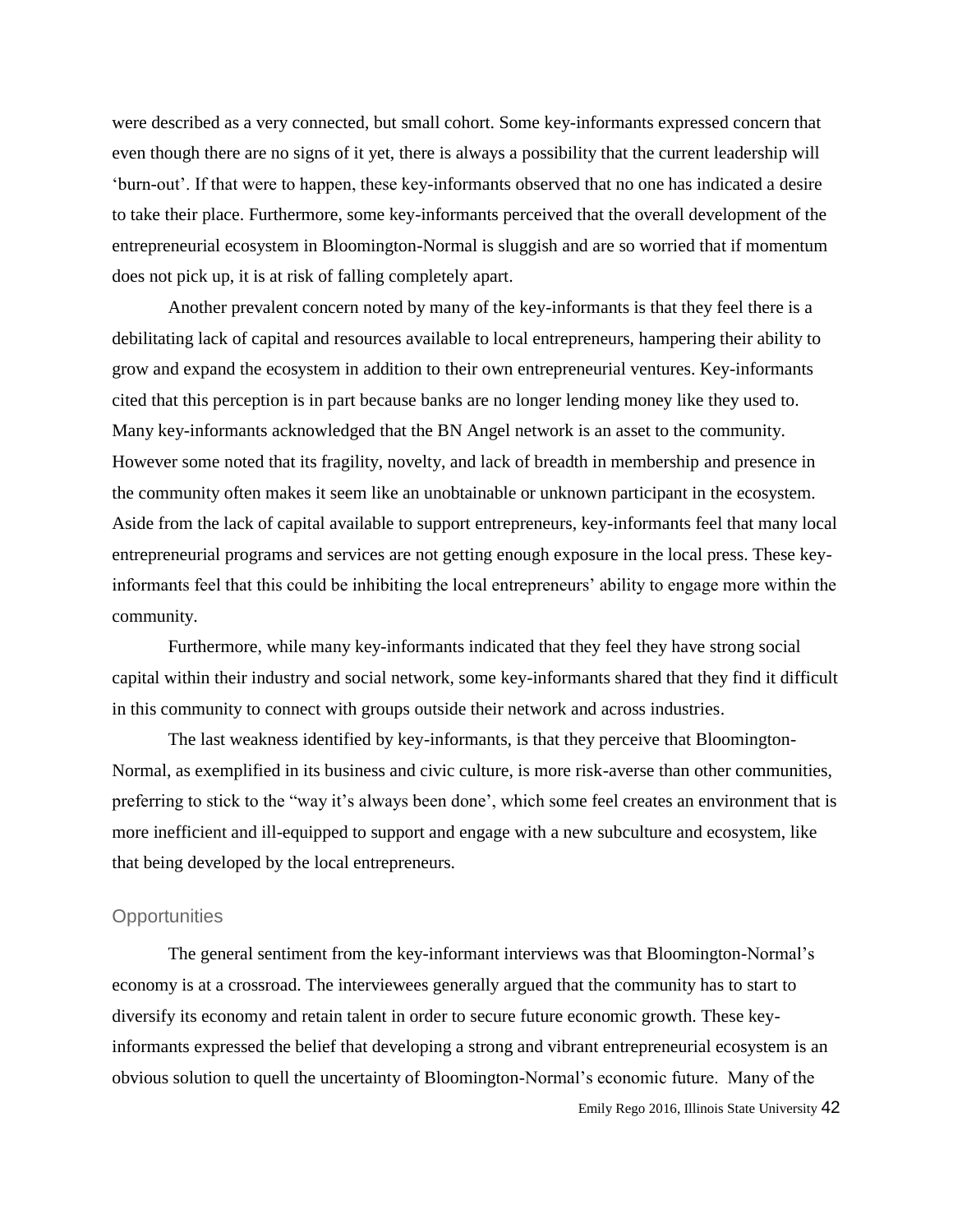were described as a very connected, but small cohort. Some key-informants expressed concern that even though there are no signs of it yet, there is always a possibility that the current leadership will 'burn-out'. If that were to happen, these key-informants observed that no one has indicated a desire to take their place. Furthermore, some key-informants perceived that the overall development of the entrepreneurial ecosystem in Bloomington-Normal is sluggish and are so worried that if momentum does not pick up, it is at risk of falling completely apart.

Another prevalent concern noted by many of the key-informants is that they feel there is a debilitating lack of capital and resources available to local entrepreneurs, hampering their ability to grow and expand the ecosystem in addition to their own entrepreneurial ventures. Key-informants cited that this perception is in part because banks are no longer lending money like they used to. Many key-informants acknowledged that the BN Angel network is an asset to the community. However some noted that its fragility, novelty, and lack of breadth in membership and presence in the community often makes it seem like an unobtainable or unknown participant in the ecosystem. Aside from the lack of capital available to support entrepreneurs, key-informants feel that many local entrepreneurial programs and services are not getting enough exposure in the local press. These key-informants feel that this could be inhibiting the local entrepreneurs' ability to engage more within the community.

Furthermore, while many key-informants indicated that they feel they have strong social capital within their industry and social network, some key-informants shared that they find it difficult in this community to connect with groups outside their network and across industries.

The last weakness identified by key-informants, is that they perceive that Bloomington-Normal, as exemplified in its business and civic culture, is more risk-averse than other communities, preferring to stick to the "way it's always been done', which some feel creates an environment that is more inefficient and ill-equipped to support and engage with a new subculture and ecosystem, like that being developed by the local entrepreneurs.

### Opportunities

The general sentiment from the key-informant interviews was that Bloomington-Normal's economy is at a crossroad. The interviewees generally argued that the community has to start to diversify its economy and retain talent in order to secure future economic growth. These key-informants expressed the belief that developing a strong and vibrant entrepreneurial ecosystem is an obvious solution to quell the uncertainty of Bloomington-Normal's economic future. Many of the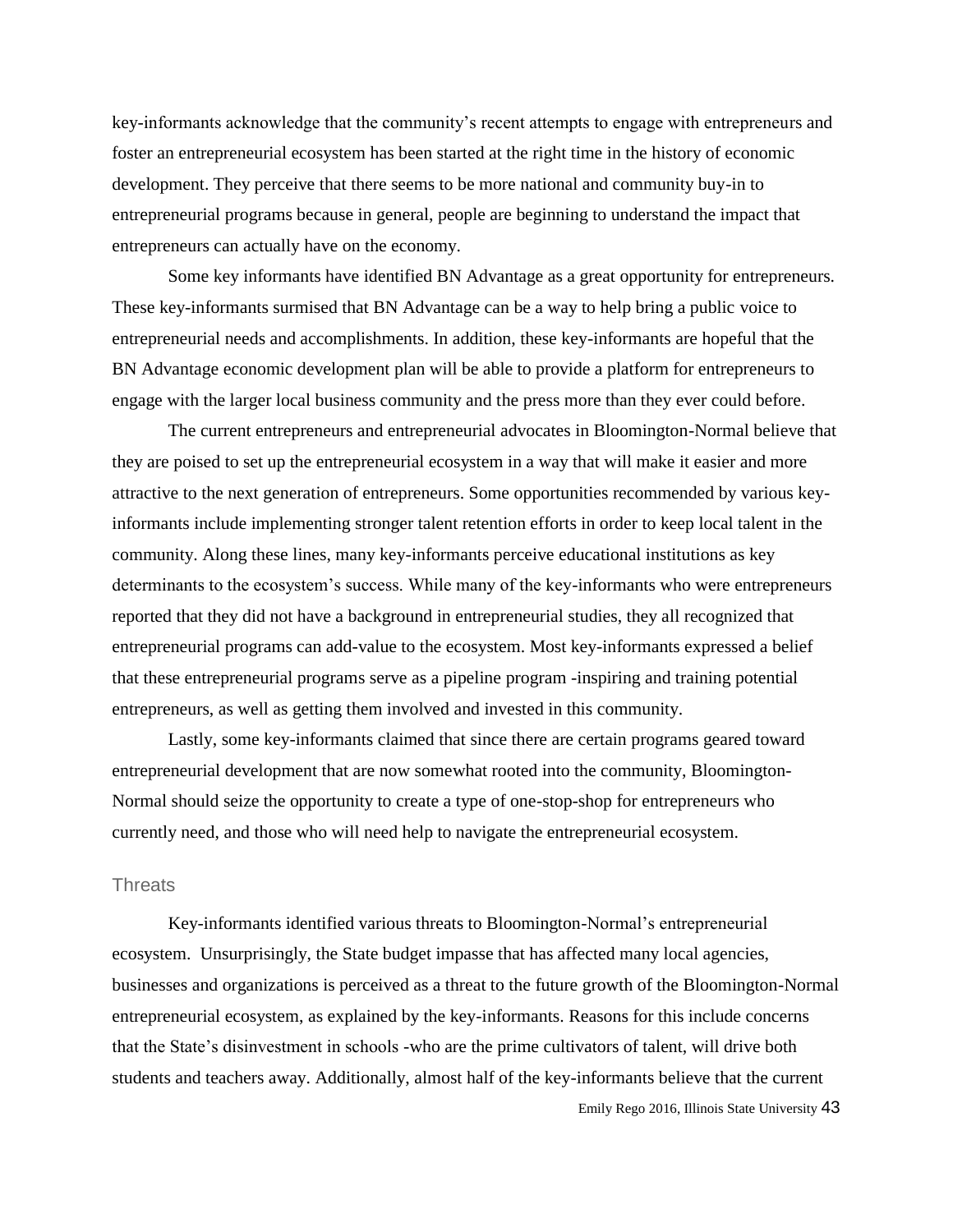key-informants acknowledge that the community's recent attempts to engage with entrepreneurs and foster an entrepreneurial ecosystem has been started at the right time in the history of economic development. They perceive that there seems to be more national and community buy-in to entrepreneurial programs because in general, people are beginning to understand the impact that entrepreneurs can actually have on the economy.

Some key informants have identified BN Advantage as a great opportunity for entrepreneurs. These key-informants surmised that BN Advantage can be a way to help bring a public voice to entrepreneurial needs and accomplishments. In addition, these key-informants are hopeful that the BN Advantage economic development plan will be able to provide a platform for entrepreneurs to engage with the larger local business community and the press more than they ever could before.

The current entrepreneurs and entrepreneurial advocates in Bloomington-Normal believe that they are poised to set up the entrepreneurial ecosystem in a way that will make it easier and more attractive to the next generation of entrepreneurs. Some opportunities recommended by various key-informants include implementing stronger talent retention efforts in order to keep local talent in the community. Along these lines, many key-informants perceive educational institutions as key determinants to the ecosystem's success. While many of the key-informants who were entrepreneurs reported that they did not have a background in entrepreneurial studies, they all recognized that entrepreneurial programs can add-value to the ecosystem. Most key-informants expressed a belief that these entrepreneurial programs serve as a pipeline program -inspiring and training potential entrepreneurs, as well as getting them involved and invested in this community.

Lastly, some key-informants claimed that since there are certain programs geared toward entrepreneurial development that are now somewhat rooted into the community, Bloomington-Normal should seize the opportunity to create a type of one-stop-shop for entrepreneurs who currently need, and those who will need help to navigate the entrepreneurial ecosystem.

### Threats

Key-informants identified various threats to Bloomington-Normal's entrepreneurial ecosystem. Unsurprisingly, the State budget impasse that has affected many local agencies, businesses and organizations is perceived as a threat to the future growth of the Bloomington-Normal entrepreneurial ecosystem, as explained by the key-informants. Reasons for this include concerns that the State's disinvestment in schools -who are the prime cultivators of talent, will drive both students and teachers away. Additionally, almost half of the key-informants believe that the current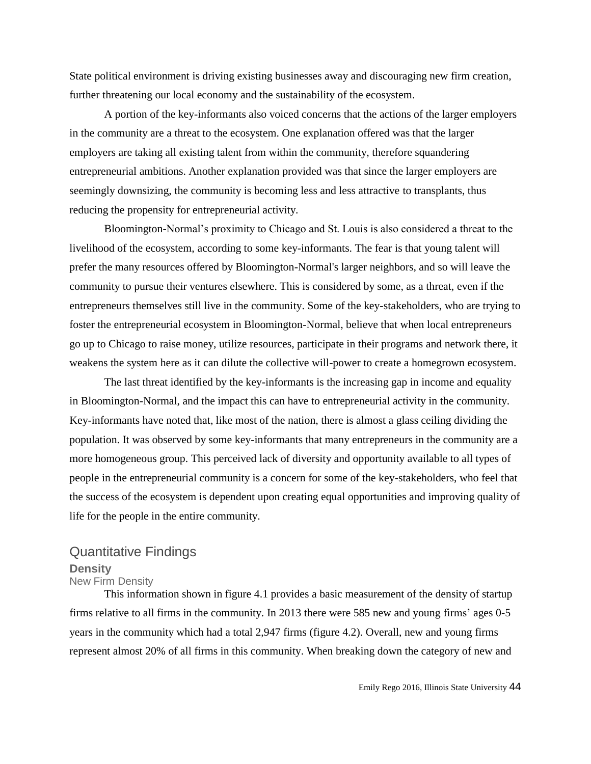State political environment is driving existing businesses away and discouraging new firm creation, further threatening our local economy and the sustainability of the ecosystem.

A portion of the key-informants also voiced concerns that the actions of the larger employers in the community are a threat to the ecosystem. One explanation offered was that the larger employers are taking all existing talent from within the community, therefore squandering entrepreneurial ambitions. Another explanation provided was that since the larger employers are seemingly downsizing, the community is becoming less and less attractive to transplants, thus reducing the propensity for entrepreneurial activity.

Bloomington-Normal's proximity to Chicago and St. Louis is also considered a threat to the livelihood of the ecosystem, according to some key-informants. The fear is that young talent will prefer the many resources offered by Bloomington-Normal's larger neighbors, and so will leave the community to pursue their ventures elsewhere. This is considered by some, as a threat, even if the entrepreneurs themselves still live in the community. Some of the key-stakeholders, who are trying to foster the entrepreneurial ecosystem in Bloomington-Normal, believe that when local entrepreneurs go up to Chicago to raise money, utilize resources, participate in their programs and network there, it weakens the system here as it can dilute the collective will-power to create a homegrown ecosystem.

The last threat identified by the key-informants is the increasing gap in income and equality in Bloomington-Normal, and the impact this can have to entrepreneurial activity in the community. Key-informants have noted that, like most of the nation, there is almost a glass ceiling dividing the population. It was observed by some key-informants that many entrepreneurs in the community are a more homogeneous group. This perceived lack of diversity and opportunity available to all types of people in the entrepreneurial community is a concern for some of the key-stakeholders, who feel that the success of the ecosystem is dependent upon creating equal opportunities and improving quality of life for the people in the entire community.

## Quantitative Findings

### Density

#### New Firm Density

This information shown in figure 4.1 provides a basic measurement of the density of startup firms relative to all firms in the community. In 2013 there were 585 new and young firms' ages 0-5 years in the community which had a total 2,947 firms (figure 4.2). Overall, new and young firms represent almost 20% of all firms in this community. When breaking down the category of new and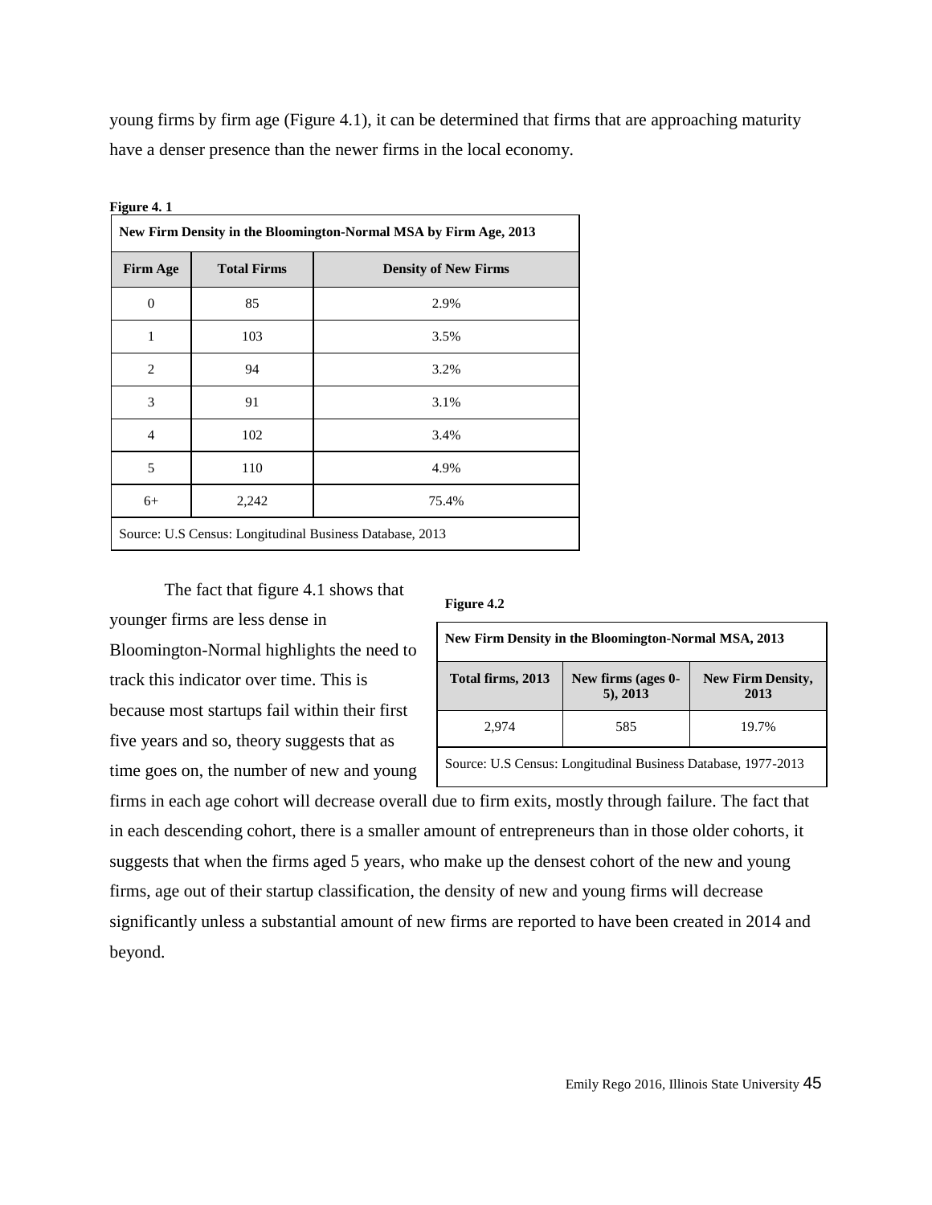young firms by firm age (Figure 4.1), it can be determined that firms that are approaching maturity have a denser presence than the newer firms in the local economy.

**Figure 4. 1**

| New Firm Density in the Bloomington-Normal MSA by Firm Age, 2013 | | |
|---|---|---|
| **Firm Age** | **Total Firms** | **Density of New Firms** |
| 0 | 85 | 2.9% |
| 1 | 103 | 3.5% |
| 2 | 94 | 3.2% |
| 3 | 91 | 3.1% |
| 4 | 102 | 3.4% |
| 5 | 110 | 4.9% |
| 6+ | 2,242 | 75.4% |
| Source: U.S Census: Longitudinal Business Database, 2013 | | |

**Figure 4.2**

| New Firm Density in the Bloomington-Normal MSA, 2013 | | |
|---|---|---|
| **Total firms, 2013** | **New firms (ages 0-5), 2013** | **New Firm Density, 2013** |
| 2,974 | 585 | 19.7% |
| Source: U.S Census: Longitudinal Business Database, 1977-2013 | | |

The fact that figure 4.1 shows that younger firms are less dense in Bloomington-Normal highlights the need to track this indicator over time. This is because most startups fail within their first five years and so, theory suggests that as time goes on, the number of new and young firms in each age cohort will decrease overall due to firm exits, mostly through failure. The fact that in each descending cohort, there is a smaller amount of entrepreneurs than in those older cohorts, it suggests that when the firms aged 5 years, who make up the densest cohort of the new and young firms, age out of their startup classification, the density of new and young firms will decrease significantly unless a substantial amount of new firms are reported to have been created in 2014 and beyond.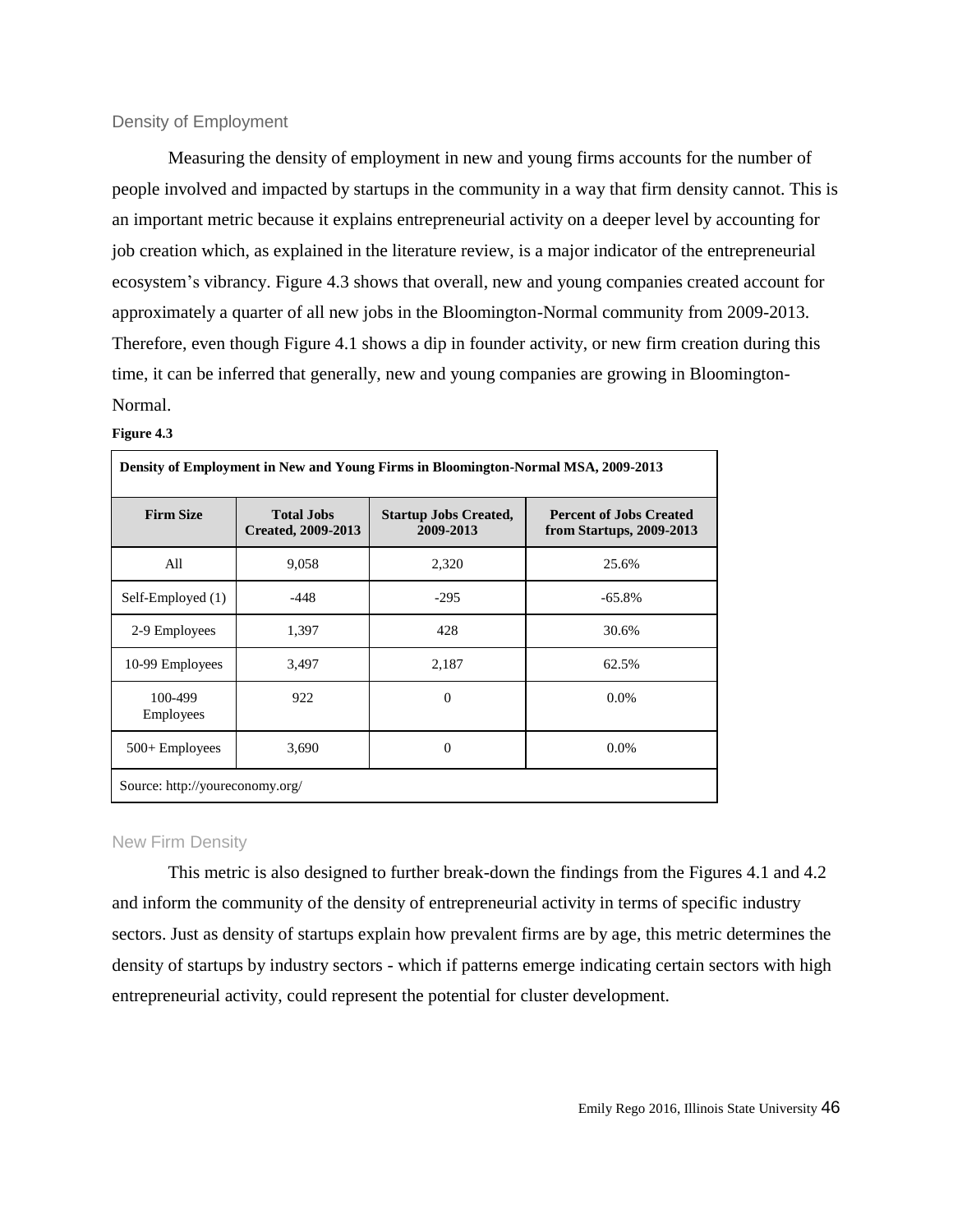### Density of Employment

Measuring the density of employment in new and young firms accounts for the number of people involved and impacted by startups in the community in a way that firm density cannot. This is an important metric because it explains entrepreneurial activity on a deeper level by accounting for job creation which, as explained in the literature review, is a major indicator of the entrepreneurial ecosystem's vibrancy. Figure 4.3 shows that overall, new and young companies created account for approximately a quarter of all new jobs in the Bloomington-Normal community from 2009-2013. Therefore, even though Figure 4.1 shows a dip in founder activity, or new firm creation during this time, it can be inferred that generally, new and young companies are growing in Bloomington-Normal.

**Figure 4.3**

| **Density of Employment in New and Young Firms in Bloomington-Normal MSA, 2009-2013** | | | |
|---|---|---|---|
| **Firm Size** | **Total Jobs Created, 2009-2013** | **Startup Jobs Created, 2009-2013** | **Percent of Jobs Created from Startups, 2009-2013** |
| All | 9,058 | 2,320 | 25.6% |
| Self-Employed (1) | -448 | -295 | -65.8% |
| 2-9 Employees | 1,397 | 428 | 30.6% |
| 10-99 Employees | 3,497 | 2,187 | 62.5% |
| 100-499 Employees | 922 | 0 | 0.0% |
| 500+ Employees | 3,690 | 0 | 0.0% |
| Source: http://youreconomy.org/ | | | |

### New Firm Density

This metric is also designed to further break-down the findings from the Figures 4.1 and 4.2 and inform the community of the density of entrepreneurial activity in terms of specific industry sectors. Just as density of startups explain how prevalent firms are by age, this metric determines the density of startups by industry sectors - which if patterns emerge indicating certain sectors with high entrepreneurial activity, could represent the potential for cluster development.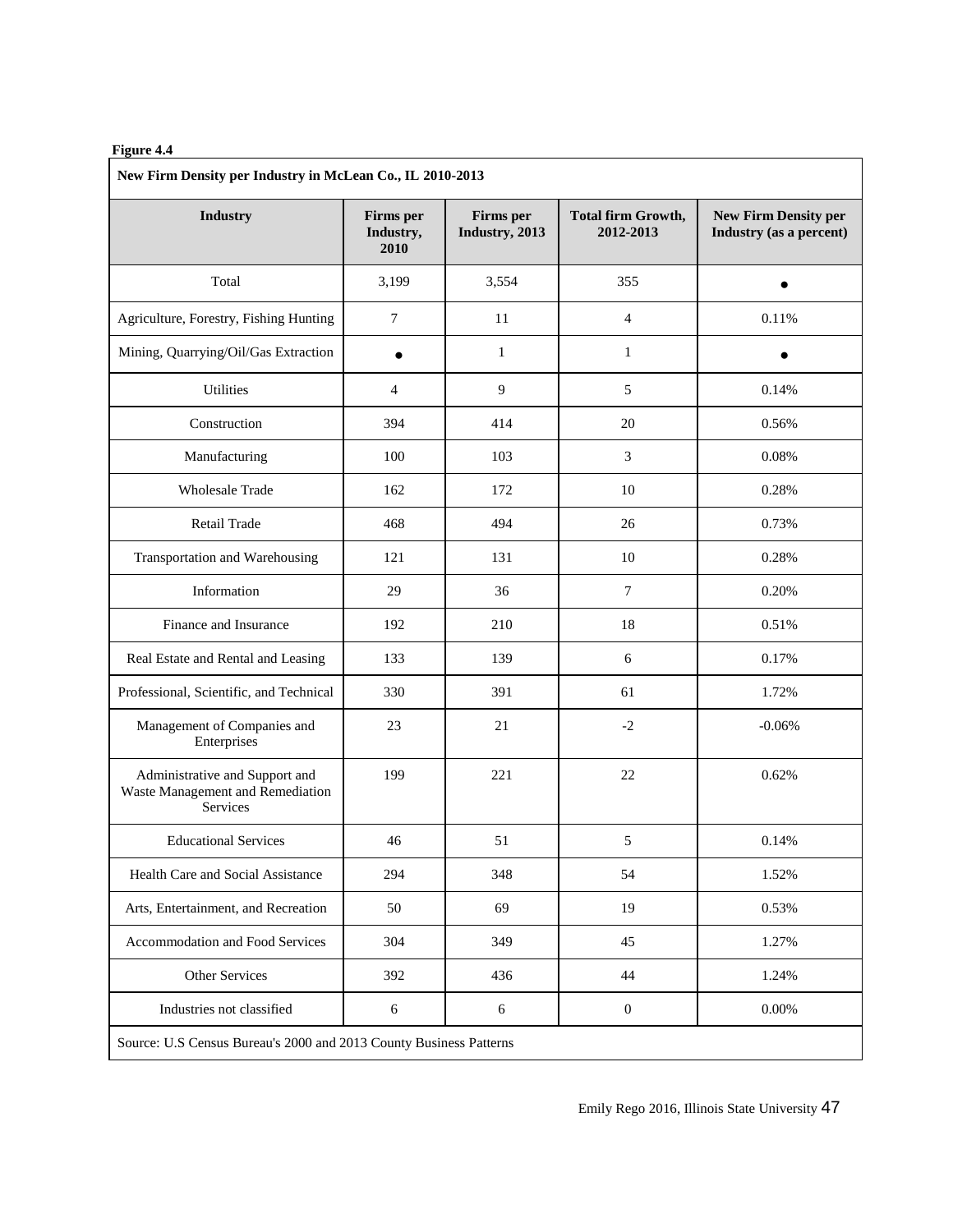**Figure 4.4**

| New Firm Density per Industry in McLean Co., IL 2010-2013 | | | | |
|---|---|---|---|---|
| **Industry** | **Firms per Industry, 2010** | **Firms per Industry, 2013** | **Total firm Growth, 2012-2013** | **New Firm Density per Industry (as a percent)** |
| Total | 3,199 | 3,554 | 355 | • |
| Agriculture, Forestry, Fishing Hunting | 7 | 11 | 4 | 0.11% |
| Mining, Quarrying/Oil/Gas Extraction | • | 1 | 1 | • |
| Utilities | 4 | 9 | 5 | 0.14% |
| Construction | 394 | 414 | 20 | 0.56% |
| Manufacturing | 100 | 103 | 3 | 0.08% |
| Wholesale Trade | 162 | 172 | 10 | 0.28% |
| Retail Trade | 468 | 494 | 26 | 0.73% |
| Transportation and Warehousing | 121 | 131 | 10 | 0.28% |
| Information | 29 | 36 | 7 | 0.20% |
| Finance and Insurance | 192 | 210 | 18 | 0.51% |
| Real Estate and Rental and Leasing | 133 | 139 | 6 | 0.17% |
| Professional, Scientific, and Technical | 330 | 391 | 61 | 1.72% |
| Management of Companies and Enterprises | 23 | 21 | -2 | -0.06% |
| Administrative and Support and Waste Management and Remediation Services | 199 | 221 | 22 | 0.62% |
| Educational Services | 46 | 51 | 5 | 0.14% |
| Health Care and Social Assistance | 294 | 348 | 54 | 1.52% |
| Arts, Entertainment, and Recreation | 50 | 69 | 19 | 0.53% |
| Accommodation and Food Services | 304 | 349 | 45 | 1.27% |
| Other Services | 392 | 436 | 44 | 1.24% |
| Industries not classified | 6 | 6 | 0 | 0.00% |
| Source: U.S Census Bureau's 2000 and 2013 County Business Patterns | | | | |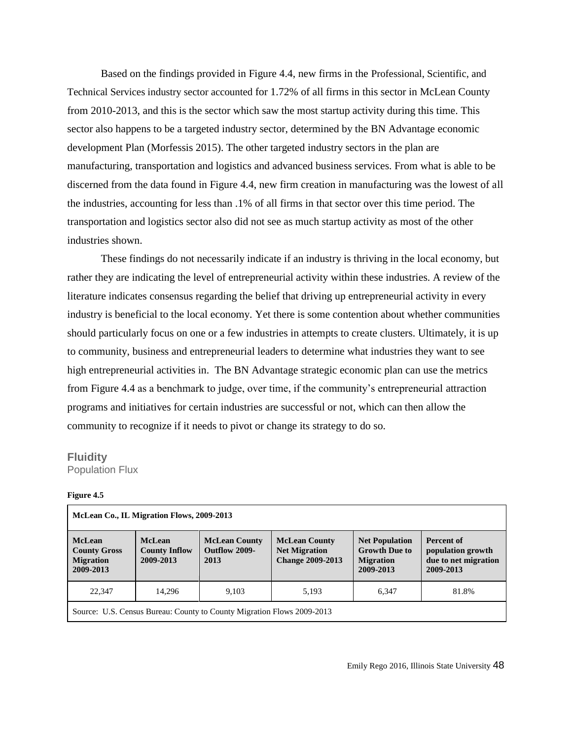Based on the findings provided in Figure 4.4, new firms in the Professional, Scientific, and Technical Services industry sector accounted for 1.72% of all firms in this sector in McLean County from 2010-2013, and this is the sector which saw the most startup activity during this time. This sector also happens to be a targeted industry sector, determined by the BN Advantage economic development Plan (Morfessis 2015). The other targeted industry sectors in the plan are manufacturing, transportation and logistics and advanced business services. From what is able to be discerned from the data found in Figure 4.4, new firm creation in manufacturing was the lowest of all the industries, accounting for less than .1% of all firms in that sector over this time period. The transportation and logistics sector also did not see as much startup activity as most of the other industries shown.

These findings do not necessarily indicate if an industry is thriving in the local economy, but rather they are indicating the level of entrepreneurial activity within these industries. A review of the literature indicates consensus regarding the belief that driving up entrepreneurial activity in every industry is beneficial to the local economy. Yet there is some contention about whether communities should particularly focus on one or a few industries in attempts to create clusters. Ultimately, it is up to community, business and entrepreneurial leaders to determine what industries they want to see high entrepreneurial activities in. The BN Advantage strategic economic plan can use the metrics from Figure 4.4 as a benchmark to judge, over time, if the community's entrepreneurial attraction programs and initiatives for certain industries are successful or not, which can then allow the community to recognize if it needs to pivot or change its strategy to do so.

## Fluidity

### Population Flux

**Figure 4.5**

| McLean Co., IL Migration Flows, 2009-2013 | | | | | |
|---|---|---|---|---|---|
| **McLean County Gross Migration 2009-2013** | **McLean County Inflow 2009-2013** | **McLean County Outflow 2009-2013** | **McLean County Net Migration Change 2009-2013** | **Net Population Growth Due to Migration 2009-2013** | **Percent of population growth due to net migration 2009-2013** |
| 22,347 | 14,296 | 9,103 | 5,193 | 6,347 | 81.8% |
| Source: U.S. Census Bureau: County to County Migration Flows 2009-2013 | | | | | |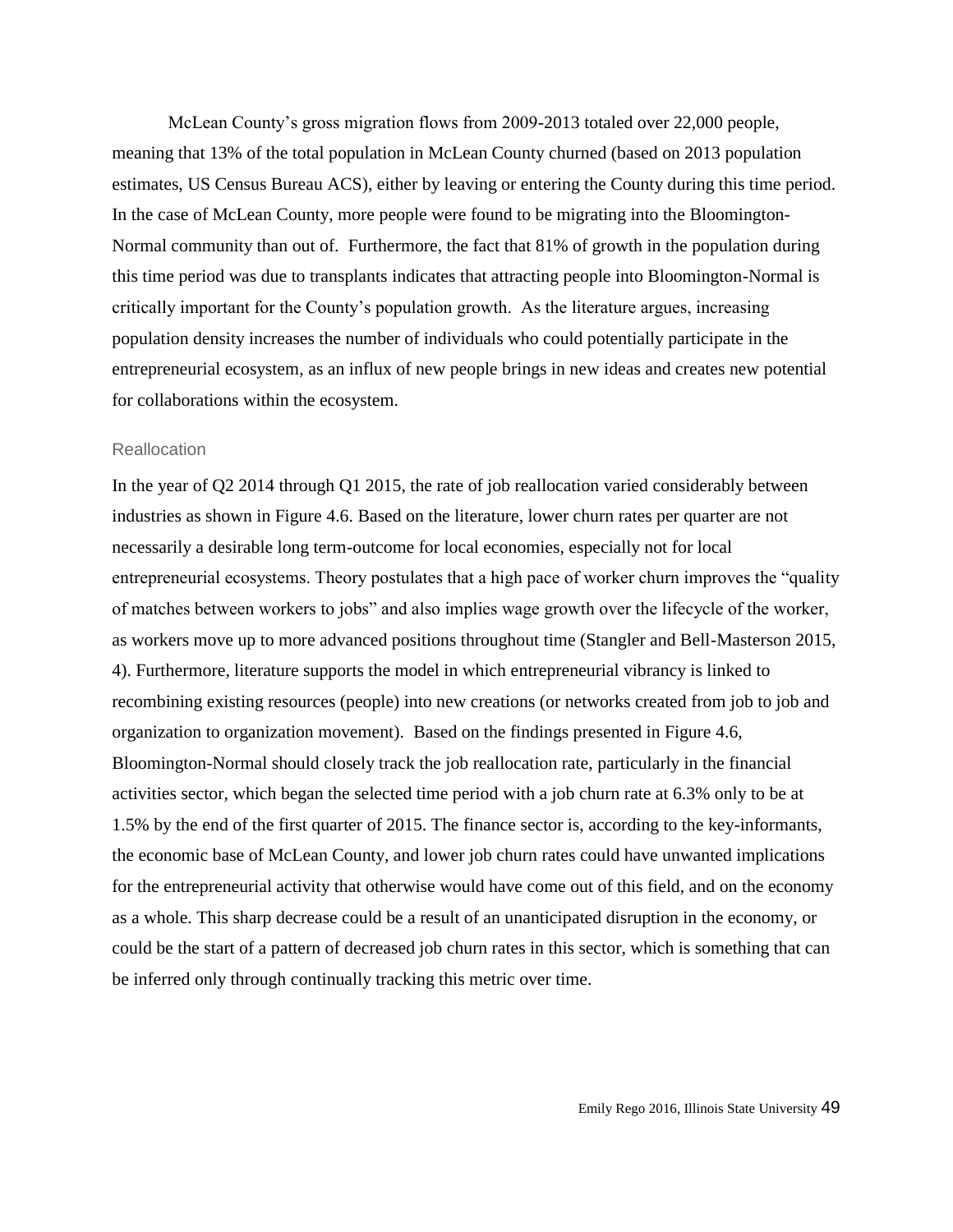McLean County's gross migration flows from 2009-2013 totaled over 22,000 people, meaning that 13% of the total population in McLean County churned (based on 2013 population estimates, US Census Bureau ACS), either by leaving or entering the County during this time period. In the case of McLean County, more people were found to be migrating into the Bloomington-Normal community than out of. Furthermore, the fact that 81% of growth in the population during this time period was due to transplants indicates that attracting people into Bloomington-Normal is critically important for the County's population growth. As the literature argues, increasing population density increases the number of individuals who could potentially participate in the entrepreneurial ecosystem, as an influx of new people brings in new ideas and creates new potential for collaborations within the ecosystem.

### Reallocation

In the year of Q2 2014 through Q1 2015, the rate of job reallocation varied considerably between industries as shown in Figure 4.6. Based on the literature, lower churn rates per quarter are not necessarily a desirable long term-outcome for local economies, especially not for local entrepreneurial ecosystems. Theory postulates that a high pace of worker churn improves the "quality of matches between workers to jobs" and also implies wage growth over the lifecycle of the worker, as workers move up to more advanced positions throughout time (Stangler and Bell-Masterson 2015, 4). Furthermore, literature supports the model in which entrepreneurial vibrancy is linked to recombining existing resources (people) into new creations (or networks created from job to job and organization to organization movement). Based on the findings presented in Figure 4.6, Bloomington-Normal should closely track the job reallocation rate, particularly in the financial activities sector, which began the selected time period with a job churn rate at 6.3% only to be at 1.5% by the end of the first quarter of 2015. The finance sector is, according to the key-informants, the economic base of McLean County, and lower job churn rates could have unwanted implications for the entrepreneurial activity that otherwise would have come out of this field, and on the economy as a whole. This sharp decrease could be a result of an unanticipated disruption in the economy, or could be the start of a pattern of decreased job churn rates in this sector, which is something that can be inferred only through continually tracking this metric over time.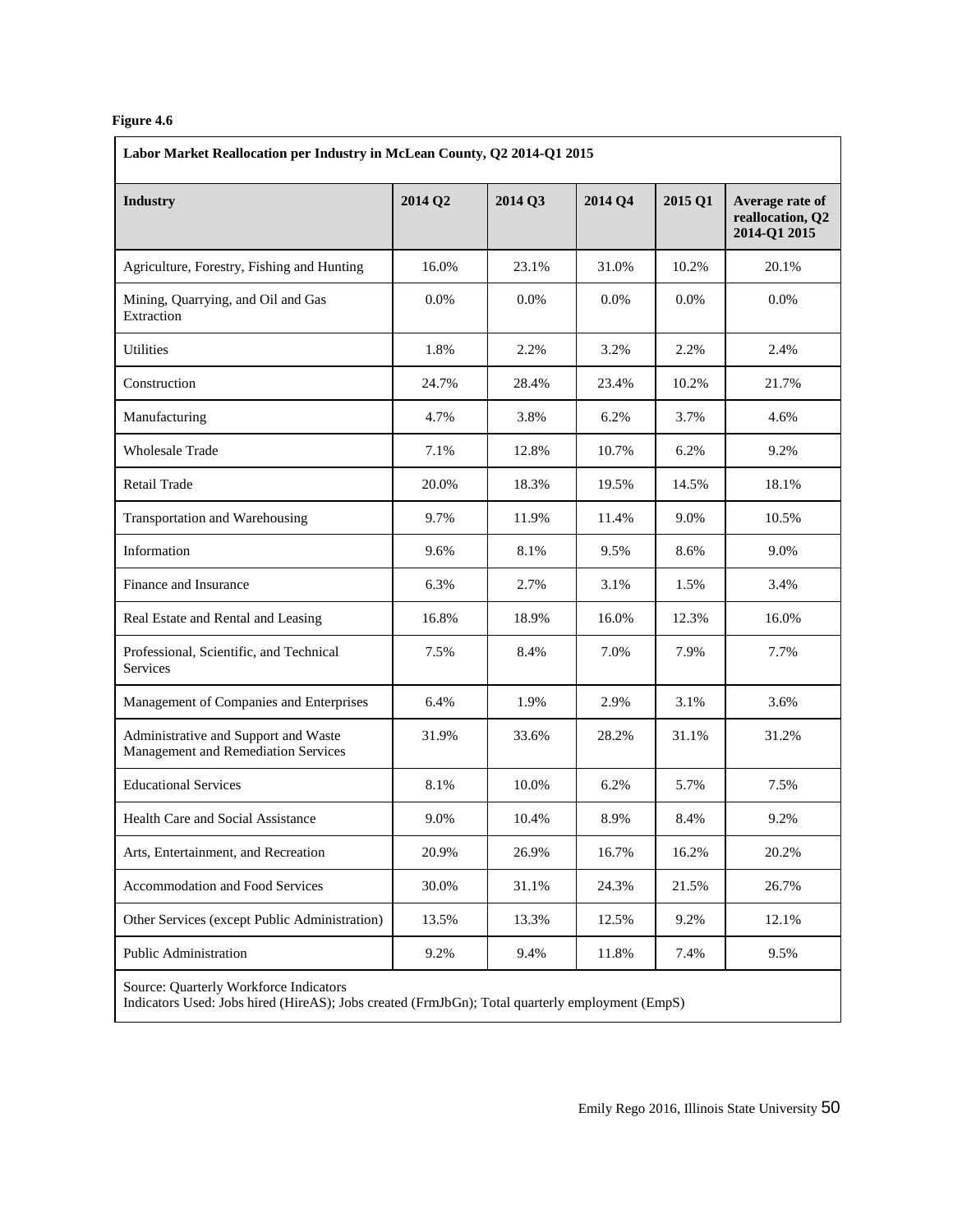**Figure 4.6**

**Labor Market Reallocation per Industry in McLean County, Q2 2014-Q1 2015**

| Industry | 2014 Q2 | 2014 Q3 | 2014 Q4 | 2015 Q1 | Average rate of reallocation, Q2 2014-Q1 2015 |
|---|---|---|---|---|---|
| Agriculture, Forestry, Fishing and Hunting | 16.0% | 23.1% | 31.0% | 10.2% | 20.1% |
| Mining, Quarrying, and Oil and Gas Extraction | 0.0% | 0.0% | 0.0% | 0.0% | 0.0% |
| Utilities | 1.8% | 2.2% | 3.2% | 2.2% | 2.4% |
| Construction | 24.7% | 28.4% | 23.4% | 10.2% | 21.7% |
| Manufacturing | 4.7% | 3.8% | 6.2% | 3.7% | 4.6% |
| Wholesale Trade | 7.1% | 12.8% | 10.7% | 6.2% | 9.2% |
| Retail Trade | 20.0% | 18.3% | 19.5% | 14.5% | 18.1% |
| Transportation and Warehousing | 9.7% | 11.9% | 11.4% | 9.0% | 10.5% |
| Information | 9.6% | 8.1% | 9.5% | 8.6% | 9.0% |
| Finance and Insurance | 6.3% | 2.7% | 3.1% | 1.5% | 3.4% |
| Real Estate and Rental and Leasing | 16.8% | 18.9% | 16.0% | 12.3% | 16.0% |
| Professional, Scientific, and Technical Services | 7.5% | 8.4% | 7.0% | 7.9% | 7.7% |
| Management of Companies and Enterprises | 6.4% | 1.9% | 2.9% | 3.1% | 3.6% |
| Administrative and Support and Waste Management and Remediation Services | 31.9% | 33.6% | 28.2% | 31.1% | 31.2% |
| Educational Services | 8.1% | 10.0% | 6.2% | 5.7% | 7.5% |
| Health Care and Social Assistance | 9.0% | 10.4% | 8.9% | 8.4% | 9.2% |
| Arts, Entertainment, and Recreation | 20.9% | 26.9% | 16.7% | 16.2% | 20.2% |
| Accommodation and Food Services | 30.0% | 31.1% | 24.3% | 21.5% | 26.7% |
| Other Services (except Public Administration) | 13.5% | 13.3% | 12.5% | 9.2% | 12.1% |
| Public Administration | 9.2% | 9.4% | 11.8% | 7.4% | 9.5% |

Source: Quarterly Workforce Indicators
Indicators Used: Jobs hired (HireAS); Jobs created (FrmJbGn); Total quarterly employment (EmpS)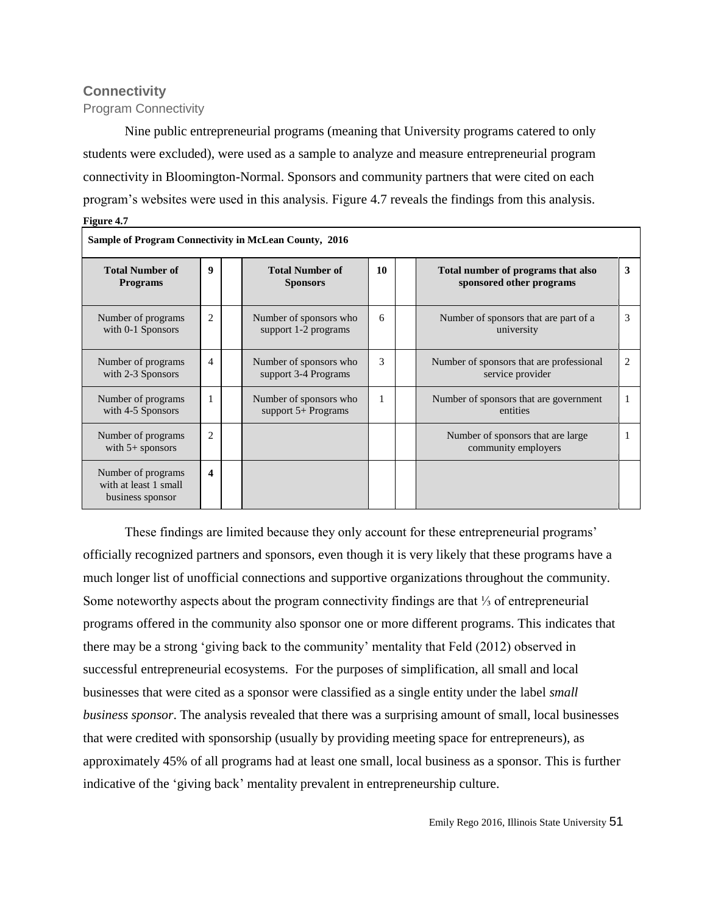## Connectivity

### Program Connectivity

Nine public entrepreneurial programs (meaning that University programs catered to only students were excluded), were used as a sample to analyze and measure entrepreneurial program connectivity in Bloomington-Normal. Sponsors and community partners that were cited on each program's websites were used in this analysis. Figure 4.7 reveals the findings from this analysis.

**Figure 4.7**

**Sample of Program Connectivity in McLean County, 2016**

| **Total Number of Programs** | **9** | | **Total Number of Sponsors** | **10** | | **Total number of programs that also sponsored other programs** | **3** |
|---|---|---|---|---|---|---|---|
| Number of programs with 0-1 Sponsors | 2 | | Number of sponsors who support 1-2 programs | 6 | | Number of sponsors that are part of a university | 3 |
| Number of programs with 2-3 Sponsors | 4 | | Number of sponsors who support 3-4 Programs | 3 | | Number of sponsors that are professional service provider | 2 |
| Number of programs with 4-5 Sponsors | 1 | | Number of sponsors who support 5+ Programs | 1 | | Number of sponsors that are government entities | 1 |
| Number of programs with 5+ sponsors | 2 | | | | | Number of sponsors that are large community employers | 1 |
| Number of programs with at least 1 small business sponsor | **4** | | | | | | |

These findings are limited because they only account for these entrepreneurial programs' officially recognized partners and sponsors, even though it is very likely that these programs have a much longer list of unofficial connections and supportive organizations throughout the community. Some noteworthy aspects about the program connectivity findings are that ⅓ of entrepreneurial programs offered in the community also sponsor one or more different programs. This indicates that there may be a strong 'giving back to the community' mentality that Feld (2012) observed in successful entrepreneurial ecosystems. For the purposes of simplification, all small and local businesses that were cited as a sponsor were classified as a single entity under the label *small business sponsor*. The analysis revealed that there was a surprising amount of small, local businesses that were credited with sponsorship (usually by providing meeting space for entrepreneurs), as approximately 45% of all programs had at least one small, local business as a sponsor. This is further indicative of the 'giving back' mentality prevalent in entrepreneurship culture.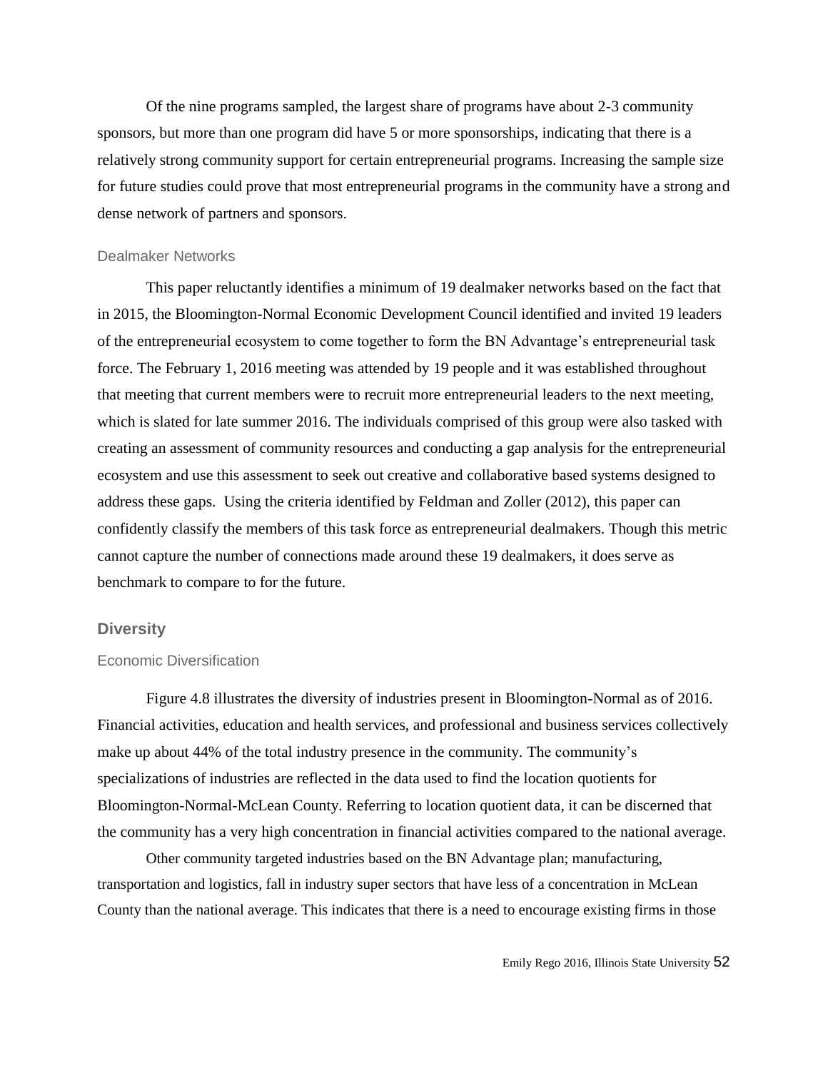Of the nine programs sampled, the largest share of programs have about 2-3 community sponsors, but more than one program did have 5 or more sponsorships, indicating that there is a relatively strong community support for certain entrepreneurial programs. Increasing the sample size for future studies could prove that most entrepreneurial programs in the community have a strong and dense network of partners and sponsors.

### Dealmaker Networks

This paper reluctantly identifies a minimum of 19 dealmaker networks based on the fact that in 2015, the Bloomington-Normal Economic Development Council identified and invited 19 leaders of the entrepreneurial ecosystem to come together to form the BN Advantage's entrepreneurial task force. The February 1, 2016 meeting was attended by 19 people and it was established throughout that meeting that current members were to recruit more entrepreneurial leaders to the next meeting, which is slated for late summer 2016. The individuals comprised of this group were also tasked with creating an assessment of community resources and conducting a gap analysis for the entrepreneurial ecosystem and use this assessment to seek out creative and collaborative based systems designed to address these gaps. Using the criteria identified by Feldman and Zoller (2012), this paper can confidently classify the members of this task force as entrepreneurial dealmakers. Though this metric cannot capture the number of connections made around these 19 dealmakers, it does serve as benchmark to compare to for the future.

## Diversity

### Economic Diversification

Figure 4.8 illustrates the diversity of industries present in Bloomington-Normal as of 2016. Financial activities, education and health services, and professional and business services collectively make up about 44% of the total industry presence in the community. The community's specializations of industries are reflected in the data used to find the location quotients for Bloomington-Normal-McLean County. Referring to location quotient data, it can be discerned that the community has a very high concentration in financial activities compared to the national average.

Other community targeted industries based on the BN Advantage plan; manufacturing, transportation and logistics, fall in industry super sectors that have less of a concentration in McLean County than the national average. This indicates that there is a need to encourage existing firms in those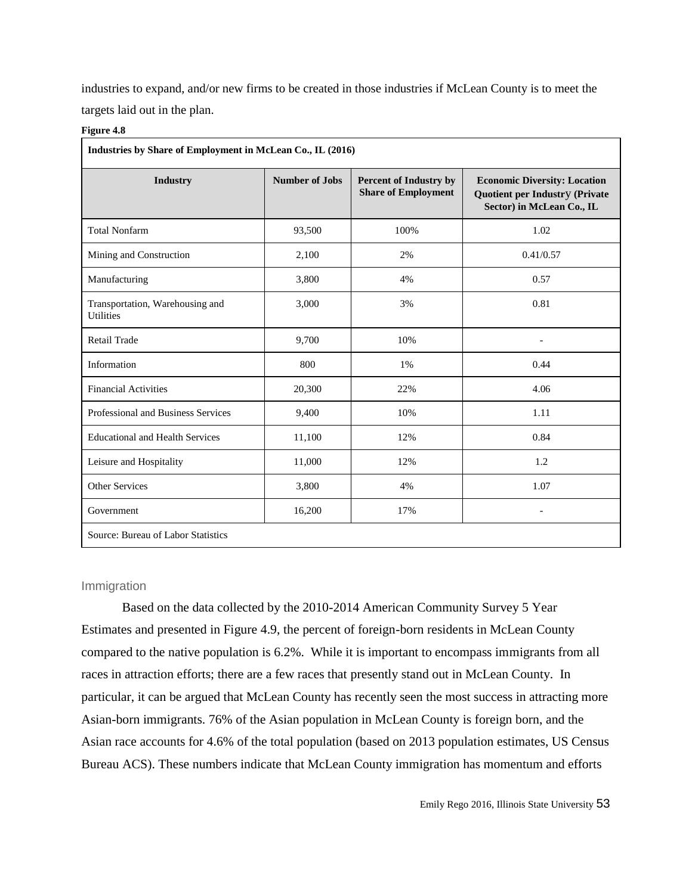industries to expand, and/or new firms to be created in those industries if McLean County is to meet the targets laid out in the plan.

**Figure 4.8**

| **Industries by Share of Employment in McLean Co., IL (2016)** | | | |
|---|---|---|---|
| **Industry** | **Number of Jobs** | **Percent of Industry by Share of Employment** | **Economic Diversity: Location Quotient per Industry (Private Sector) in McLean Co., IL** |
| Total Nonfarm | 93,500 | 100% | 1.02 |
| Mining and Construction | 2,100 | 2% | 0.41/0.57 |
| Manufacturing | 3,800 | 4% | 0.57 |
| Transportation, Warehousing and Utilities | 3,000 | 3% | 0.81 |
| Retail Trade | 9,700 | 10% | - |
| Information | 800 | 1% | 0.44 |
| Financial Activities | 20,300 | 22% | 4.06 |
| Professional and Business Services | 9,400 | 10% | 1.11 |
| Educational and Health Services | 11,100 | 12% | 0.84 |
| Leisure and Hospitality | 11,000 | 12% | 1.2 |
| Other Services | 3,800 | 4% | 1.07 |
| Government | 16,200 | 17% | - |
| Source: Bureau of Labor Statistics | | | |

### Immigration

Based on the data collected by the 2010-2014 American Community Survey 5 Year Estimates and presented in Figure 4.9, the percent of foreign-born residents in McLean County compared to the native population is 6.2%. While it is important to encompass immigrants from all races in attraction efforts; there are a few races that presently stand out in McLean County. In particular, it can be argued that McLean County has recently seen the most success in attracting more Asian-born immigrants. 76% of the Asian population in McLean County is foreign born, and the Asian race accounts for 4.6% of the total population (based on 2013 population estimates, US Census Bureau ACS). These numbers indicate that McLean County immigration has momentum and efforts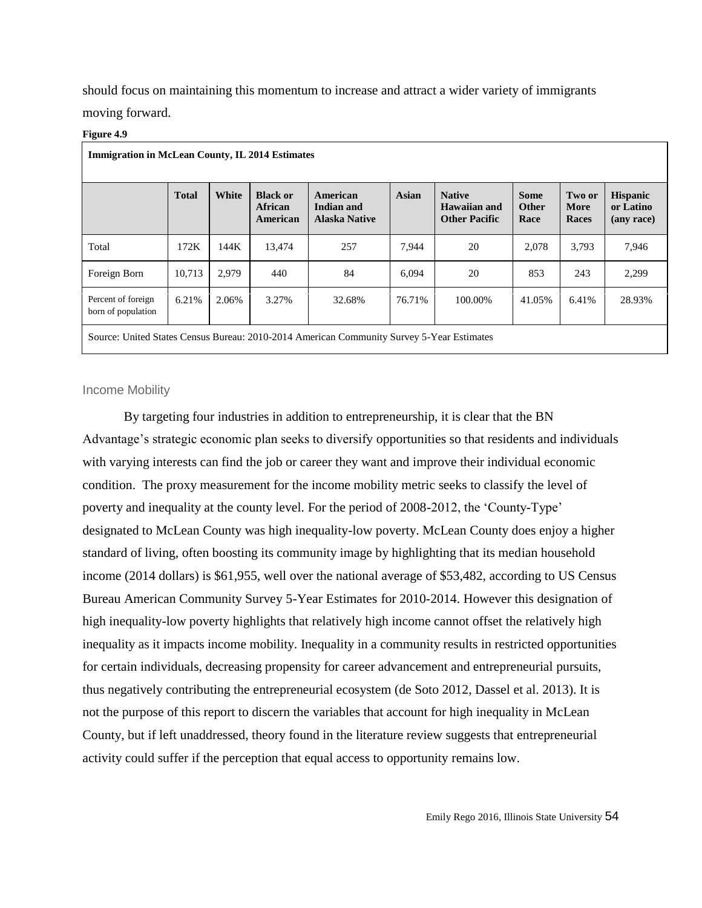should focus on maintaining this momentum to increase and attract a wider variety of immigrants moving forward.

**Figure 4.9**

**Immigration in McLean County, IL 2014 Estimates**

| | Total | White | Black or African American | American Indian and Alaska Native | Asian | Native Hawaiian and Other Pacific | Some Other Race | Two or More Races | Hispanic or Latino (any race) |
|---|---|---|---|---|---|---|---|---|---|
| Total | 172K | 144K | 13,474 | 257 | 7,944 | 20 | 2,078 | 3,793 | 7,946 |
| Foreign Born | 10,713 | 2,979 | 440 | 84 | 6,094 | 20 | 853 | 243 | 2,299 |
| Percent of foreign born of population | 6.21% | 2.06% | 3.27% | 32.68% | 76.71% | 100.00% | 41.05% | 6.41% | 28.93% |

Source: United States Census Bureau: 2010-2014 American Community Survey 5-Year Estimates

### Income Mobility

By targeting four industries in addition to entrepreneurship, it is clear that the BN Advantage's strategic economic plan seeks to diversify opportunities so that residents and individuals with varying interests can find the job or career they want and improve their individual economic condition. The proxy measurement for the income mobility metric seeks to classify the level of poverty and inequality at the county level. For the period of 2008-2012, the 'County-Type' designated to McLean County was high inequality-low poverty. McLean County does enjoy a higher standard of living, often boosting its community image by highlighting that its median household income (2014 dollars) is $61,955, well over the national average of $53,482, according to US Census Bureau American Community Survey 5-Year Estimates for 2010-2014. However this designation of high inequality-low poverty highlights that relatively high income cannot offset the relatively high inequality as it impacts income mobility. Inequality in a community results in restricted opportunities for certain individuals, decreasing propensity for career advancement and entrepreneurial pursuits, thus negatively contributing the entrepreneurial ecosystem (de Soto 2012, Dassel et al. 2013). It is not the purpose of this report to discern the variables that account for high inequality in McLean County, but if left unaddressed, theory found in the literature review suggests that entrepreneurial activity could suffer if the perception that equal access to opportunity remains low.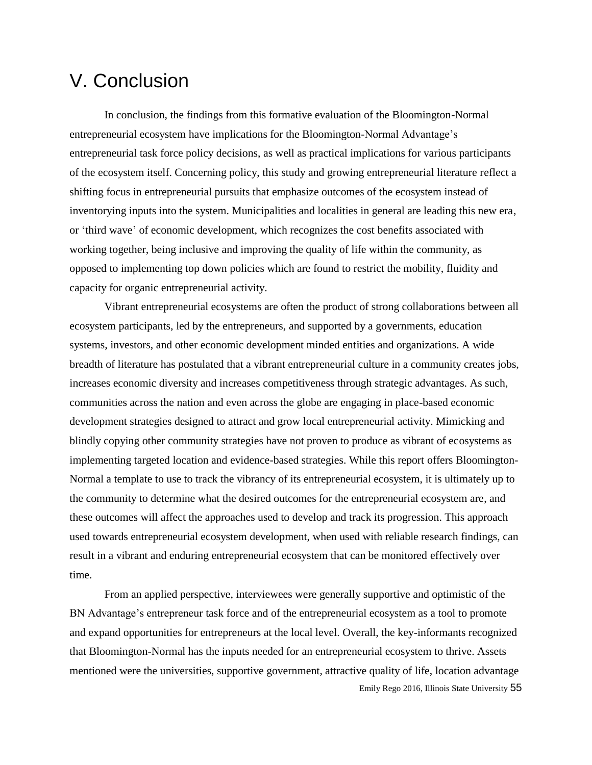# V. Conclusion

In conclusion, the findings from this formative evaluation of the Bloomington-Normal entrepreneurial ecosystem have implications for the Bloomington-Normal Advantage's entrepreneurial task force policy decisions, as well as practical implications for various participants of the ecosystem itself. Concerning policy, this study and growing entrepreneurial literature reflect a shifting focus in entrepreneurial pursuits that emphasize outcomes of the ecosystem instead of inventorying inputs into the system. Municipalities and localities in general are leading this new era, or 'third wave' of economic development, which recognizes the cost benefits associated with working together, being inclusive and improving the quality of life within the community, as opposed to implementing top down policies which are found to restrict the mobility, fluidity and capacity for organic entrepreneurial activity.

Vibrant entrepreneurial ecosystems are often the product of strong collaborations between all ecosystem participants, led by the entrepreneurs, and supported by a governments, education systems, investors, and other economic development minded entities and organizations. A wide breadth of literature has postulated that a vibrant entrepreneurial culture in a community creates jobs, increases economic diversity and increases competitiveness through strategic advantages. As such, communities across the nation and even across the globe are engaging in place-based economic development strategies designed to attract and grow local entrepreneurial activity. Mimicking and blindly copying other community strategies have not proven to produce as vibrant of ecosystems as implementing targeted location and evidence-based strategies. While this report offers Bloomington-Normal a template to use to track the vibrancy of its entrepreneurial ecosystem, it is ultimately up to the community to determine what the desired outcomes for the entrepreneurial ecosystem are, and these outcomes will affect the approaches used to develop and track its progression. This approach used towards entrepreneurial ecosystem development, when used with reliable research findings, can result in a vibrant and enduring entrepreneurial ecosystem that can be monitored effectively over time.

From an applied perspective, interviewees were generally supportive and optimistic of the BN Advantage's entrepreneur task force and of the entrepreneurial ecosystem as a tool to promote and expand opportunities for entrepreneurs at the local level. Overall, the key-informants recognized that Bloomington-Normal has the inputs needed for an entrepreneurial ecosystem to thrive. Assets mentioned were the universities, supportive government, attractive quality of life, location advantage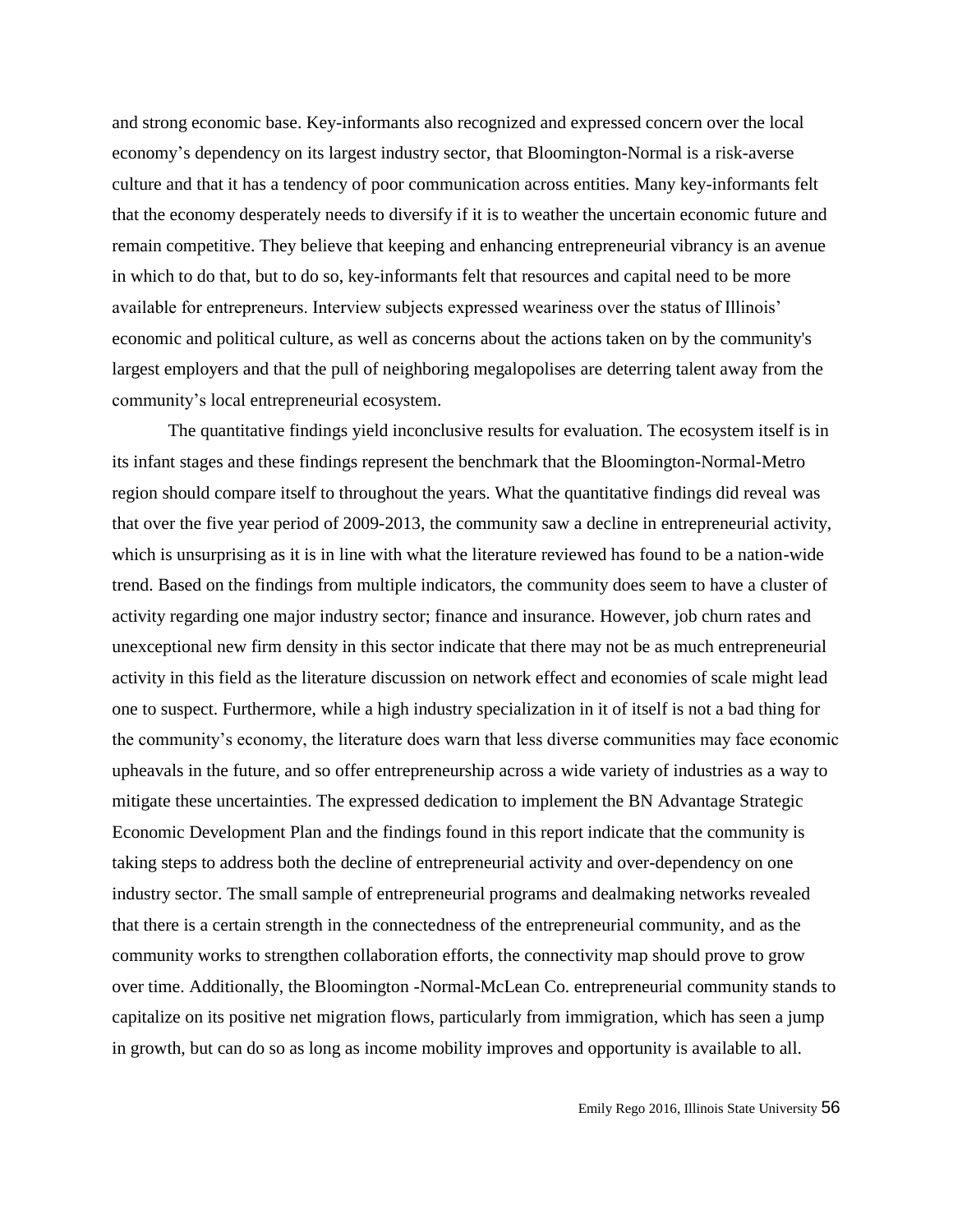and strong economic base. Key-informants also recognized and expressed concern over the local economy's dependency on its largest industry sector, that Bloomington-Normal is a risk-averse culture and that it has a tendency of poor communication across entities. Many key-informants felt that the economy desperately needs to diversify if it is to weather the uncertain economic future and remain competitive. They believe that keeping and enhancing entrepreneurial vibrancy is an avenue in which to do that, but to do so, key-informants felt that resources and capital need to be more available for entrepreneurs. Interview subjects expressed weariness over the status of Illinois' economic and political culture, as well as concerns about the actions taken on by the community's largest employers and that the pull of neighboring megalopolises are deterring talent away from the community's local entrepreneurial ecosystem.

The quantitative findings yield inconclusive results for evaluation. The ecosystem itself is in its infant stages and these findings represent the benchmark that the Bloomington-Normal-Metro region should compare itself to throughout the years. What the quantitative findings did reveal was that over the five year period of 2009-2013, the community saw a decline in entrepreneurial activity, which is unsurprising as it is in line with what the literature reviewed has found to be a nation-wide trend. Based on the findings from multiple indicators, the community does seem to have a cluster of activity regarding one major industry sector; finance and insurance. However, job churn rates and unexceptional new firm density in this sector indicate that there may not be as much entrepreneurial activity in this field as the literature discussion on network effect and economies of scale might lead one to suspect. Furthermore, while a high industry specialization in it of itself is not a bad thing for the community's economy, the literature does warn that less diverse communities may face economic upheavals in the future, and so offer entrepreneurship across a wide variety of industries as a way to mitigate these uncertainties. The expressed dedication to implement the BN Advantage Strategic Economic Development Plan and the findings found in this report indicate that the community is taking steps to address both the decline of entrepreneurial activity and over-dependency on one industry sector. The small sample of entrepreneurial programs and dealmaking networks revealed that there is a certain strength in the connectedness of the entrepreneurial community, and as the community works to strengthen collaboration efforts, the connectivity map should prove to grow over time. Additionally, the Bloomington -Normal-McLean Co. entrepreneurial community stands to capitalize on its positive net migration flows, particularly from immigration, which has seen a jump in growth, but can do so as long as income mobility improves and opportunity is available to all.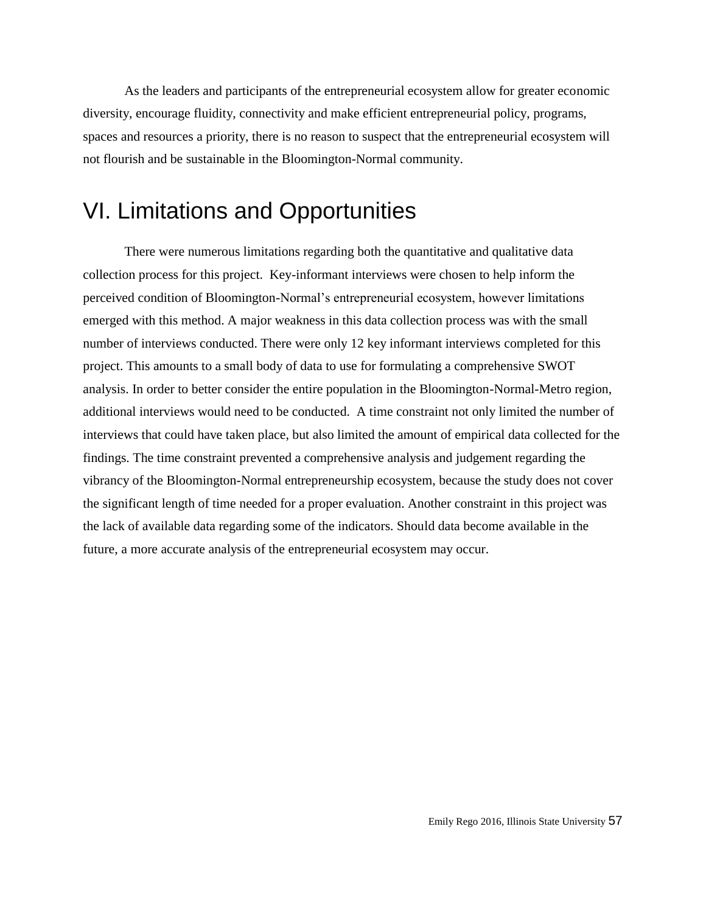As the leaders and participants of the entrepreneurial ecosystem allow for greater economic diversity, encourage fluidity, connectivity and make efficient entrepreneurial policy, programs, spaces and resources a priority, there is no reason to suspect that the entrepreneurial ecosystem will not flourish and be sustainable in the Bloomington-Normal community.

# VI. Limitations and Opportunities

There were numerous limitations regarding both the quantitative and qualitative data collection process for this project. Key-informant interviews were chosen to help inform the perceived condition of Bloomington-Normal's entrepreneurial ecosystem, however limitations emerged with this method. A major weakness in this data collection process was with the small number of interviews conducted. There were only 12 key informant interviews completed for this project. This amounts to a small body of data to use for formulating a comprehensive SWOT analysis. In order to better consider the entire population in the Bloomington-Normal-Metro region, additional interviews would need to be conducted. A time constraint not only limited the number of interviews that could have taken place, but also limited the amount of empirical data collected for the findings. The time constraint prevented a comprehensive analysis and judgement regarding the vibrancy of the Bloomington-Normal entrepreneurship ecosystem, because the study does not cover the significant length of time needed for a proper evaluation. Another constraint in this project was the lack of available data regarding some of the indicators. Should data become available in the future, a more accurate analysis of the entrepreneurial ecosystem may occur.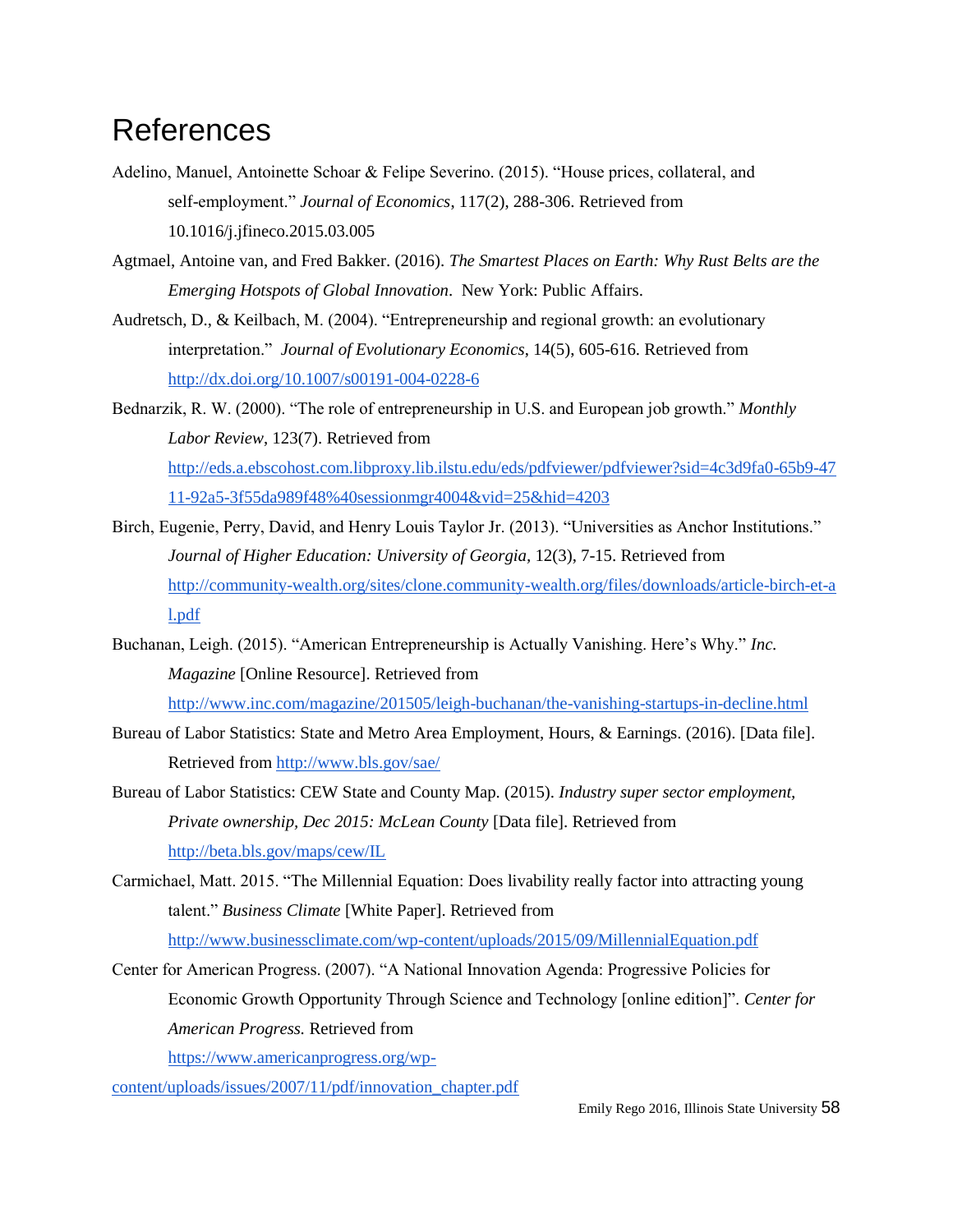# References

Adelino, Manuel, Antoinette Schoar & Felipe Severino. (2015). "House prices, collateral, and self-employment." *Journal of Economics*, 117(2), 288-306. Retrieved from 10.1016/j.jfineco.2015.03.005

Agtmael, Antoine van, and Fred Bakker. (2016). *The Smartest Places on Earth: Why Rust Belts are the Emerging Hotspots of Global Innovation*. New York: Public Affairs.

Audretsch, D., & Keilbach, M. (2004). "Entrepreneurship and regional growth: an evolutionary interpretation." *Journal of Evolutionary Economics*, 14(5), 605-616. Retrieved from http://dx.doi.org/10.1007/s00191-004-0228-6

Bednarzik, R. W. (2000). "The role of entrepreneurship in U.S. and European job growth." *Monthly Labor Review*, 123(7). Retrieved from http://eds.a.ebscohost.com.libproxy.lib.ilstu.edu/eds/pdfviewer/pdfviewer?sid=4c3d9fa0-65b9-4711-92a5-3f55da989f48%40sessionmgr4004&vid=25&hid=4203

Birch, Eugenie, Perry, David, and Henry Louis Taylor Jr. (2013). "Universities as Anchor Institutions." *Journal of Higher Education: University of Georgia*, 12(3), 7-15. Retrieved from http://community-wealth.org/sites/clone.community-wealth.org/files/downloads/article-birch-et-al.pdf

Buchanan, Leigh. (2015). "American Entrepreneurship is Actually Vanishing. Here's Why." *Inc. Magazine* [Online Resource]. Retrieved from http://www.inc.com/magazine/201505/leigh-buchanan/the-vanishing-startups-in-decline.html

Bureau of Labor Statistics: State and Metro Area Employment, Hours, & Earnings. (2016). [Data file]. Retrieved from http://www.bls.gov/sae/

Bureau of Labor Statistics: CEW State and County Map. (2015). *Industry super sector employment, Private ownership, Dec 2015: McLean County* [Data file]. Retrieved from http://beta.bls.gov/maps/cew/IL

Carmichael, Matt. 2015. "The Millennial Equation: Does livability really factor into attracting young talent." *Business Climate* [White Paper]. Retrieved from http://www.businessclimate.com/wp-content/uploads/2015/09/MillennialEquation.pdf

Center for American Progress. (2007). "A National Innovation Agenda: Progressive Policies for Economic Growth Opportunity Through Science and Technology [online edition]". *Center for American Progress.* Retrieved from https://www.americanprogress.org/wp-content/uploads/issues/2007/11/pdf/innovation_chapter.pdf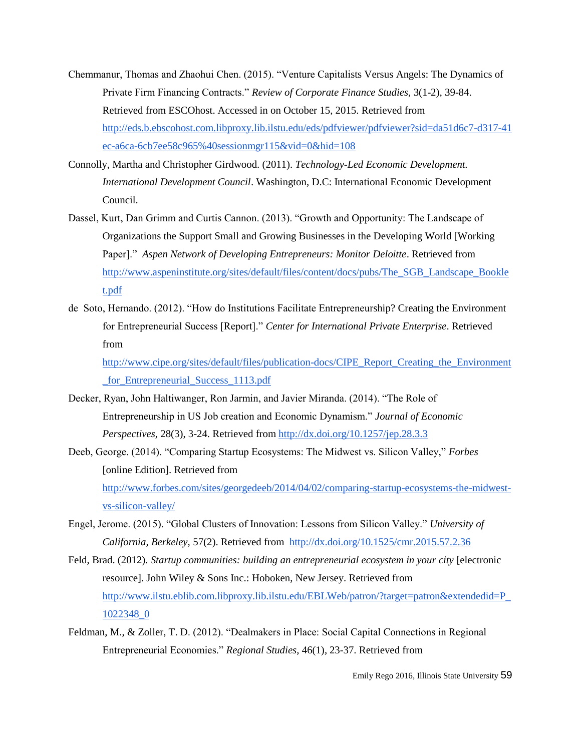Chemmanur, Thomas and Zhaohui Chen. (2015). "Venture Capitalists Versus Angels: The Dynamics of Private Firm Financing Contracts." *Review of Corporate Finance Studies,* 3(1-2), 39-84. Retrieved from ESCOhost. Accessed in on October 15, 2015. Retrieved from http://eds.b.ebscohost.com.libproxy.lib.ilstu.edu/eds/pdfviewer/pdfviewer?sid=da51d6c7-d317-41ec-a6ca-6cb7ee58c965%40sessionmgr115&vid=0&hid=108

Connolly, Martha and Christopher Girdwood. (2011). *Technology-Led Economic Development. International Development Council*. Washington, D.C: International Economic Development Council.

Dassel, Kurt, Dan Grimm and Curtis Cannon. (2013). "Growth and Opportunity: The Landscape of Organizations the Support Small and Growing Businesses in the Developing World [Working Paper]." *Aspen Network of Developing Entrepreneurs: Monitor Deloitte*. Retrieved from http://www.aspeninstitute.org/sites/default/files/content/docs/pubs/The_SGB_Landscape_Booklet.pdf

de Soto, Hernando. (2012). "How do Institutions Facilitate Entrepreneurship? Creating the Environment for Entrepreneurial Success [Report]." *Center for International Private Enterprise*. Retrieved from http://www.cipe.org/sites/default/files/publication-docs/CIPE_Report_Creating_the_Environment_for_Entrepreneurial_Success_1113.pdf

Decker, Ryan, John Haltiwanger, Ron Jarmin, and Javier Miranda. (2014). "The Role of Entrepreneurship in US Job creation and Economic Dynamism." *Journal of Economic Perspectives,* 28(3), 3-24. Retrieved from http://dx.doi.org/10.1257/jep.28.3.3

Deeb, George. (2014). "Comparing Startup Ecosystems: The Midwest vs. Silicon Valley," *Forbes* [online Edition]. Retrieved from http://www.forbes.com/sites/georgedeeb/2014/04/02/comparing-startup-ecosystems-the-midwest-vs-silicon-valley/

Engel, Jerome. (2015). "Global Clusters of Innovation: Lessons from Silicon Valley." *University of California, Berkeley,* 57(2). Retrieved from http://dx.doi.org/10.1525/cmr.2015.57.2.36

Feld, Brad. (2012). *Startup communities: building an entrepreneurial ecosystem in your city* [electronic resource]. John Wiley & Sons Inc.: Hoboken, New Jersey. Retrieved from http://www.ilstu.eblib.com.libproxy.lib.ilstu.edu/EBLWeb/patron/?target=patron&extendedid=P_1022348_0

Feldman, M., & Zoller, T. D. (2012). "Dealmakers in Place: Social Capital Connections in Regional Entrepreneurial Economies." *Regional Studies,* 46(1), 23-37. Retrieved from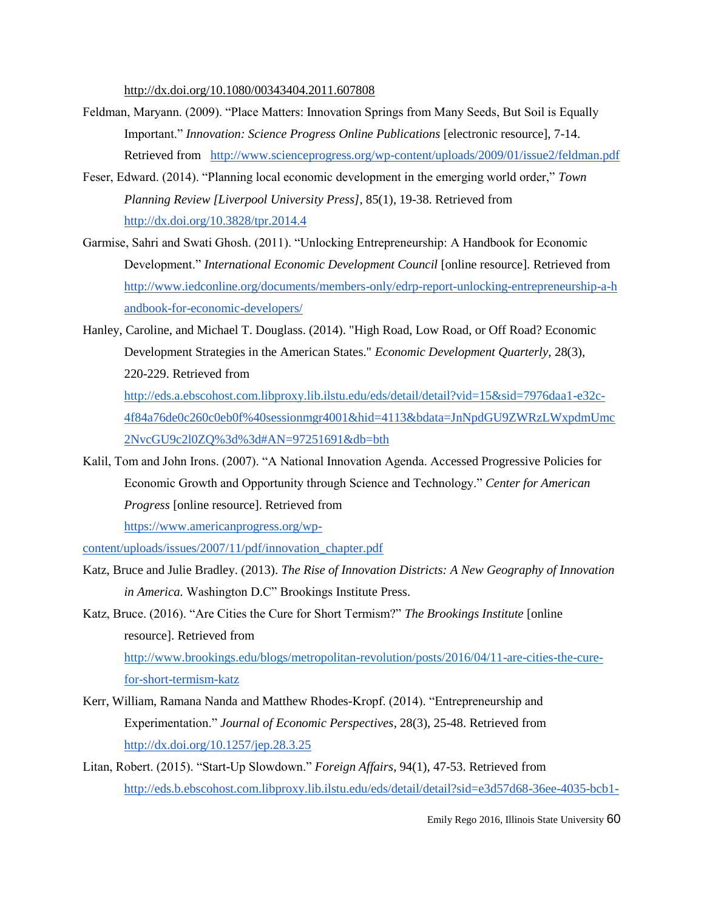http://dx.doi.org/10.1080/00343404.2011.607808

Feldman, Maryann. (2009). "Place Matters: Innovation Springs from Many Seeds, But Soil is Equally Important." *Innovation: Science Progress Online Publications* [electronic resource], 7-14. Retrieved from http://www.scienceprogress.org/wp-content/uploads/2009/01/issue2/feldman.pdf

Feser, Edward. (2014). "Planning local economic development in the emerging world order," *Town Planning Review [Liverpool University Press]*, 85(1), 19-38. Retrieved from http://dx.doi.org/10.3828/tpr.2014.4

Garmise, Sahri and Swati Ghosh. (2011). "Unlocking Entrepreneurship: A Handbook for Economic Development." *International Economic Development Council* [online resource]. Retrieved from http://www.iedconline.org/documents/members-only/edrp-report-unlocking-entrepreneurship-a-handbook-for-economic-developers/

Hanley, Caroline, and Michael T. Douglass. (2014). "High Road, Low Road, or Off Road? Economic Development Strategies in the American States." *Economic Development Quarterly*, 28(3), 220-229. Retrieved from http://eds.a.ebscohost.com.libproxy.lib.ilstu.edu/eds/detail/detail?vid=15&sid=7976daa1-e32c-4f84a76de0c260c0eb0f%40sessionmgr4001&hid=4113&bdata=JnNpdGU9ZWRzLWxpdmUmc2NvcGU9c2l0ZQ%3d%3d#AN=97251691&db=bth

Kalil, Tom and John Irons. (2007). "A National Innovation Agenda. Accessed Progressive Policies for Economic Growth and Opportunity through Science and Technology." *Center for American Progress* [online resource]. Retrieved from https://www.americanprogress.org/wp-content/uploads/issues/2007/11/pdf/innovation_chapter.pdf

Katz, Bruce and Julie Bradley. (2013). *The Rise of Innovation Districts: A New Geography of Innovation in America.* Washington D.C" Brookings Institute Press.

Katz, Bruce. (2016). "Are Cities the Cure for Short Termism?" *The Brookings Institute* [online resource]. Retrieved from http://www.brookings.edu/blogs/metropolitan-revolution/posts/2016/04/11-are-cities-the-cure-for-short-termism-katz

Kerr, William, Ramana Nanda and Matthew Rhodes-Kropf. (2014). "Entrepreneurship and Experimentation." *Journal of Economic Perspectives*, 28(3), 25-48. Retrieved from http://dx.doi.org/10.1257/jep.28.3.25

Litan, Robert. (2015). "Start-Up Slowdown." *Foreign Affairs*, 94(1), 47-53. Retrieved from http://eds.b.ebscohost.com.libproxy.lib.ilstu.edu/eds/detail/detail?sid=e3d57d68-36ee-4035-bcb1-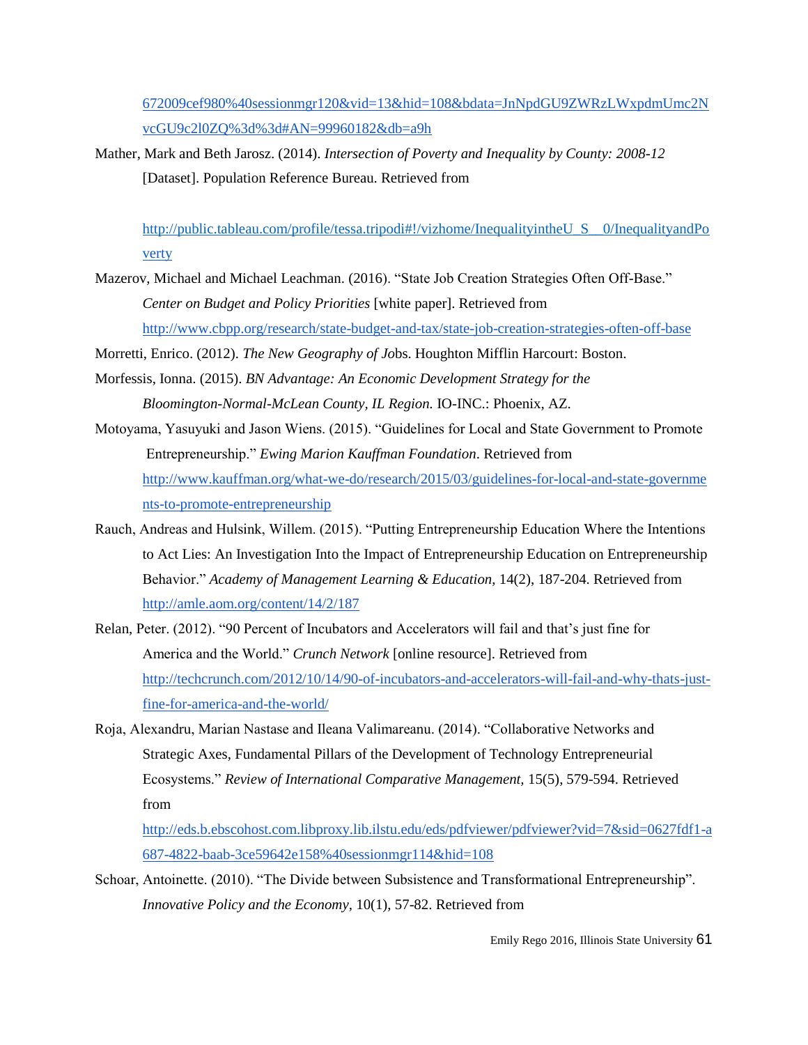672009cef980%40sessionmgr120&vid=13&hid=108&bdata=JnNpdGU9ZWRzLWxpdmUmc2NvcGU9c2l0ZQ%3d%3d#AN=99960182&db=a9h

Mather, Mark and Beth Jarosz. (2014). *Intersection of Poverty and Inequality by County: 2008-12* [Dataset]. Population Reference Bureau. Retrieved from

http://public.tableau.com/profile/tessa.tripodi#!/vizhome/InequalityintheU_S__0/InequalityandPoverty

Mazerov, Michael and Michael Leachman. (2016). "State Job Creation Strategies Often Off-Base." *Center on Budget and Policy Priorities* [white paper]. Retrieved from http://www.cbpp.org/research/state-budget-and-tax/state-job-creation-strategies-often-off-base

Morretti, Enrico. (2012). *The New Geography of Jo*bs. Houghton Mifflin Harcourt: Boston.

Morfessis, Ionna. (2015). *BN Advantage: An Economic Development Strategy for the Bloomington-Normal-McLean County, IL Region.* IO-INC.: Phoenix, AZ.

Motoyama, Yasuyuki and Jason Wiens. (2015). "Guidelines for Local and State Government to Promote Entrepreneurship." *Ewing Marion Kauffman Foundation*. Retrieved from http://www.kauffman.org/what-we-do/research/2015/03/guidelines-for-local-and-state-governments-to-promote-entrepreneurship

Rauch, Andreas and Hulsink, Willem. (2015). "Putting Entrepreneurship Education Where the Intentions to Act Lies: An Investigation Into the Impact of Entrepreneurship Education on Entrepreneurship Behavior." *Academy of Management Learning & Education,* 14(2), 187-204. Retrieved from http://amle.aom.org/content/14/2/187

Relan, Peter. (2012). "90 Percent of Incubators and Accelerators will fail and that's just fine for America and the World." *Crunch Network* [online resource]. Retrieved from http://techcrunch.com/2012/10/14/90-of-incubators-and-accelerators-will-fail-and-why-thats-just-fine-for-america-and-the-world/

Roja, Alexandru, Marian Nastase and Ileana Valimareanu. (2014). "Collaborative Networks and Strategic Axes, Fundamental Pillars of the Development of Technology Entrepreneurial Ecosystems." *Review of International Comparative Management,* 15(5), 579-594. Retrieved from http://eds.b.ebscohost.com.libproxy.lib.ilstu.edu/eds/pdfviewer/pdfviewer?vid=7&sid=0627fdf1-a687-4822-baab-3ce59642e158%40sessionmgr114&hid=108

Schoar, Antoinette. (2010). "The Divide between Subsistence and Transformational Entrepreneurship". *Innovative Policy and the Economy,* 10(1), 57-82. Retrieved from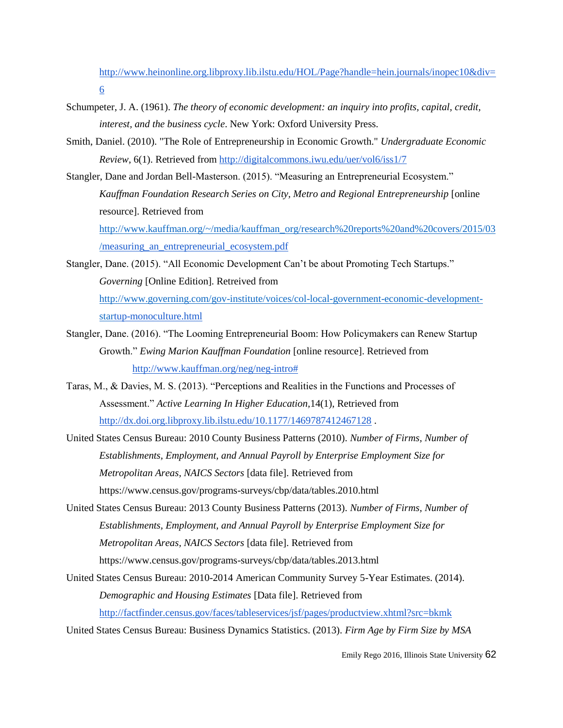http://www.heinonline.org.libproxy.lib.ilstu.edu/HOL/Page?handle=hein.journals/inopec10&div=6

Schumpeter, J. A. (1961). *The theory of economic development: an inquiry into profits, capital, credit, interest, and the business cycle*. New York: Oxford University Press.

Smith, Daniel. (2010). "The Role of Entrepreneurship in Economic Growth." *Undergraduate Economic Review*, 6(1). Retrieved from http://digitalcommons.iwu.edu/uer/vol6/iss1/7

Stangler, Dane and Jordan Bell-Masterson. (2015). "Measuring an Entrepreneurial Ecosystem." *Kauffman Foundation Research Series on City, Metro and Regional Entrepreneurship* [online resource]. Retrieved from http://www.kauffman.org/~/media/kauffman_org/research%20reports%20and%20covers/2015/03/measuring_an_entrepreneurial_ecosystem.pdf

Stangler, Dane. (2015). "All Economic Development Can't be about Promoting Tech Startups." *Governing* [Online Edition]. Retreived from http://www.governing.com/gov-institute/voices/col-local-government-economic-development-startup-monoculture.html

Stangler, Dane. (2016). "The Looming Entrepreneurial Boom: How Policymakers can Renew Startup Growth." *Ewing Marion Kauffman Foundation* [online resource]. Retrieved from http://www.kauffman.org/neg/neg-intro#

Taras, M., & Davies, M. S. (2013). "Perceptions and Realities in the Functions and Processes of Assessment." *Active Learning In Higher Education*,14(1), Retrieved from http://dx.doi.org.libproxy.lib.ilstu.edu/10.1177/1469787412467128 .

United States Census Bureau: 2010 County Business Patterns (2010). *Number of Firms, Number of Establishments, Employment, and Annual Payroll by Enterprise Employment Size for Metropolitan Areas, NAICS Sectors* [data file]. Retrieved from https://www.census.gov/programs-surveys/cbp/data/tables.2010.html

United States Census Bureau: 2013 County Business Patterns (2013). *Number of Firms, Number of Establishments, Employment, and Annual Payroll by Enterprise Employment Size for Metropolitan Areas, NAICS Sectors* [data file]. Retrieved from https://www.census.gov/programs-surveys/cbp/data/tables.2013.html

United States Census Bureau: 2010-2014 American Community Survey 5-Year Estimates. (2014). *Demographic and Housing Estimates* [Data file]. Retrieved from http://factfinder.census.gov/faces/tableservices/jsf/pages/productview.xhtml?src=bkmk

United States Census Bureau: Business Dynamics Statistics. (2013). *Firm Age by Firm Size by MSA*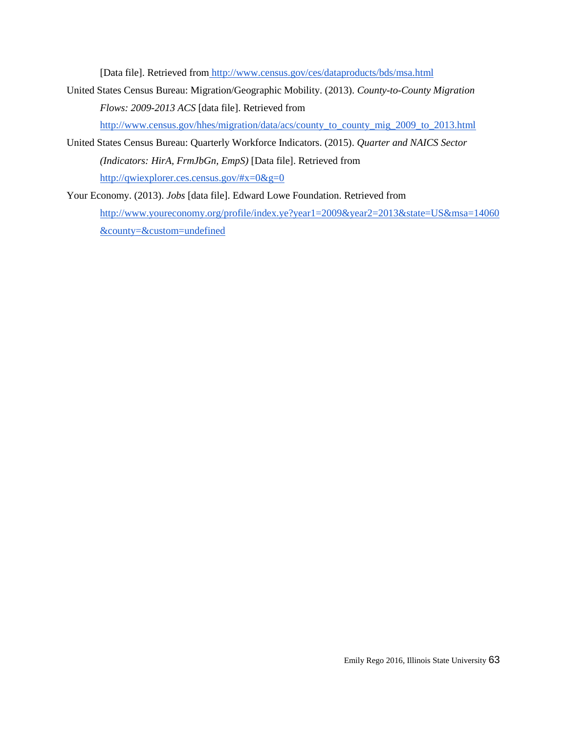[Data file]. Retrieved from http://www.census.gov/ces/dataproducts/bds/msa.html

United States Census Bureau: Migration/Geographic Mobility. (2013). *County-to-County Migration Flows: 2009-2013 ACS* [data file]. Retrieved from http://www.census.gov/hhes/migration/data/acs/county_to_county_mig_2009_to_2013.html

United States Census Bureau: Quarterly Workforce Indicators. (2015). *Quarter and NAICS Sector (Indicators: HirA, FrmJbGn, EmpS)* [Data file]. Retrieved from http://qwiexplorer.ces.census.gov/#x=0&g=0

Your Economy. (2013). *Jobs* [data file]. Edward Lowe Foundation. Retrieved from http://www.youreconomy.org/profile/index.ye?year1=2009&year2=2013&state=US&msa=14060&county=&custom=undefined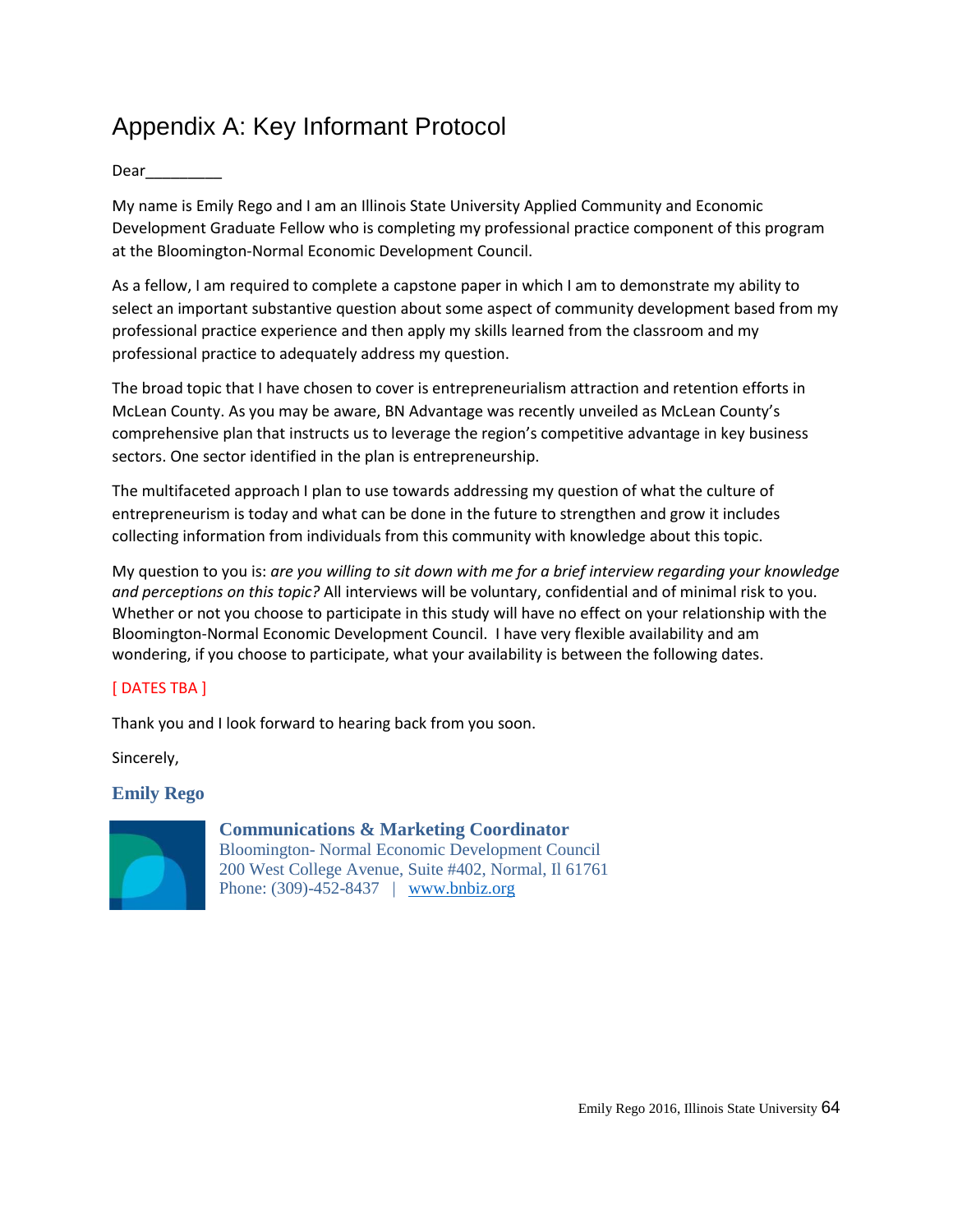# Appendix A: Key Informant Protocol

Dear_________

My name is Emily Rego and I am an Illinois State University Applied Community and Economic Development Graduate Fellow who is completing my professional practice component of this program at the Bloomington-Normal Economic Development Council.

As a fellow, I am required to complete a capstone paper in which I am to demonstrate my ability to select an important substantive question about some aspect of community development based from my professional practice experience and then apply my skills learned from the classroom and my professional practice to adequately address my question.

The broad topic that I have chosen to cover is entrepreneurialism attraction and retention efforts in McLean County. As you may be aware, BN Advantage was recently unveiled as McLean County's comprehensive plan that instructs us to leverage the region's competitive advantage in key business sectors. One sector identified in the plan is entrepreneurship.

The multifaceted approach I plan to use towards addressing my question of what the culture of entrepreneurism is today and what can be done in the future to strengthen and grow it includes collecting information from individuals from this community with knowledge about this topic.

My question to you is: *are you willing to sit down with me for a brief interview regarding your knowledge and perceptions on this topic?* All interviews will be voluntary, confidential and of minimal risk to you. Whether or not you choose to participate in this study will have no effect on your relationship with the Bloomington-Normal Economic Development Council. I have very flexible availability and am wondering, if you choose to participate, what your availability is between the following dates.

[ DATES TBA ]

Thank you and I look forward to hearing back from you soon.

Sincerely,

**Emily Rego**

**Communications & Marketing Coordinator**
Bloomington- Normal Economic Development Council
200 West College Avenue, Suite #402, Normal, Il 61761
Phone: (309)-452-8437 | www.bnbiz.org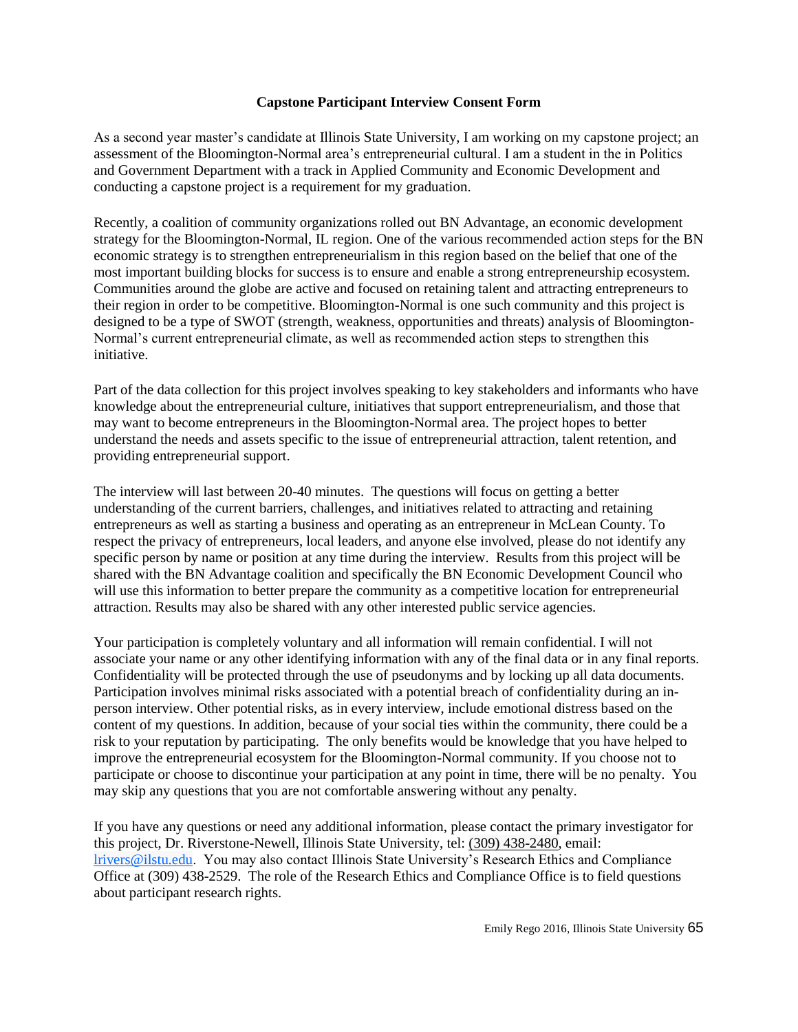**Capstone Participant Interview Consent Form**

As a second year master's candidate at Illinois State University, I am working on my capstone project; an assessment of the Bloomington-Normal area's entrepreneurial cultural. I am a student in the in Politics and Government Department with a track in Applied Community and Economic Development and conducting a capstone project is a requirement for my graduation.

Recently, a coalition of community organizations rolled out BN Advantage, an economic development strategy for the Bloomington-Normal, IL region. One of the various recommended action steps for the BN economic strategy is to strengthen entrepreneurialism in this region based on the belief that one of the most important building blocks for success is to ensure and enable a strong entrepreneurship ecosystem. Communities around the globe are active and focused on retaining talent and attracting entrepreneurs to their region in order to be competitive. Bloomington-Normal is one such community and this project is designed to be a type of SWOT (strength, weakness, opportunities and threats) analysis of Bloomington-Normal's current entrepreneurial climate, as well as recommended action steps to strengthen this initiative.

Part of the data collection for this project involves speaking to key stakeholders and informants who have knowledge about the entrepreneurial culture, initiatives that support entrepreneurialism, and those that may want to become entrepreneurs in the Bloomington-Normal area. The project hopes to better understand the needs and assets specific to the issue of entrepreneurial attraction, talent retention, and providing entrepreneurial support.

The interview will last between 20-40 minutes. The questions will focus on getting a better understanding of the current barriers, challenges, and initiatives related to attracting and retaining entrepreneurs as well as starting a business and operating as an entrepreneur in McLean County. To respect the privacy of entrepreneurs, local leaders, and anyone else involved, please do not identify any specific person by name or position at any time during the interview. Results from this project will be shared with the BN Advantage coalition and specifically the BN Economic Development Council who will use this information to better prepare the community as a competitive location for entrepreneurial attraction. Results may also be shared with any other interested public service agencies.

Your participation is completely voluntary and all information will remain confidential. I will not associate your name or any other identifying information with any of the final data or in any final reports. Confidentiality will be protected through the use of pseudonyms and by locking up all data documents. Participation involves minimal risks associated with a potential breach of confidentiality during an in-person interview. Other potential risks, as in every interview, include emotional distress based on the content of my questions. In addition, because of your social ties within the community, there could be a risk to your reputation by participating. The only benefits would be knowledge that you have helped to improve the entrepreneurial ecosystem for the Bloomington-Normal community. If you choose not to participate or choose to discontinue your participation at any point in time, there will be no penalty. You may skip any questions that you are not comfortable answering without any penalty.

If you have any questions or need any additional information, please contact the primary investigator for this project, Dr. Riverstone-Newell, Illinois State University, tel: (309) 438-2480, email: lrivers@ilstu.edu. You may also contact Illinois State University's Research Ethics and Compliance Office at (309) 438-2529. The role of the Research Ethics and Compliance Office is to field questions about participant research rights.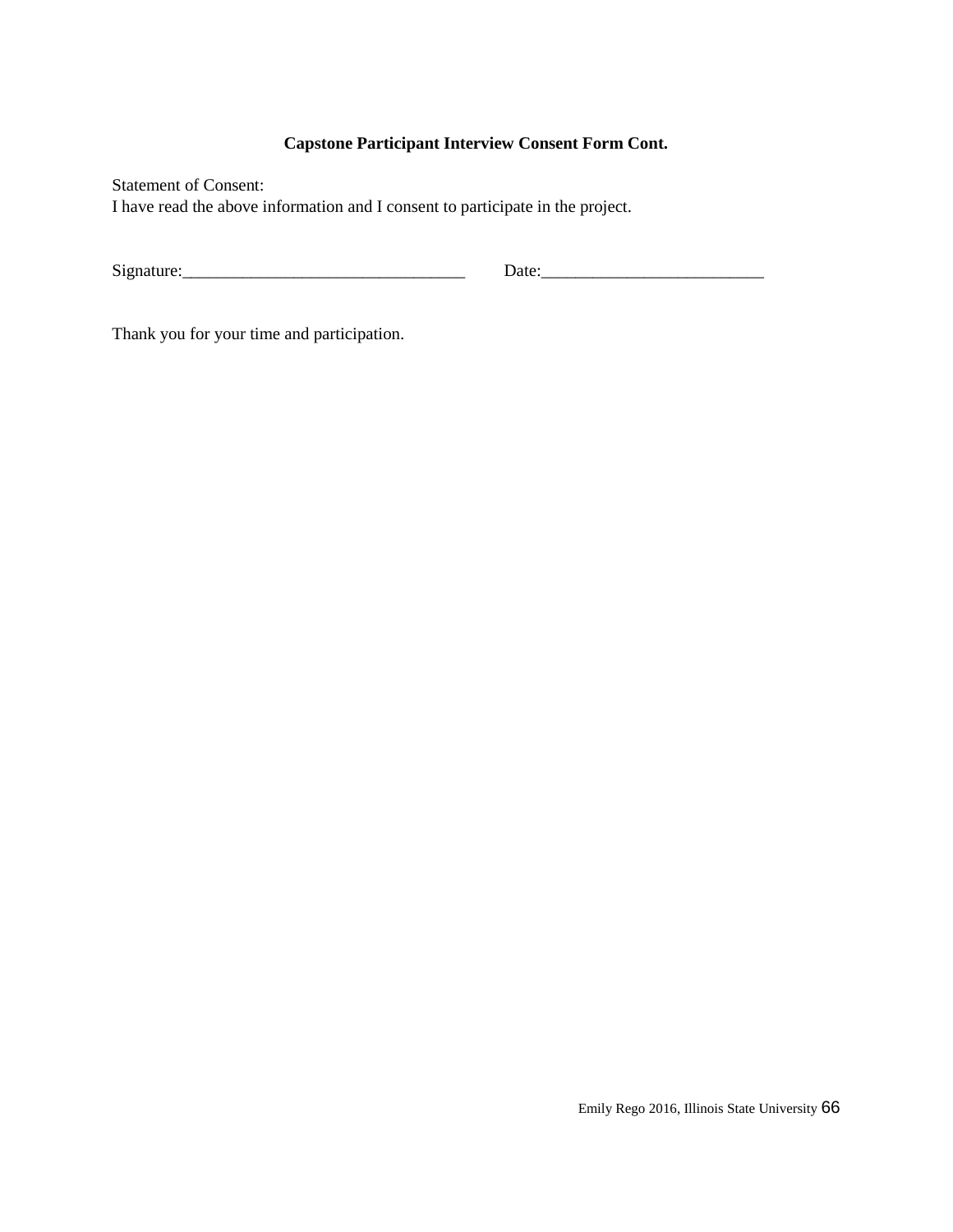**Capstone Participant Interview Consent Form Cont.**

Statement of Consent:
I have read the above information and I consent to participate in the project.

Signature:________________________________ Date:_________________________

Thank you for your time and participation.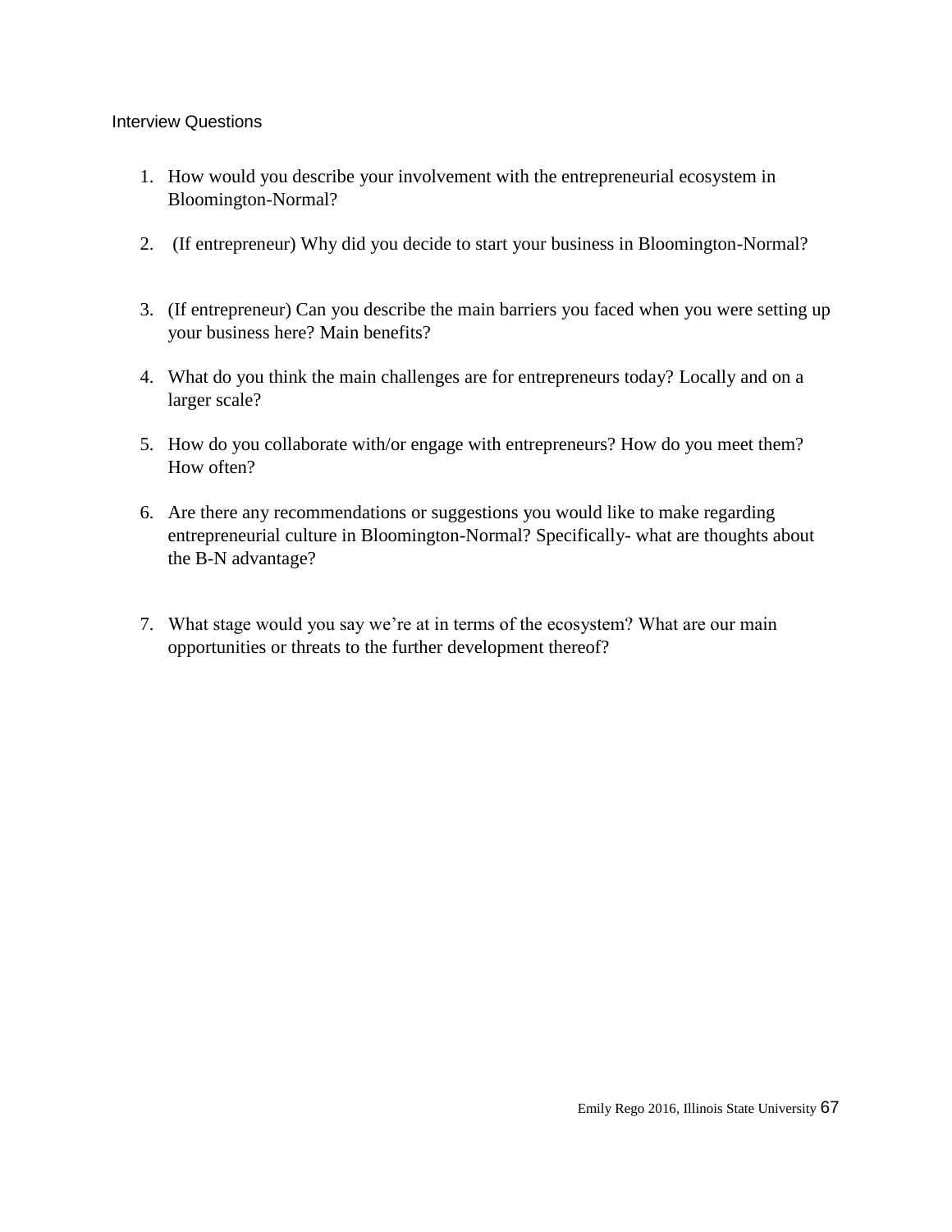Interview Questions

1. How would you describe your involvement with the entrepreneurial ecosystem in Bloomington-Normal?

2. (If entrepreneur) Why did you decide to start your business in Bloomington-Normal?

3. (If entrepreneur) Can you describe the main barriers you faced when you were setting up your business here? Main benefits?

4. What do you think the main challenges are for entrepreneurs today? Locally and on a larger scale?

5. How do you collaborate with/or engage with entrepreneurs? How do you meet them? How often?

6. Are there any recommendations or suggestions you would like to make regarding entrepreneurial culture in Bloomington-Normal? Specifically- what are thoughts about the B-N advantage?

7. What stage would you say we're at in terms of the ecosystem? What are our main opportunities or threats to the further development thereof?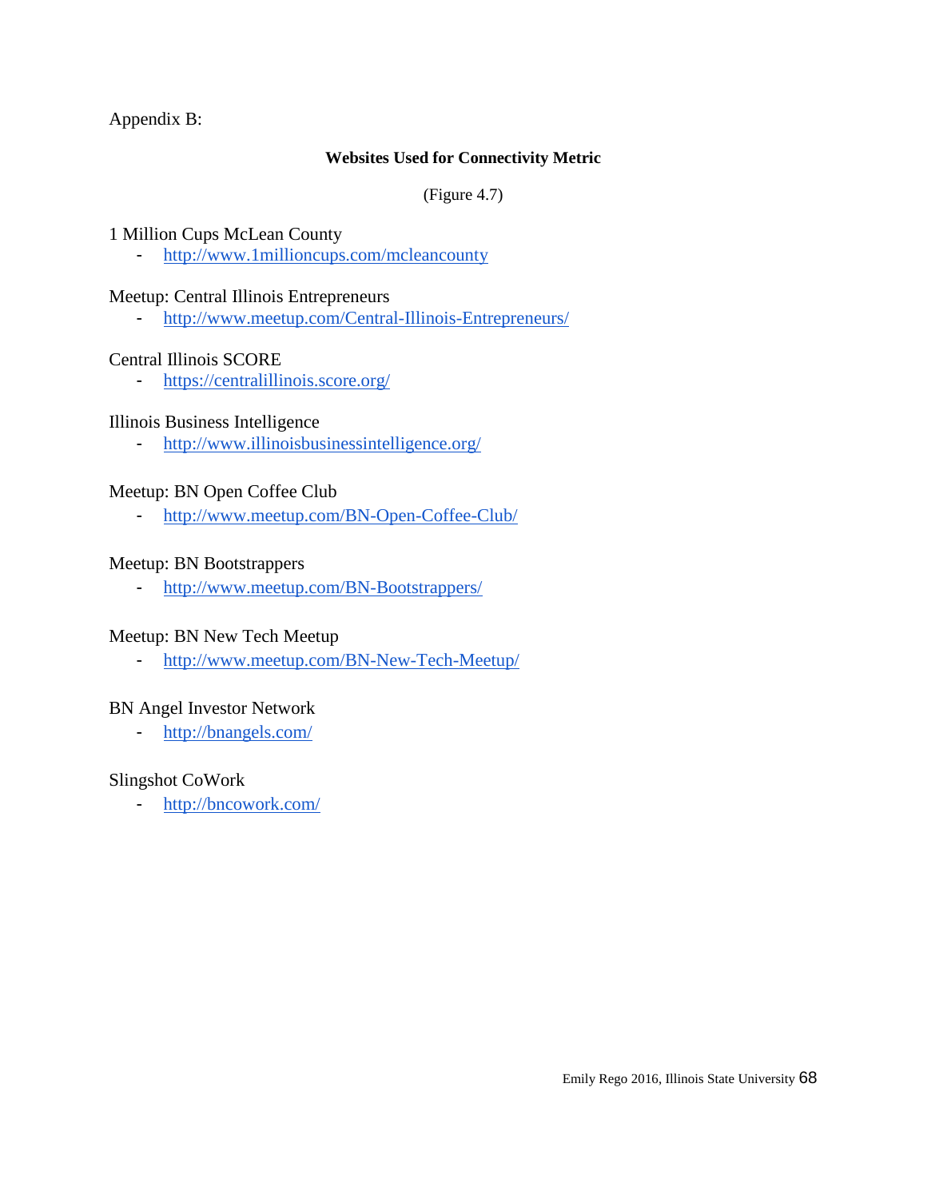Appendix B:

**Websites Used for Connectivity Metric**

(Figure 4.7)

1 Million Cups McLean County

- http://www.1millioncups.com/mcleancounty

Meetup: Central Illinois Entrepreneurs

- http://www.meetup.com/Central-Illinois-Entrepreneurs/

Central Illinois SCORE

- https://centralillinois.score.org/

Illinois Business Intelligence

- http://www.illinoisbusinessintelligence.org/

Meetup: BN Open Coffee Club

- http://www.meetup.com/BN-Open-Coffee-Club/

Meetup: BN Bootstrappers

- http://www.meetup.com/BN-Bootstrappers/

Meetup: BN New Tech Meetup

- http://www.meetup.com/BN-New-Tech-Meetup/

BN Angel Investor Network

- http://bnangels.com/

Slingshot CoWork

- http://bncowork.com/